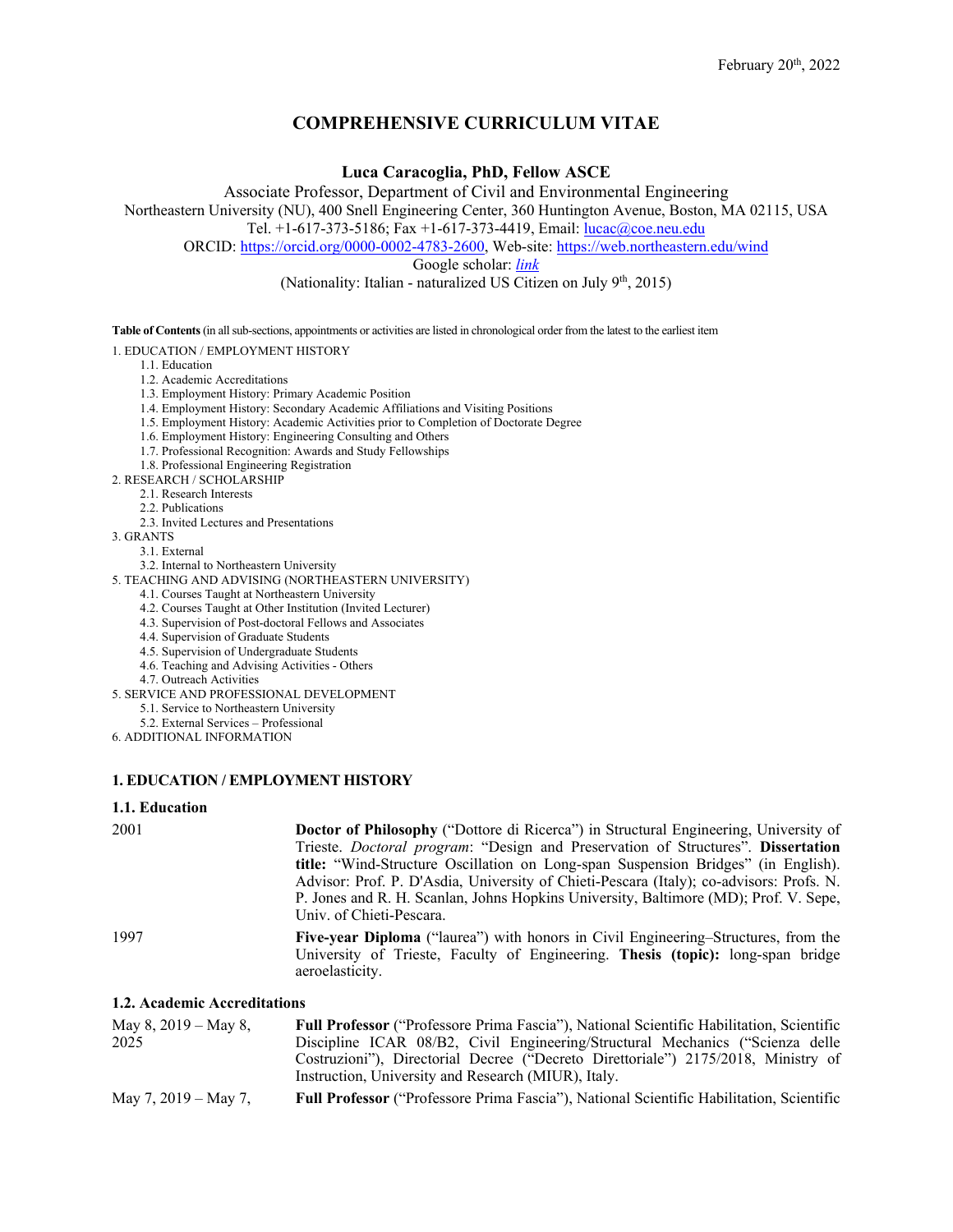February 20th, 2022

# COMPREHENSIVE CURRICULUM VITAE

**Luca Caracoglia, PhD, Fellow ASCE**

Associate Professor, Department of Civil and Environmental Engineering
Northeastern University (NU), 400 Snell Engineering Center, 360 Huntington Avenue, Boston, MA 02115, USA
Tel. +1-617-373-5186; Fax +1-617-373-4419, Email: lucac@coe.neu.edu
ORCID: https://orcid.org/0000-0002-4783-2600, Web-site: https://web.northeastern.edu/wind
Google scholar: *link*
(Nationality: Italian - naturalized US Citizen on July 9th, 2015)

**Table of Contents** (in all sub-sections, appointments or activities are listed in chronological order from the latest to the earliest item

1. EDUCATION / EMPLOYMENT HISTORY
   - 1.1. Education
   - 1.2. Academic Accreditations
   - 1.3. Employment History: Primary Academic Position
   - 1.4. Employment History: Secondary Academic Affiliations and Visiting Positions
   - 1.5. Employment History: Academic Activities prior to Completion of Doctorate Degree
   - 1.6. Employment History: Engineering Consulting and Others
   - 1.7. Professional Recognition: Awards and Study Fellowships
   - 1.8. Professional Engineering Registration
2. RESEARCH / SCHOLARSHIP
   - 2.1. Research Interests
   - 2.2. Publications
   - 2.3. Invited Lectures and Presentations
3. GRANTS
   - 3.1. External
   - 3.2. Internal to Northeastern University
5. TEACHING AND ADVISING (NORTHEASTERN UNIVERSITY)
   - 4.1. Courses Taught at Northeastern University
   - 4.2. Courses Taught at Other Institution (Invited Lecturer)
   - 4.3. Supervision of Post-doctoral Fellows and Associates
   - 4.4. Supervision of Graduate Students
   - 4.5. Supervision of Undergraduate Students
   - 4.6. Teaching and Advising Activities - Others
   - 4.7. Outreach Activities
5. SERVICE AND PROFESSIONAL DEVELOPMENT
   - 5.1. Service to Northeastern University
   - 5.2. External Services – Professional
6. ADDITIONAL INFORMATION

## 1. EDUCATION / EMPLOYMENT HISTORY

### 1.1. Education

| | |
|---|---|
| 2001 | **Doctor of Philosophy** ("Dottore di Ricerca") in Structural Engineering, University of Trieste. *Doctoral program*: "Design and Preservation of Structures". **Dissertation title:** "Wind-Structure Oscillation on Long-span Suspension Bridges" (in English). Advisor: Prof. P. D'Asdia, University of Chieti-Pescara (Italy); co-advisors: Profs. N. P. Jones and R. H. Scanlan, Johns Hopkins University, Baltimore (MD); Prof. V. Sepe, Univ. of Chieti-Pescara. |
| 1997 | **Five-year Diploma** ("laurea") with honors in Civil Engineering–Structures, from the University of Trieste, Faculty of Engineering. **Thesis (topic):** long-span bridge aeroelasticity. |

### 1.2. Academic Accreditations

| | |
|---|---|
| May 8, 2019 – May 8, 2025 | **Full Professor** ("Professore Prima Fascia"), National Scientific Habilitation, Scientific Discipline ICAR 08/B2, Civil Engineering/Structural Mechanics ("Scienza delle Costruzioni"), Directorial Decree ("Decreto Direttoriale") 2175/2018, Ministry of Instruction, University and Research (MIUR), Italy. |
| May 7, 2019 – May 7, | **Full Professor** ("Professore Prima Fascia"), National Scientific Habilitation, Scientific |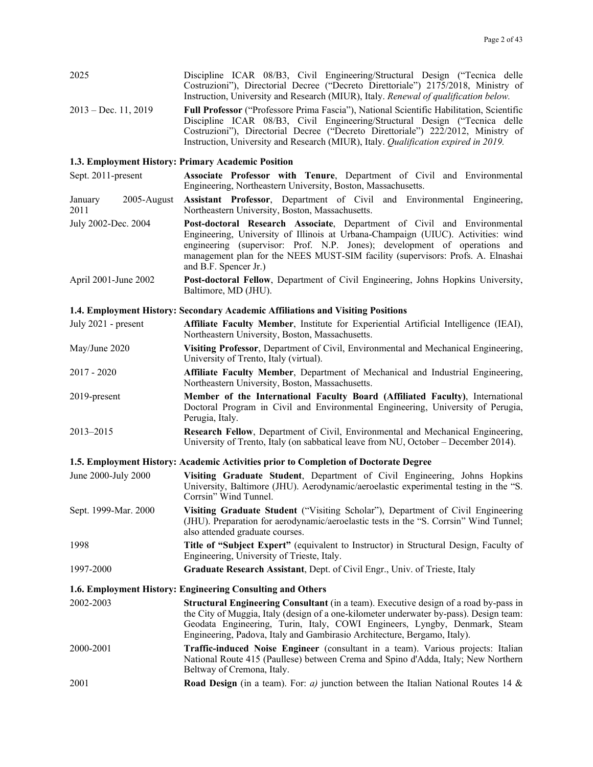| | |
|---|---|
| 2025 | Discipline ICAR 08/B3, Civil Engineering/Structural Design ("Tecnica delle Costruzioni"), Directorial Decree ("Decreto Direttoriale") 2175/2018, Ministry of Instruction, University and Research (MIUR), Italy. *Renewal of qualification below.* |
| 2013 – Dec. 11, 2019 | **Full Professor** ("Professore Prima Fascia"), National Scientific Habilitation, Scientific Discipline ICAR 08/B3, Civil Engineering/Structural Design ("Tecnica delle Costruzioni"), Directorial Decree ("Decreto Direttoriale") 222/2012, Ministry of Instruction, University and Research (MIUR), Italy. *Qualification expired in 2019.* |

### 1.3. Employment History: Primary Academic Position

| | |
|---|---|
| Sept. 2011-present | **Associate Professor with Tenure**, Department of Civil and Environmental Engineering, Northeastern University, Boston, Massachusetts. |
| January 2005-August 2011 | **Assistant Professor**, Department of Civil and Environmental Engineering, Northeastern University, Boston, Massachusetts. |
| July 2002-Dec. 2004 | **Post-doctoral Research Associate**, Department of Civil and Environmental Engineering, University of Illinois at Urbana-Champaign (UIUC). Activities: wind engineering (supervisor: Prof. N.P. Jones); development of operations and management plan for the NEES MUST-SIM facility (supervisors: Profs. A. Elnashai and B.F. Spencer Jr.) |
| April 2001-June 2002 | **Post-doctoral Fellow**, Department of Civil Engineering, Johns Hopkins University, Baltimore, MD (JHU). |

### 1.4. Employment History: Secondary Academic Affiliations and Visiting Positions

| | |
|---|---|
| July 2021 - present | **Affiliate Faculty Member**, Institute for Experiential Artificial Intelligence (IEAI), Northeastern University, Boston, Massachusetts. |
| May/June 2020 | **Visiting Professor**, Department of Civil, Environmental and Mechanical Engineering, University of Trento, Italy (virtual). |
| 2017 - 2020 | **Affiliate Faculty Member**, Department of Mechanical and Industrial Engineering, Northeastern University, Boston, Massachusetts. |
| 2019-present | **Member of the International Faculty Board (Affiliated Faculty)**, International Doctoral Program in Civil and Environmental Engineering, University of Perugia, Perugia, Italy. |
| 2013–2015 | **Research Fellow**, Department of Civil, Environmental and Mechanical Engineering, University of Trento, Italy (on sabbatical leave from NU, October – December 2014). |

### 1.5. Employment History: Academic Activities prior to Completion of Doctorate Degree

| | |
|---|---|
| June 2000-July 2000 | **Visiting Graduate Student**, Department of Civil Engineering, Johns Hopkins University, Baltimore (JHU). Aerodynamic/aeroelastic experimental testing in the "S. Corrsin" Wind Tunnel. |
| Sept. 1999-Mar. 2000 | **Visiting Graduate Student** ("Visiting Scholar"), Department of Civil Engineering (JHU). Preparation for aerodynamic/aeroelastic tests in the "S. Corrsin" Wind Tunnel; also attended graduate courses. |
| 1998 | **Title of "Subject Expert"** (equivalent to Instructor) in Structural Design, Faculty of Engineering, University of Trieste, Italy. |
| 1997-2000 | **Graduate Research Assistant**, Dept. of Civil Engr., Univ. of Trieste, Italy |

### 1.6. Employment History: Engineering Consulting and Others

| | |
|---|---|
| 2002-2003 | **Structural Engineering Consultant** (in a team). Executive design of a road by-pass in the City of Muggia, Italy (design of a one-kilometer underwater by-pass). Design team: Geodata Engineering, Turin, Italy, COWI Engineers, Lyngby, Denmark, Steam Engineering, Padova, Italy and Gambirasio Architecture, Bergamo, Italy). |
| 2000-2001 | **Traffic-induced Noise Engineer** (consultant in a team). Various projects: Italian National Route 415 (Paullese) between Crema and Spino d'Adda, Italy; New Northern Beltway of Cremona, Italy. |
| 2001 | **Road Design** (in a team). For: *a)* junction between the Italian National Routes 14 & |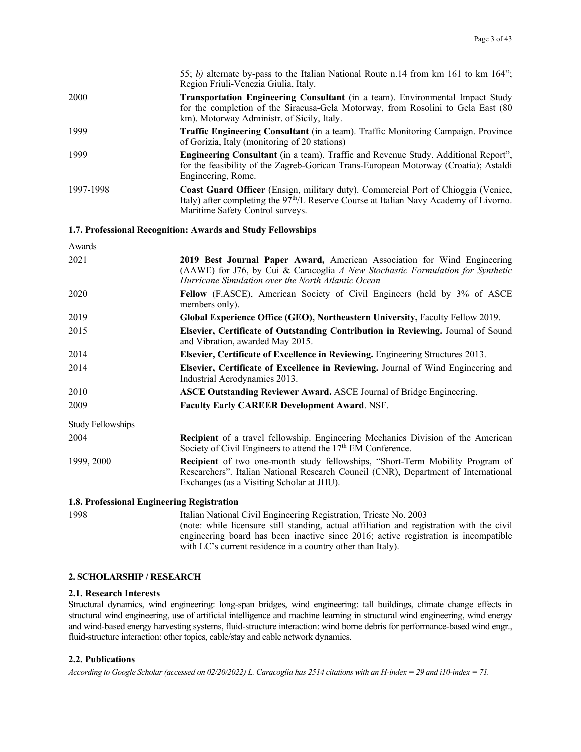| | |
|---|---|
| | 55; *b)* alternate by-pass to the Italian National Route n.14 from km 161 to km 164"; Region Friuli-Venezia Giulia, Italy. |
| 2000 | **Transportation Engineering Consultant** (in a team). Environmental Impact Study for the completion of the Siracusa-Gela Motorway, from Rosolini to Gela East (80 km). Motorway Administr. of Sicily, Italy. |
| 1999 | **Traffic Engineering Consultant** (in a team). Traffic Monitoring Campaign. Province of Gorizia, Italy (monitoring of 20 stations) |
| 1999 | **Engineering Consultant** (in a team). Traffic and Revenue Study. Additional Report", for the feasibility of the Zagreb-Gorican Trans-European Motorway (Croatia); Astaldi Engineering, Rome. |
| 1997-1998 | **Coast Guard Officer** (Ensign, military duty). Commercial Port of Chioggia (Venice, Italy) after completing the 97th/L Reserve Course at Italian Navy Academy of Livorno. Maritime Safety Control surveys. |

### 1.7. Professional Recognition: Awards and Study Fellowships

Awards

| | |
|---|---|
| 2021 | **2019 Best Journal Paper Award,** American Association for Wind Engineering (AAWE) for J76, by Cui & Caracoglia *A New Stochastic Formulation for Synthetic Hurricane Simulation over the North Atlantic Ocean* |
| 2020 | **Fellow** (F.ASCE), American Society of Civil Engineers (held by 3% of ASCE members only). |
| 2019 | **Global Experience Office (GEO), Northeastern University,** Faculty Fellow 2019. |
| 2015 | **Elsevier, Certificate of Outstanding Contribution in Reviewing.** Journal of Sound and Vibration, awarded May 2015. |
| 2014 | **Elsevier, Certificate of Excellence in Reviewing.** Engineering Structures 2013. |
| 2014 | **Elsevier, Certificate of Excellence in Reviewing.** Journal of Wind Engineering and Industrial Aerodynamics 2013. |
| 2010 | **ASCE Outstanding Reviewer Award.** ASCE Journal of Bridge Engineering. |
| 2009 | **Faculty Early CAREER Development Award**. NSF. |

Study Fellowships

| | |
|---|---|
| 2004 | **Recipient** of a travel fellowship. Engineering Mechanics Division of the American Society of Civil Engineers to attend the 17th EM Conference. |
| 1999, 2000 | **Recipient** of two one-month study fellowships, "Short-Term Mobility Program of Researchers". Italian National Research Council (CNR), Department of International Exchanges (as a Visiting Scholar at JHU). |

### 1.8. Professional Engineering Registration

| | |
|---|---|
| 1998 | Italian National Civil Engineering Registration, Trieste No. 2003 (note: while licensure still standing, actual affiliation and registration with the civil engineering board has been inactive since 2016; active registration is incompatible with LC's current residence in a country other than Italy). |

## 2. SCHOLARSHIP / RESEARCH

### 2.1. Research Interests

Structural dynamics, wind engineering: long-span bridges, wind engineering: tall buildings, climate change effects in structural wind engineering, use of artificial intelligence and machine learning in structural wind engineering, wind energy and wind-based energy harvesting systems, fluid-structure interaction: wind borne debris for performance-based wind engr., fluid-structure interaction: other topics, cable/stay and cable network dynamics.

### 2.2. Publications

*According to Google Scholar (accessed on 02/20/2022) L. Caracoglia has 2514 citations with an H-index = 29 and i10-index = 71.*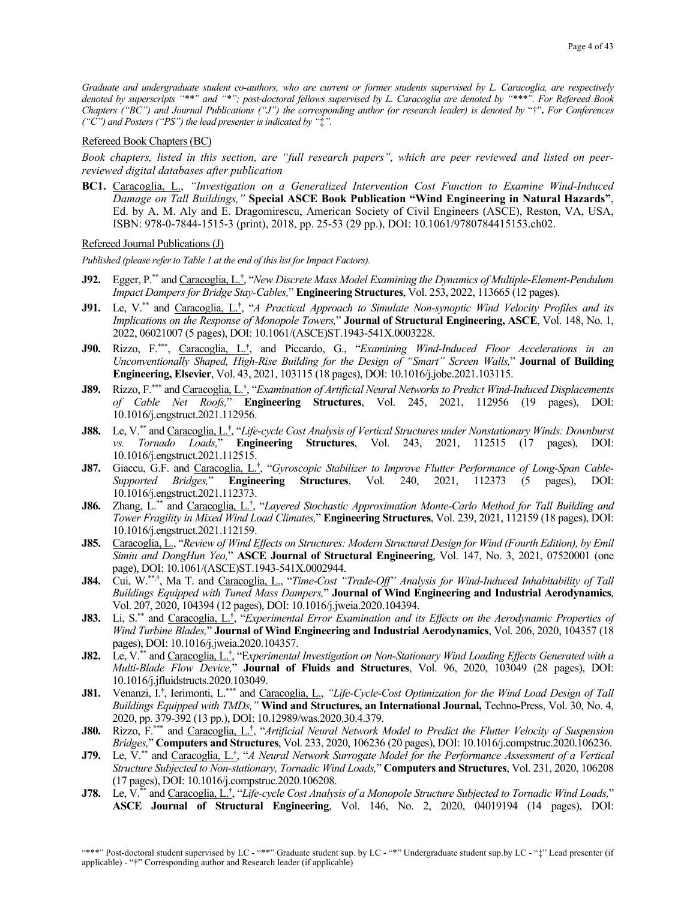*Graduate and undergraduate student co-authors, who are current or former students supervised by L. Caracoglia, are respectively denoted by superscripts "\*\*" and "\*"; post-doctoral fellows supervised by L. Caracoglia are denoted by "\*\*\*". For Refereed Book Chapters ("BC") and Journal Publications ("J") the corresponding author (or research leader) is denoted by* "†"**.** *For Conferences ("C") and Posters ("PS") the lead presenter is indicated by "‡".*

Refereed Book Chapters (BC)

*Book chapters, listed in this section, are "full research papers", which are peer reviewed and listed on peer-reviewed digital databases after publication*

**BC1.** Caracoglia, L., *"Investigation on a Generalized Intervention Cost Function to Examine Wind-Induced Damage on Tall Buildings,"* **Special ASCE Book Publication "Wind Engineering in Natural Hazards"**, Ed. by A. M. Aly and E. Dragomirescu, American Society of Civil Engineers (ASCE), Reston, VA, USA, ISBN: 978-0-7844-1515-3 (print), 2018, pp. 25-53 (29 pp.), DOI: 10.1061/9780784415153.ch02.

Refereed Journal Publications (J)

*Published (please refer to Table 1 at the end of this list for Impact Factors).*

**J92.** Egger, P.\*\* and Caracoglia, L.†, "*New Discrete Mass Model Examining the Dynamics of Multiple-Element-Pendulum Impact Dampers for Bridge Stay-Cables,*" **Engineering Structures**, Vol. 253, 2022, 113665 (12 pages).

**J91.** Le, V.\*\* and Caracoglia, L.†, "*A Practical Approach to Simulate Non-synoptic Wind Velocity Profiles and its Implications on the Response of Monopole Towers,*" **Journal of Structural Engineering, ASCE**, Vol. 148, No. 1, 2022, 06021007 (5 pages), DOI: 10.1061/(ASCE)ST.1943-541X.0003228.

**J90.** Rizzo, F.\*\*\*, Caracoglia, L.†, and Piccardo, G., "*Examining Wind-Induced Floor Accelerations in an Unconventionally Shaped, High-Rise Building for the Design of "Smart" Screen Walls,*" **Journal of Building Engineering, Elsevier**, Vol. 43, 2021, 103115 (18 pages), DOI: 10.1016/j.jobe.2021.103115.

**J89.** Rizzo, F.\*\*\* and Caracoglia, L.†, "*Examination of Artificial Neural Networks to Predict Wind-Induced Displacements of Cable Net Roofs,*" **Engineering Structures**, Vol. 245, 2021, 112956 (19 pages), DOI: 10.1016/j.engstruct.2021.112956.

**J88.** Le, V.\*\* and Caracoglia, L.†, "*Life-cycle Cost Analysis of Vertical Structures under Nonstationary Winds: Downburst vs. Tornado Loads,*" **Engineering Structures**, Vol. 243, 2021, 112515 (17 pages), DOI: 10.1016/j.engstruct.2021.112515.

**J87.** Giaccu, G.F. and Caracoglia, L.†, "*Gyroscopic Stabilizer to Improve Flutter Performance of Long-Span Cable-Supported Bridges,*" **Engineering Structures**, Vol. 240, 2021, 112373 (5 pages), DOI: 10.1016/j.engstruct.2021.112373.

**J86.** Zhang, L.\*\* and Caracoglia, L.†, "*Layered Stochastic Approximation Monte-Carlo Method for Tall Building and Tower Fragility in Mixed Wind Load Climates,*" **Engineering Structures**, Vol. 239, 2021, 112159 (18 pages), DOI: 10.1016/j.engstruct.2021.112159.

**J85.** Caracoglia, L., "*Review of Wind Effects on Structures: Modern Structural Design for Wind (Fourth Edition), by Emil Simiu and DongHun Yeo,*" **ASCE Journal of Structural Engineering**, Vol. 147, No. 3, 2021, 07520001 (one page), DOI: 10.1061/(ASCE)ST.1943-541X.0002944.

**J84.** Cui, W.\*\*,†, Ma T. and Caracoglia, L., "*Time-Cost "Trade-Off" Analysis for Wind-Induced Inhabitability of Tall Buildings Equipped with Tuned Mass Dampers,*" **Journal of Wind Engineering and Industrial Aerodynamics**, Vol. 207, 2020, 104394 (12 pages), DOI: 10.1016/j.jweia.2020.104394.

**J83.** Li, S.\*\* and Caracoglia, L.†, "*Experimental Error Examination and its Effects on the Aerodynamic Properties of Wind Turbine Blades,*" **Journal of Wind Engineering and Industrial Aerodynamics**, Vol. 206, 2020, 104357 (18 pages), DOI: 10.1016/j.jweia.2020.104357.

**J82.** Le, V.\*\* and Caracoglia, L.†, "E*xperimental Investigation on Non-Stationary Wind Loading Effects Generated with a Multi-Blade Flow Device,*" **Journal of Fluids and Structures**, Vol. 96, 2020, 103049 (28 pages), DOI: 10.1016/j.jfluidstructs.2020.103049.

**J81.** Venanzi, I.†, Ierimonti, L.\*\*\* and Caracoglia, L., *"Life-Cycle-Cost Optimization for the Wind Load Design of Tall Buildings Equipped with TMDs,"* **Wind and Structures, an International Journal,** Techno-Press, Vol. 30, No. 4, 2020, pp. 379-392 (13 pp.), DOI: 10.12989/was.2020.30.4.379.

**J80.** Rizzo, F.\*\*\* and Caracoglia, L.†, "*Artificial Neural Network Model to Predict the Flutter Velocity of Suspension Bridges,*" **Computers and Structures**, Vol. 233, 2020, 106236 (20 pages), DOI: 10.1016/j.compstruc.2020.106236.

**J79.** Le, V.\*\* and Caracoglia, L.†, "*A Neural Network Surrogate Model for the Performance Assessment of a Vertical Structure Subjected to Non-stationary, Tornadic Wind Loads,*" **Computers and Structures**, Vol. 231, 2020, 106208 (17 pages), DOI: 10.1016/j.compstruc.2020.106208.

**J78.** Le, V.\*\* and Caracoglia, L.†, "*Life-cycle Cost Analysis of a Monopole Structure Subjected to Tornadic Wind Loads,*" **ASCE Journal of Structural Engineering**, Vol. 146, No. 2, 2020, 04019194 (14 pages), DOI:

"\*\*\*" Post-doctoral student supervised by LC - "\*\*" Graduate student sup. by LC - "\*" Undergraduate student sup.by LC - "‡" Lead presenter (if applicable) - "†" Corresponding author and Research leader (if applicable)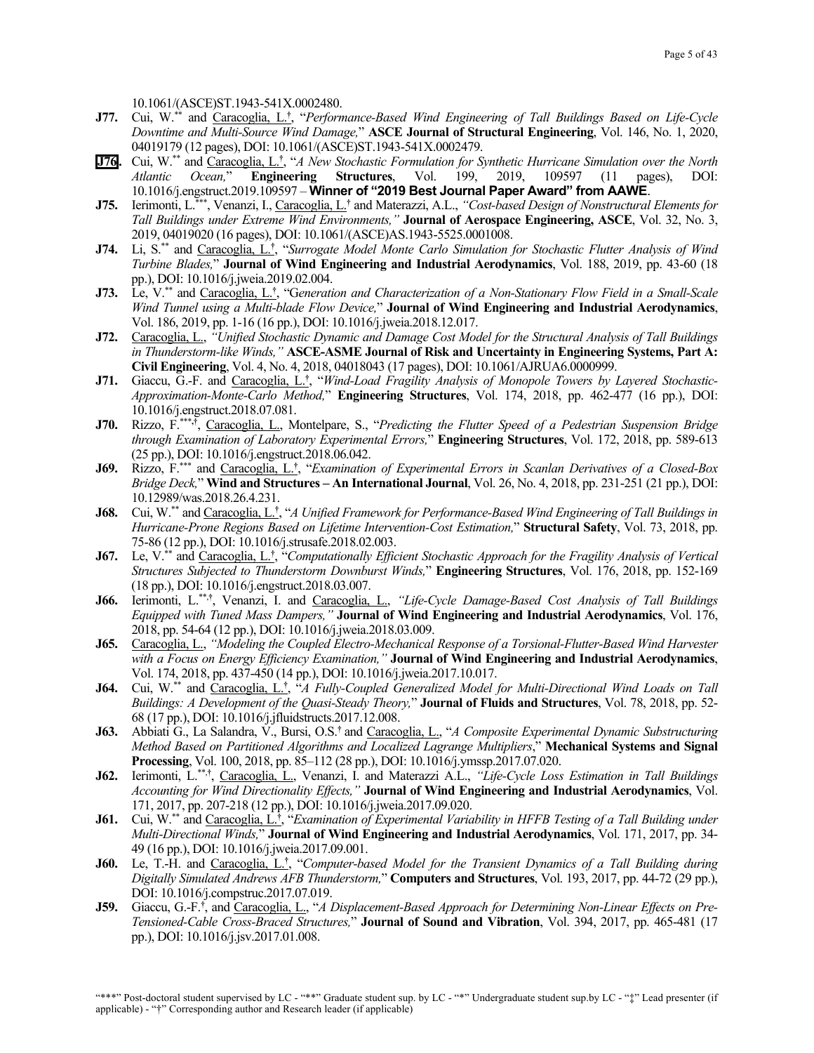10.1061/(ASCE)ST.1943-541X.0002480.

**J77.** Cui, W.[**] and <u>Caracoglia, L.</u>[†], "*Performance-Based Wind Engineering of Tall Buildings Based on Life-Cycle Downtime and Multi-Source Wind Damage,*" **ASCE Journal of Structural Engineering**, Vol. 146, No. 1, 2020, 04019179 (12 pages), DOI: 10.1061/(ASCE)ST.1943-541X.0002479.

**J76.** Cui, W.[**] and <u>Caracoglia, L.</u>[†], "*A New Stochastic Formulation for Synthetic Hurricane Simulation over the North Atlantic Ocean,*" **Engineering Structures**, Vol. 199, 2019, 109597 (11 pages), DOI: 10.1016/j.engstruct.2019.109597 – **Winner of "2019 Best Journal Paper Award" from AAWE**.

**J75.** Ierimonti, L.[***], Venanzi, I., <u>Caracoglia, L.</u>[†] and Materazzi, A.L., *"Cost-based Design of Nonstructural Elements for Tall Buildings under Extreme Wind Environments,"* **Journal of Aerospace Engineering, ASCE**, Vol. 32, No. 3, 2019, 04019020 (16 pages), DOI: 10.1061/(ASCE)AS.1943-5525.0001008.

**J74.** Li, S.[**] and <u>Caracoglia, L.</u>[†], "*Surrogate Model Monte Carlo Simulation for Stochastic Flutter Analysis of Wind Turbine Blades,*" **Journal of Wind Engineering and Industrial Aerodynamics**, Vol. 188, 2019, pp. 43-60 (18 pp.), DOI: 10.1016/j.jweia.2019.02.004.

**J73.** Le, V.[**] and <u>Caracoglia, L.</u>[†], "*Generation and Characterization of a Non-Stationary Flow Field in a Small-Scale Wind Tunnel using a Multi-blade Flow Device,*" **Journal of Wind Engineering and Industrial Aerodynamics**, Vol. 186, 2019, pp. 1-16 (16 pp.), DOI: 10.1016/j.jweia.2018.12.017.

**J72.** <u>Caracoglia, L.</u>, *"Unified Stochastic Dynamic and Damage Cost Model for the Structural Analysis of Tall Buildings in Thunderstorm-like Winds,"* **ASCE-ASME Journal of Risk and Uncertainty in Engineering Systems, Part A: Civil Engineering**, Vol. 4, No. 4, 2018, 04018043 (17 pages), DOI: 10.1061/AJRUA6.0000999.

**J71.** Giaccu, G.-F. and <u>Caracoglia, L.</u>[†], "*Wind-Load Fragility Analysis of Monopole Towers by Layered Stochastic-Approximation-Monte-Carlo Method,*" **Engineering Structures**, Vol. 174, 2018, pp. 462-477 (16 pp.), DOI: 10.1016/j.engstruct.2018.07.081.

**J70.** Rizzo, F.[***,†], <u>Caracoglia, L.</u>, Montelpare, S., "*Predicting the Flutter Speed of a Pedestrian Suspension Bridge through Examination of Laboratory Experimental Errors,*" **Engineering Structures**, Vol. 172, 2018, pp. 589-613 (25 pp.), DOI: 10.1016/j.engstruct.2018.06.042.

**J69.** Rizzo, F.[***] and <u>Caracoglia, L.</u>[†], "*Examination of Experimental Errors in Scanlan Derivatives of a Closed-Box Bridge Deck,*" **Wind and Structures – An International Journal**, Vol. 26, No. 4, 2018, pp. 231-251 (21 pp.), DOI: 10.12989/was.2018.26.4.231.

**J68.** Cui, W.[**] and <u>Caracoglia, L.</u>[†], "*A Unified Framework for Performance-Based Wind Engineering of Tall Buildings in Hurricane-Prone Regions Based on Lifetime Intervention-Cost Estimation,*" **Structural Safety**, Vol. 73, 2018, pp. 75-86 (12 pp.), DOI: 10.1016/j.strusafe.2018.02.003.

**J67.** Le, V.[**] and <u>Caracoglia, L.</u>[†], "*Computationally Efficient Stochastic Approach for the Fragility Analysis of Vertical Structures Subjected to Thunderstorm Downburst Winds,*" **Engineering Structures**, Vol. 176, 2018, pp. 152-169 (18 pp.), DOI: 10.1016/j.engstruct.2018.03.007.

**J66.** Ierimonti, L.[**,†], Venanzi, I. and <u>Caracoglia, L.</u>, *"Life-Cycle Damage-Based Cost Analysis of Tall Buildings Equipped with Tuned Mass Dampers,"* **Journal of Wind Engineering and Industrial Aerodynamics**, Vol. 176, 2018, pp. 54-64 (12 pp.), DOI: 10.1016/j.jweia.2018.03.009.

**J65.** <u>Caracoglia, L.</u>, *"Modeling the Coupled Electro-Mechanical Response of a Torsional-Flutter-Based Wind Harvester with a Focus on Energy Efficiency Examination,"* **Journal of Wind Engineering and Industrial Aerodynamics**, Vol. 174, 2018, pp. 437-450 (14 pp.), DOI: 10.1016/j.jweia.2017.10.017.

**J64.** Cui, W.[**] and <u>Caracoglia, L.</u>[†], "*A Fully-Coupled Generalized Model for Multi-Directional Wind Loads on Tall Buildings: A Development of the Quasi-Steady Theory,*" **Journal of Fluids and Structures**, Vol. 78, 2018, pp. 52-68 (17 pp.), DOI: 10.1016/j.jfluidstructs.2017.12.008.

**J63.** Abbiati G., La Salandra, V., Bursi, O.S.[†] and <u>Caracoglia, L.</u>, "*A Composite Experimental Dynamic Substructuring Method Based on Partitioned Algorithms and Localized Lagrange Multipliers*," **Mechanical Systems and Signal Processing**, Vol. 100, 2018, pp. 85–112 (28 pp.), DOI: 10.1016/j.ymssp.2017.07.020.

**J62.** Ierimonti, L.[**,†], <u>Caracoglia, L.</u>, Venanzi, I. and Materazzi A.L., *"Life-Cycle Loss Estimation in Tall Buildings Accounting for Wind Directionality Effects,"* **Journal of Wind Engineering and Industrial Aerodynamics**, Vol. 171, 2017, pp. 207-218 (12 pp.), DOI: 10.1016/j.jweia.2017.09.020.

**J61.** Cui, W.[**] and <u>Caracoglia, L.</u>[†], "*Examination of Experimental Variability in HFFB Testing of a Tall Building under Multi-Directional Winds,*" **Journal of Wind Engineering and Industrial Aerodynamics**, Vol. 171, 2017, pp. 34-49 (16 pp.), DOI: 10.1016/j.jweia.2017.09.001.

**J60.** Le, T.-H. and <u>Caracoglia, L.</u>[†], "*Computer-based Model for the Transient Dynamics of a Tall Building during Digitally Simulated Andrews AFB Thunderstorm,*" **Computers and Structures**, Vol. 193, 2017, pp. 44-72 (29 pp.), DOI: 10.1016/j.compstruc.2017.07.019.

**J59.** Giaccu, G.-F.[†], and <u>Caracoglia, L.</u>, "*A Displacement-Based Approach for Determining Non-Linear Effects on Pre-Tensioned-Cable Cross-Braced Structures,*" **Journal of Sound and Vibration**, Vol. 394, 2017, pp. 465-481 (17 pp.), DOI: 10.1016/j.jsv.2017.01.008.

"***" Post-doctoral student supervised by LC - "**" Graduate student sup. by LC - "*" Undergraduate student sup.by LC - "‡" Lead presenter (if applicable) - "†" Corresponding author and Research leader (if applicable)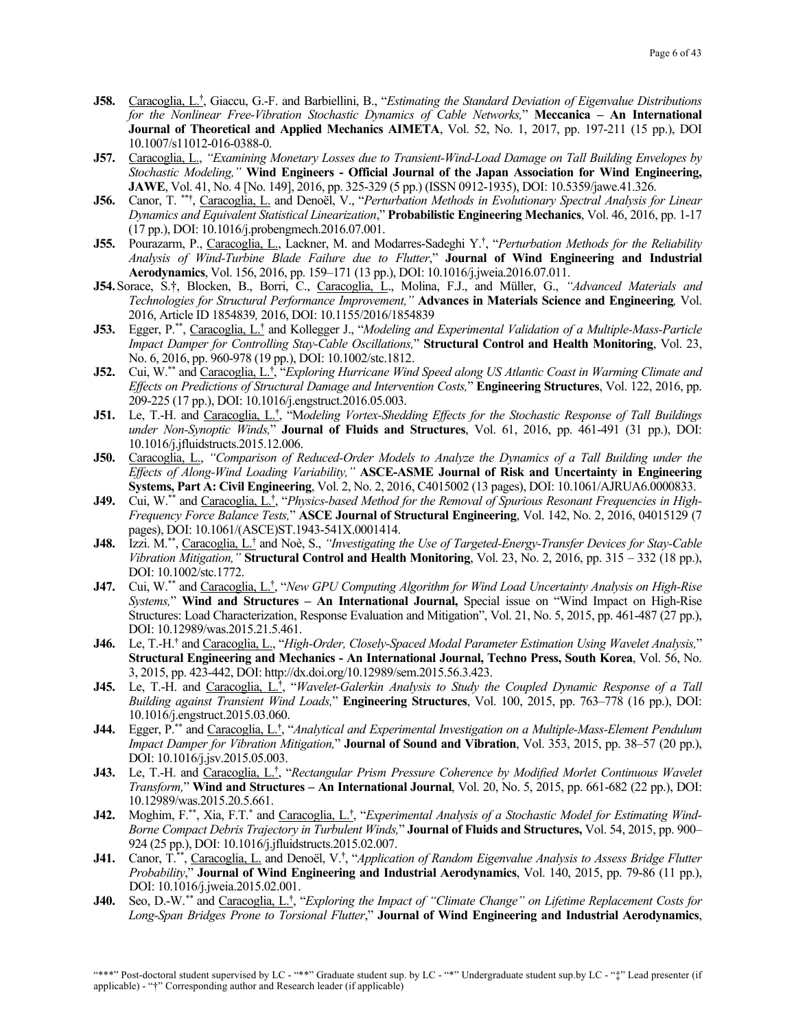**J58.** Caracoglia, L.[†], Giaccu, G.-F. and Barbiellini, B., "*Estimating the Standard Deviation of Eigenvalue Distributions for the Nonlinear Free-Vibration Stochastic Dynamics of Cable Networks,*" **Meccanica – An International Journal of Theoretical and Applied Mechanics AIMETA**, Vol. 52, No. 1, 2017, pp. 197-211 (15 pp.), DOI 10.1007/s11012-016-0388-0.

**J57.** Caracoglia, L., *"Examining Monetary Losses due to Transient-Wind-Load Damage on Tall Building Envelopes by Stochastic Modeling,"* **Wind Engineers - Official Journal of the Japan Association for Wind Engineering, JAWE**, Vol. 41, No. 4 [No. 149], 2016, pp. 325-329 (5 pp.) (ISSN 0912-1935), DOI: 10.5359/jawe.41.326.

**J56.** Canor, T. [***†], Caracoglia, L. and Denoël, V., "*Perturbation Methods in Evolutionary Spectral Analysis for Linear Dynamics and Equivalent Statistical Linearization*," **Probabilistic Engineering Mechanics**, Vol. 46, 2016, pp. 1-17 (17 pp.), DOI: 10.1016/j.probengmech.2016.07.001.

**J55.** Pourazarm, P., Caracoglia, L., Lackner, M. and Modarres-Sadeghi Y.[†], "*Perturbation Methods for the Reliability Analysis of Wind-Turbine Blade Failure due to Flutter*," **Journal of Wind Engineering and Industrial Aerodynamics**, Vol. 156, 2016, pp. 159–171 (13 pp.), DOI: 10.1016/j.jweia.2016.07.011.

**J54.** Sorace, S.†, Blocken, B., Borri, C., Caracoglia, L., Molina, F.J., and Müller, G., *"Advanced Materials and Technologies for Structural Performance Improvement,"* **Advances in Materials Science and Engineering***,* Vol. 2016, Article ID 1854839*,* 2016, DOI: 10.1155/2016/1854839

**J53.** Egger, P.[**], Caracoglia, L.[†] and Kollegger J., "*Modeling and Experimental Validation of a Multiple-Mass-Particle Impact Damper for Controlling Stay-Cable Oscillations,*" **Structural Control and Health Monitoring**, Vol. 23, No. 6, 2016, pp. 960-978 (19 pp.), DOI: 10.1002/stc.1812.

**J52.** Cui, W.[**] and Caracoglia, L.[†], "*Exploring Hurricane Wind Speed along US Atlantic Coast in Warming Climate and Effects on Predictions of Structural Damage and Intervention Costs,*" **Engineering Structures**, Vol. 122, 2016, pp. 209-225 (17 pp.), DOI: 10.1016/j.engstruct.2016.05.003.

**J51.** Le, T.-H. and Caracoglia, L.[†], "M*odeling Vortex-Shedding Effects for the Stochastic Response of Tall Buildings under Non-Synoptic Winds,*" **Journal of Fluids and Structures**, Vol. 61, 2016, pp. 461-491 (31 pp.), DOI: 10.1016/j.jfluidstructs.2015.12.006.

**J50.** Caracoglia, L., *"Comparison of Reduced-Order Models to Analyze the Dynamics of a Tall Building under the Effects of Along-Wind Loading Variability,"* **ASCE-ASME Journal of Risk and Uncertainty in Engineering Systems, Part A: Civil Engineering**, Vol. 2, No. 2, 2016, C4015002 (13 pages), DOI: 10.1061/AJRUA6.0000833.

**J49.** Cui, W.[**] and Caracoglia, L.[†], "*Physics-based Method for the Removal of Spurious Resonant Frequencies in High-Frequency Force Balance Tests,*" **ASCE Journal of Structural Engineering**, Vol. 142, No. 2, 2016, 04015129 (7 pages), DOI: 10.1061/(ASCE)ST.1943-541X.0001414.

**J48.** Izzi. M.[**], Caracoglia, L.[†] and Noè, S., *"Investigating the Use of Targeted-Energy-Transfer Devices for Stay-Cable Vibration Mitigation,"* **Structural Control and Health Monitoring**, Vol. 23, No. 2, 2016, pp. 315 – 332 (18 pp.), DOI: 10.1002/stc.1772.

**J47.** Cui, W.[**] and Caracoglia, L.[†], "*New GPU Computing Algorithm for Wind Load Uncertainty Analysis on High-Rise Systems,*" **Wind and Structures – An International Journal,** Special issue on "Wind Impact on High-Rise Structures: Load Characterization, Response Evaluation and Mitigation", Vol. 21, No. 5, 2015, pp. 461-487 (27 pp.), DOI: 10.12989/was.2015.21.5.461.

**J46.** Le, T.-H.[†] and Caracoglia, L., "*High-Order, Closely-Spaced Modal Parameter Estimation Using Wavelet Analysis,*" **Structural Engineering and Mechanics - An International Journal, Techno Press, South Korea**, Vol. 56, No. 3, 2015, pp. 423-442, DOI: http://dx.doi.org/10.12989/sem.2015.56.3.423.

**J45.** Le, T.-H. and Caracoglia, L.[†], "*Wavelet-Galerkin Analysis to Study the Coupled Dynamic Response of a Tall Building against Transient Wind Loads,*" **Engineering Structures**, Vol. 100, 2015, pp. 763–778 (16 pp.), DOI: 10.1016/j.engstruct.2015.03.060.

**J44.** Egger, P.[**] and Caracoglia, L.[†], "*Analytical and Experimental Investigation on a Multiple-Mass-Element Pendulum Impact Damper for Vibration Mitigation,*" **Journal of Sound and Vibration**, Vol. 353, 2015, pp. 38–57 (20 pp.), DOI: 10.1016/j.jsv.2015.05.003.

**J43.** Le, T.-H. and Caracoglia, L.[†], "*Rectangular Prism Pressure Coherence by Modified Morlet Continuous Wavelet Transform,*" **Wind and Structures – An International Journal**, Vol. 20, No. 5, 2015, pp. 661-682 (22 pp.), DOI: 10.12989/was.2015.20.5.661.

**J42.** Moghim, F.[**], Xia, F.T.[*] and Caracoglia, L.[†], "*Experimental Analysis of a Stochastic Model for Estimating Wind-Borne Compact Debris Trajectory in Turbulent Winds,*" **Journal of Fluids and Structures,** Vol. 54, 2015, pp. 900–924 (25 pp.), DOI: 10.1016/j.jfluidstructs.2015.02.007.

**J41.** Canor, T.[**], Caracoglia, L. and Denoël, V.[†], "*Application of Random Eigenvalue Analysis to Assess Bridge Flutter Probability*," **Journal of Wind Engineering and Industrial Aerodynamics**, Vol. 140, 2015, pp. 79-86 (11 pp.), DOI: 10.1016/j.jweia.2015.02.001.

**J40.** Seo, D.-W.[**] and Caracoglia, L.[†], "*Exploring the Impact of "Climate Change" on Lifetime Replacement Costs for Long-Span Bridges Prone to Torsional Flutter*," **Journal of Wind Engineering and Industrial Aerodynamics**,

"***" Post-doctoral student supervised by LC - "**" Graduate student sup. by LC - "*" Undergraduate student sup.by LC - "‡" Lead presenter (if applicable) - "†" Corresponding author and Research leader (if applicable)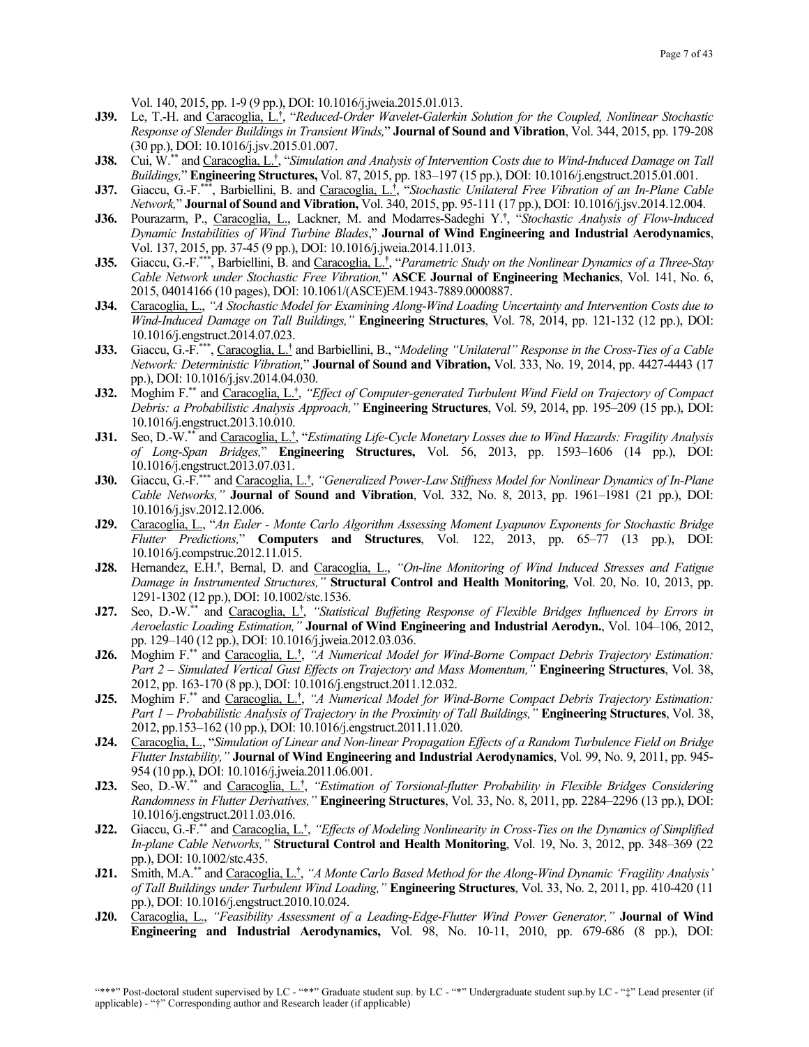Vol. 140, 2015, pp. 1-9 (9 pp.), DOI: 10.1016/j.jweia.2015.01.013.

**J39.** Le, T.-H. and Caracoglia, L.[†], "*Reduced-Order Wavelet-Galerkin Solution for the Coupled, Nonlinear Stochastic Response of Slender Buildings in Transient Winds,*" **Journal of Sound and Vibration**, Vol. 344, 2015, pp. 179-208 (30 pp.), DOI: 10.1016/j.jsv.2015.01.007.

**J38.** Cui, W.[**] and Caracoglia, L.[†], "*Simulation and Analysis of Intervention Costs due to Wind-Induced Damage on Tall Buildings,*" **Engineering Structures,** Vol. 87, 2015, pp. 183–197 (15 pp.), DOI: 10.1016/j.engstruct.2015.01.001.

**J37.** Giaccu, G.-F.[***], Barbiellini, B. and Caracoglia, L.[†], "*Stochastic Unilateral Free Vibration of an In-Plane Cable Network,*" **Journal of Sound and Vibration,** Vol. 340, 2015, pp. 95-111 (17 pp.), DOI: 10.1016/j.jsv.2014.12.004.

**J36.** Pourazarm, P., Caracoglia, L., Lackner, M. and Modarres-Sadeghi Y.[†], "*Stochastic Analysis of Flow-Induced Dynamic Instabilities of Wind Turbine Blades*," **Journal of Wind Engineering and Industrial Aerodynamics**, Vol. 137, 2015, pp. 37-45 (9 pp.), DOI: 10.1016/j.jweia.2014.11.013.

**J35.** Giaccu, G.-F.[***], Barbiellini, B. and Caracoglia, L.[†], "*Parametric Study on the Nonlinear Dynamics of a Three-Stay Cable Network under Stochastic Free Vibration,*" **ASCE Journal of Engineering Mechanics**, Vol. 141, No. 6, 2015, 04014166 (10 pages), DOI: 10.1061/(ASCE)EM.1943-7889.0000887.

**J34.** Caracoglia, L., *"A Stochastic Model for Examining Along-Wind Loading Uncertainty and Intervention Costs due to Wind-Induced Damage on Tall Buildings,"* **Engineering Structures**, Vol. 78, 2014, pp. 121-132 (12 pp.), DOI: 10.1016/j.engstruct.2014.07.023.

**J33.** Giaccu, G.-F.[***], Caracoglia, L.[†] and Barbiellini, B., "*Modeling "Unilateral" Response in the Cross-Ties of a Cable Network: Deterministic Vibration,*" **Journal of Sound and Vibration,** Vol. 333, No. 19, 2014, pp. 4427-4443 (17 pp.), DOI: 10.1016/j.jsv.2014.04.030.

**J32.** Moghim F.[**] and Caracoglia, L.[†], *"Effect of Computer-generated Turbulent Wind Field on Trajectory of Compact Debris: a Probabilistic Analysis Approach,"* **Engineering Structures**, Vol. 59, 2014, pp. 195–209 (15 pp.), DOI: 10.1016/j.engstruct.2013.10.010.

**J31.** Seo, D.-W.[**] and Caracoglia, L.[†], "*Estimating Life-Cycle Monetary Losses due to Wind Hazards: Fragility Analysis of Long-Span Bridges,*" **Engineering Structures,** Vol. 56, 2013, pp. 1593–1606 (14 pp.), DOI: 10.1016/j.engstruct.2013.07.031.

**J30.** Giaccu, G.-F.[***] and Caracoglia, L.[†], *"Generalized Power-Law Stiffness Model for Nonlinear Dynamics of In-Plane Cable Networks,"* **Journal of Sound and Vibration**, Vol. 332, No. 8, 2013, pp. 1961–1981 (21 pp.), DOI: 10.1016/j.jsv.2012.12.006.

**J29.** Caracoglia, L., "*An Euler - Monte Carlo Algorithm Assessing Moment Lyapunov Exponents for Stochastic Bridge Flutter Predictions,*" **Computers and Structures**, Vol. 122, 2013, pp. 65–77 (13 pp.), DOI: 10.1016/j.compstruc.2012.11.015.

**J28.** Hernandez, E.H.[†], Bernal, D. and Caracoglia, L., *"On-line Monitoring of Wind Induced Stresses and Fatigue Damage in Instrumented Structures,"* **Structural Control and Health Monitoring**, Vol. 20, No. 10, 2013, pp. 1291-1302 (12 pp.), DOI: 10.1002/stc.1536.

**J27.** Seo, D.-W.[**] and Caracoglia, L.[†], *"Statistical Buffeting Response of Flexible Bridges Influenced by Errors in Aeroelastic Loading Estimation,"* **Journal of Wind Engineering and Industrial Aerodyn.**, Vol. 104–106, 2012, pp. 129–140 (12 pp.), DOI: 10.1016/j.jweia.2012.03.036.

**J26.** Moghim F.[**] and Caracoglia, L.[†], *"A Numerical Model for Wind-Borne Compact Debris Trajectory Estimation: Part 2 – Simulated Vertical Gust Effects on Trajectory and Mass Momentum,"* **Engineering Structures**, Vol. 38, 2012, pp. 163-170 (8 pp.), DOI: 10.1016/j.engstruct.2011.12.032.

**J25.** Moghim F.[**] and Caracoglia, L.[†], *"A Numerical Model for Wind-Borne Compact Debris Trajectory Estimation: Part 1 – Probabilistic Analysis of Trajectory in the Proximity of Tall Buildings,"* **Engineering Structures**, Vol. 38, 2012, pp.153–162 (10 pp.), DOI: 10.1016/j.engstruct.2011.11.020.

**J24.** Caracoglia, L., "*Simulation of Linear and Non-linear Propagation Effects of a Random Turbulence Field on Bridge Flutter Instability,*" **Journal of Wind Engineering and Industrial Aerodynamics**, Vol. 99, No. 9, 2011, pp. 945-954 (10 pp.), DOI: 10.1016/j.jweia.2011.06.001.

**J23.** Seo, D.-W.[**] and Caracoglia, L.[†], *"Estimation of Torsional-flutter Probability in Flexible Bridges Considering Randomness in Flutter Derivatives,"* **Engineering Structures**, Vol. 33, No. 8, 2011, pp. 2284–2296 (13 pp.), DOI: 10.1016/j.engstruct.2011.03.016.

**J22.** Giaccu, G.-F.[**] and Caracoglia, L.[†], *"Effects of Modeling Nonlinearity in Cross-Ties on the Dynamics of Simplified In-plane Cable Networks,"* **Structural Control and Health Monitoring**, Vol. 19, No. 3, 2012, pp. 348–369 (22 pp.), DOI: 10.1002/stc.435.

**J21.** Smith, M.A.[**] and Caracoglia, L.[†], *"A Monte Carlo Based Method for the Along-Wind Dynamic 'Fragility Analysis' of Tall Buildings under Turbulent Wind Loading,"* **Engineering Structures**, Vol. 33, No. 2, 2011, pp. 410-420 (11 pp.), DOI: 10.1016/j.engstruct.2010.10.024.

**J20.** Caracoglia, L., *"Feasibility Assessment of a Leading-Edge-Flutter Wind Power Generator,"* **Journal of Wind Engineering and Industrial Aerodynamics,** Vol. 98, No. 10-11, 2010, pp. 679-686 (8 pp.), DOI:

"***" Post-doctoral student supervised by LC - "**" Graduate student sup. by LC - "*" Undergraduate student sup.by LC - "‡" Lead presenter (if applicable) - "†" Corresponding author and Research leader (if applicable)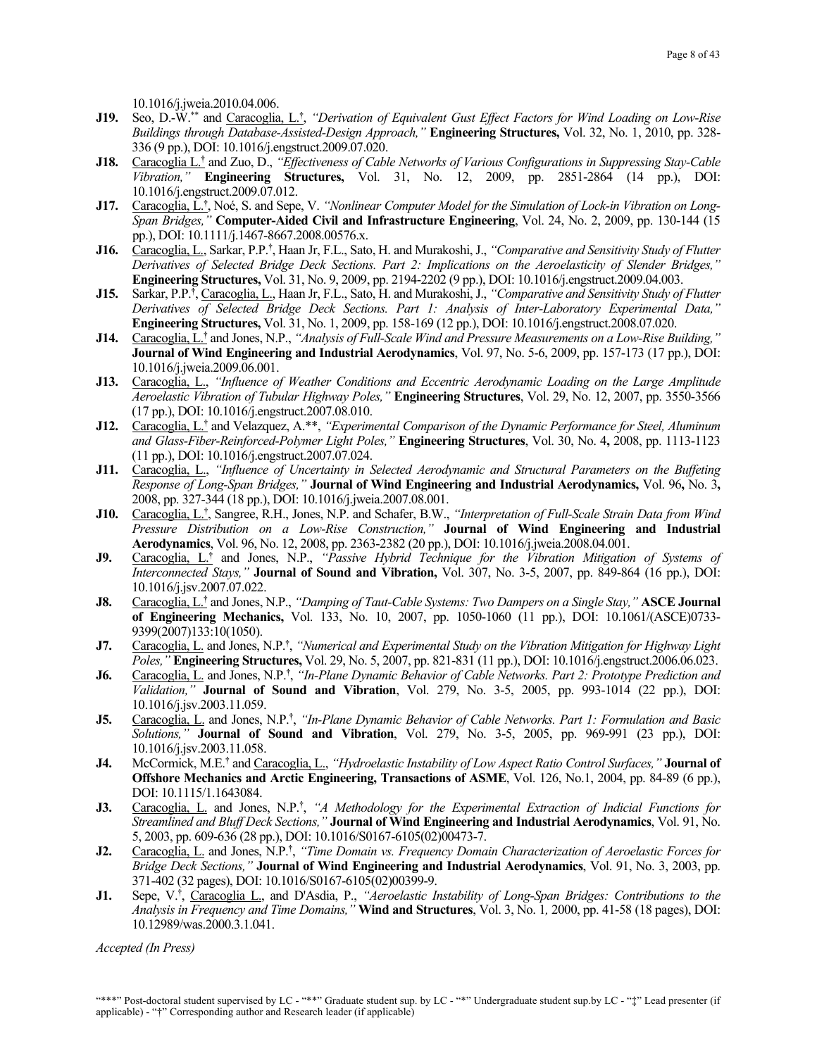10.1016/j.jweia.2010.04.006.

**J19.** Seo, D.-W.** and Caracoglia, L.†, *"Derivation of Equivalent Gust Effect Factors for Wind Loading on Low-Rise Buildings through Database-Assisted-Design Approach,"* **Engineering Structures,** Vol. 32, No. 1, 2010, pp. 328-336 (9 pp.), DOI: 10.1016/j.engstruct.2009.07.020.

**J18.** Caracoglia L.† and Zuo, D., *"Effectiveness of Cable Networks of Various Configurations in Suppressing Stay-Cable Vibration,"* **Engineering Structures,** Vol. 31, No. 12, 2009, pp. 2851-2864 (14 pp.), DOI: 10.1016/j.engstruct.2009.07.012.

**J17.** Caracoglia, L.†, Noé, S. and Sepe, V. *"Nonlinear Computer Model for the Simulation of Lock-in Vibration on Long-Span Bridges,"* **Computer-Aided Civil and Infrastructure Engineering**, Vol. 24, No. 2, 2009, pp. 130-144 (15 pp.), DOI: 10.1111/j.1467-8667.2008.00576.x.

**J16.** Caracoglia, L., Sarkar, P.P.†, Haan Jr, F.L., Sato, H. and Murakoshi, J., *"Comparative and Sensitivity Study of Flutter Derivatives of Selected Bridge Deck Sections. Part 2: Implications on the Aeroelasticity of Slender Bridges,"* **Engineering Structures,** Vol. 31, No. 9, 2009, pp. 2194-2202 (9 pp.), DOI: 10.1016/j.engstruct.2009.04.003.

**J15.** Sarkar, P.P.†, Caracoglia, L., Haan Jr, F.L., Sato, H. and Murakoshi, J., *"Comparative and Sensitivity Study of Flutter Derivatives of Selected Bridge Deck Sections. Part 1: Analysis of Inter-Laboratory Experimental Data,"* **Engineering Structures,** Vol. 31, No. 1, 2009, pp. 158-169 (12 pp.), DOI: 10.1016/j.engstruct.2008.07.020.

**J14.** Caracoglia, L.† and Jones, N.P., *"Analysis of Full-Scale Wind and Pressure Measurements on a Low-Rise Building,"* **Journal of Wind Engineering and Industrial Aerodynamics**, Vol. 97, No. 5-6, 2009, pp. 157-173 (17 pp.), DOI: 10.1016/j.jweia.2009.06.001.

**J13.** Caracoglia, L., *"Influence of Weather Conditions and Eccentric Aerodynamic Loading on the Large Amplitude Aeroelastic Vibration of Tubular Highway Poles,"* **Engineering Structures**, Vol. 29, No. 12, 2007, pp. 3550-3566 (17 pp.), DOI: 10.1016/j.engstruct.2007.08.010.

**J12.** Caracoglia, L.† and Velazquez, A.**, *"Experimental Comparison of the Dynamic Performance for Steel, Aluminum and Glass-Fiber-Reinforced-Polymer Light Poles,"* **Engineering Structures**, Vol. 30, No. 4**,** 2008, pp. 1113-1123 (11 pp.), DOI: 10.1016/j.engstruct.2007.07.024.

**J11.** Caracoglia, L., *"Influence of Uncertainty in Selected Aerodynamic and Structural Parameters on the Buffeting Response of Long-Span Bridges,"* **Journal of Wind Engineering and Industrial Aerodynamics,** Vol. 96**,** No. 3**,** 2008, pp. 327-344 (18 pp.), DOI: 10.1016/j.jweia.2007.08.001.

**J10.** Caracoglia, L.†, Sangree, R.H., Jones, N.P. and Schafer, B.W., *"Interpretation of Full-Scale Strain Data from Wind Pressure Distribution on a Low-Rise Construction,"* **Journal of Wind Engineering and Industrial Aerodynamics**, Vol. 96, No. 12, 2008, pp. 2363-2382 (20 pp.), DOI: 10.1016/j.jweia.2008.04.001.

**J9.** Caracoglia, L.† and Jones, N.P., *"Passive Hybrid Technique for the Vibration Mitigation of Systems of Interconnected Stays,"* **Journal of Sound and Vibration,** Vol. 307, No. 3-5, 2007, pp. 849-864 (16 pp.), DOI: 10.1016/j.jsv.2007.07.022.

**J8.** Caracoglia, L.† and Jones, N.P., *"Damping of Taut-Cable Systems: Two Dampers on a Single Stay,"* **ASCE Journal of Engineering Mechanics,** Vol. 133, No. 10, 2007, pp. 1050-1060 (11 pp.), DOI: 10.1061/(ASCE)0733-9399(2007)133:10(1050).

**J7.** Caracoglia, L. and Jones, N.P.†, *"Numerical and Experimental Study on the Vibration Mitigation for Highway Light Poles,"* **Engineering Structures,** Vol. 29, No. 5, 2007, pp. 821-831 (11 pp.), DOI: 10.1016/j.engstruct.2006.06.023.

**J6.** Caracoglia, L. and Jones, N.P.†, *"In-Plane Dynamic Behavior of Cable Networks. Part 2: Prototype Prediction and Validation,"* **Journal of Sound and Vibration**, Vol. 279, No. 3-5, 2005, pp. 993-1014 (22 pp.), DOI: 10.1016/j.jsv.2003.11.059.

**J5.** Caracoglia, L. and Jones, N.P.†, *"In-Plane Dynamic Behavior of Cable Networks. Part 1: Formulation and Basic Solutions,"* **Journal of Sound and Vibration**, Vol. 279, No. 3-5, 2005, pp. 969-991 (23 pp.), DOI: 10.1016/j.jsv.2003.11.058.

**J4.** McCormick, M.E.† and Caracoglia, L., *"Hydroelastic Instability of Low Aspect Ratio Control Surfaces,"* **Journal of Offshore Mechanics and Arctic Engineering, Transactions of ASME**, Vol. 126, No.1, 2004, pp. 84-89 (6 pp.), DOI: 10.1115/1.1643084.

**J3.** Caracoglia, L. and Jones, N.P.†, *"A Methodology for the Experimental Extraction of Indicial Functions for Streamlined and Bluff Deck Sections,"* **Journal of Wind Engineering and Industrial Aerodynamics**, Vol. 91, No. 5, 2003, pp. 609-636 (28 pp.), DOI: 10.1016/S0167-6105(02)00473-7.

**J2.** Caracoglia, L. and Jones, N.P.†, *"Time Domain vs. Frequency Domain Characterization of Aeroelastic Forces for Bridge Deck Sections,"* **Journal of Wind Engineering and Industrial Aerodynamics**, Vol. 91, No. 3, 2003, pp. 371-402 (32 pages), DOI: 10.1016/S0167-6105(02)00399-9.

**J1.** Sepe, V.†, Caracoglia L., and D'Asdia, P., *"Aeroelastic Instability of Long-Span Bridges: Contributions to the Analysis in Frequency and Time Domains,"* **Wind and Structures**, Vol. 3, No. 1, 2000, pp. 41-58 (18 pages), DOI: 10.12989/was.2000.3.1.041.

*Accepted (In Press)*

"***" Post-doctoral student supervised by LC - "**" Graduate student sup. by LC - "*" Undergraduate student sup.by LC - "‡" Lead presenter (if applicable) - "†" Corresponding author and Research leader (if applicable)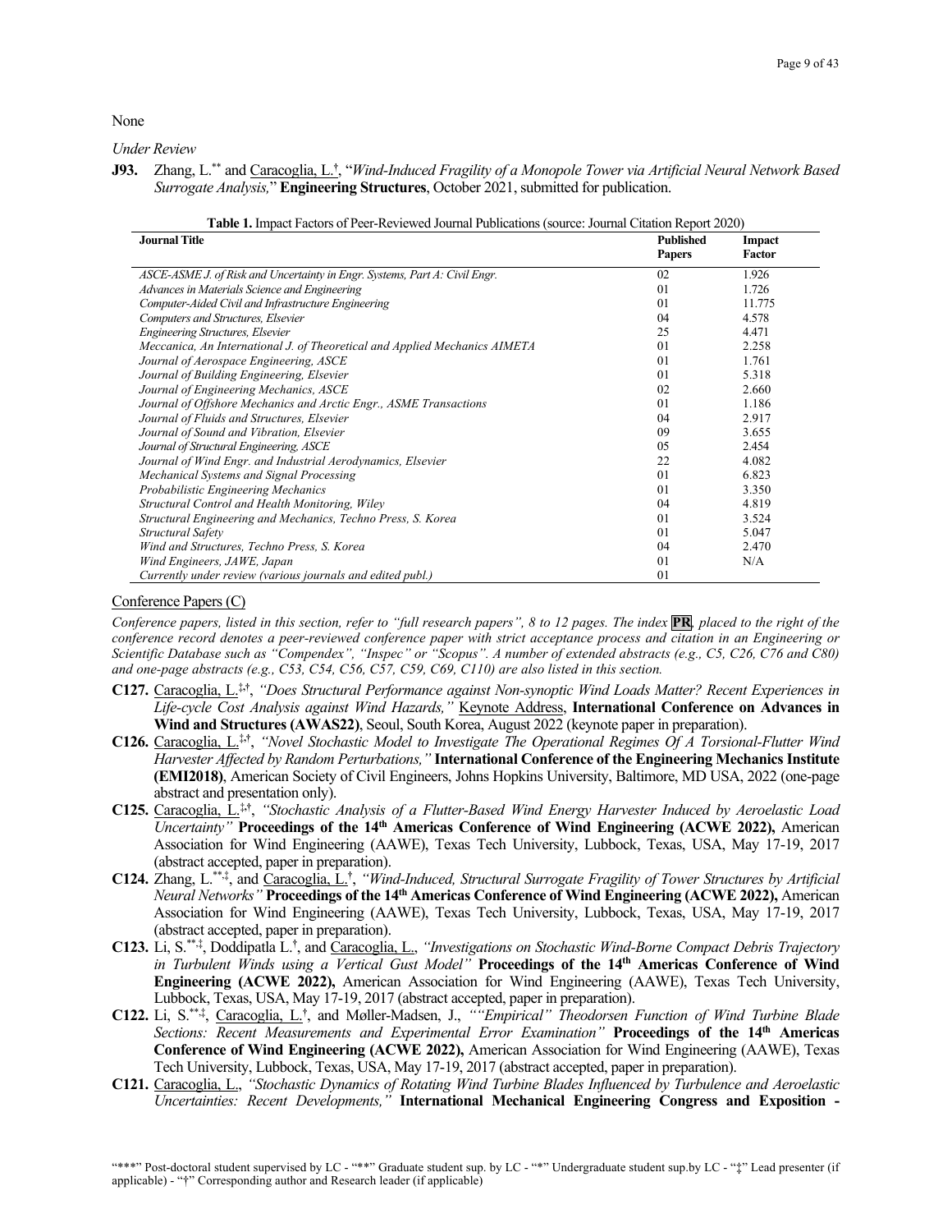None

*Under Review*

**J93.** Zhang, L.** and Caracoglia, L.†, "*Wind-Induced Fragility of a Monopole Tower via Artificial Neural Network Based Surrogate Analysis,*" **Engineering Structures**, October 2021, submitted for publication.

**Table 1.** Impact Factors of Peer-Reviewed Journal Publications (source: Journal Citation Report 2020)

| Journal Title | Published Papers | Impact Factor |
|---|---|---|
| *ASCE-ASME J. of Risk and Uncertainty in Engr. Systems, Part A: Civil Engr.* | 02 | 1.926 |
| *Advances in Materials Science and Engineering* | 01 | 1.726 |
| *Computer-Aided Civil and Infrastructure Engineering* | 01 | 11.775 |
| *Computers and Structures, Elsevier* | 04 | 4.578 |
| *Engineering Structures, Elsevier* | 25 | 4.471 |
| *Meccanica, An International J. of Theoretical and Applied Mechanics AIMETA* | 01 | 2.258 |
| *Journal of Aerospace Engineering, ASCE* | 01 | 1.761 |
| *Journal of Building Engineering, Elsevier* | 01 | 5.318 |
| *Journal of Engineering Mechanics, ASCE* | 02 | 2.660 |
| *Journal of Offshore Mechanics and Arctic Engr., ASME Transactions* | 01 | 1.186 |
| *Journal of Fluids and Structures, Elsevier* | 04 | 2.917 |
| *Journal of Sound and Vibration, Elsevier* | 09 | 3.655 |
| *Journal of Structural Engineering, ASCE* | 05 | 2.454 |
| *Journal of Wind Engr. and Industrial Aerodynamics, Elsevier* | 22 | 4.082 |
| *Mechanical Systems and Signal Processing* | 01 | 6.823 |
| *Probabilistic Engineering Mechanics* | 01 | 3.350 |
| *Structural Control and Health Monitoring, Wiley* | 04 | 4.819 |
| *Structural Engineering and Mechanics, Techno Press, S. Korea* | 01 | 3.524 |
| *Structural Safety* | 01 | 5.047 |
| *Wind and Structures, Techno Press, S. Korea* | 04 | 2.470 |
| *Wind Engineers, JAWE, Japan* | 01 | N/A |
| *Currently under review (various journals and edited publ.)* | 01 | |

Conference Papers (C)

*Conference papers, listed in this section, refer to "full research papers", 8 to 12 pages. The index* **PR***, placed to the right of the conference record denotes a peer-reviewed conference paper with strict acceptance process and citation in an Engineering or Scientific Database such as "Compendex", "Inspec" or "Scopus". A number of extended abstracts (e.g., C5, C26, C76 and C80) and one-page abstracts (e.g., C53, C54, C56, C57, C59, C69, C110) are also listed in this section.*

**C127.** Caracoglia, L.‡,†, *"Does Structural Performance against Non-synoptic Wind Loads Matter? Recent Experiences in Life-cycle Cost Analysis against Wind Hazards,"* Keynote Address, **International Conference on Advances in Wind and Structures (AWAS22)**, Seoul, South Korea, August 2022 (keynote paper in preparation).

**C126.** Caracoglia, L.‡,†, *"Novel Stochastic Model to Investigate The Operational Regimes Of A Torsional-Flutter Wind Harvester Affected by Random Perturbations,"* **International Conference of the Engineering Mechanics Institute (EMI2018)**, American Society of Civil Engineers, Johns Hopkins University, Baltimore, MD USA, 2022 (one-page abstract and presentation only).

**C125.** Caracoglia, L.‡,†, *"Stochastic Analysis of a Flutter-Based Wind Energy Harvester Induced by Aeroelastic Load Uncertainty"* **Proceedings of the 14th Americas Conference of Wind Engineering (ACWE 2022),** American Association for Wind Engineering (AAWE), Texas Tech University, Lubbock, Texas, USA, May 17-19, 2017 (abstract accepted, paper in preparation).

**C124.** Zhang, L.**,‡, and Caracoglia, L.†, *"Wind-Induced, Structural Surrogate Fragility of Tower Structures by Artificial Neural Networks"* **Proceedings of the 14th Americas Conference of Wind Engineering (ACWE 2022),** American Association for Wind Engineering (AAWE), Texas Tech University, Lubbock, Texas, USA, May 17-19, 2017 (abstract accepted, paper in preparation).

**C123.** Li, S.**,‡, Doddipatla L.†, and Caracoglia, L., *"Investigations on Stochastic Wind-Borne Compact Debris Trajectory in Turbulent Winds using a Vertical Gust Model"* **Proceedings of the 14th Americas Conference of Wind Engineering (ACWE 2022),** American Association for Wind Engineering (AAWE), Texas Tech University, Lubbock, Texas, USA, May 17-19, 2017 (abstract accepted, paper in preparation).

**C122.** Li, S.**,‡, Caracoglia, L.†, and Møller-Madsen, J., *""Empirical" Theodorsen Function of Wind Turbine Blade Sections: Recent Measurements and Experimental Error Examination"* **Proceedings of the 14th Americas Conference of Wind Engineering (ACWE 2022),** American Association for Wind Engineering (AAWE), Texas Tech University, Lubbock, Texas, USA, May 17-19, 2017 (abstract accepted, paper in preparation).

**C121.** Caracoglia, L., *"Stochastic Dynamics of Rotating Wind Turbine Blades Influenced by Turbulence and Aeroelastic Uncertainties: Recent Developments,"* **International Mechanical Engineering Congress and Exposition -**

"***" Post-doctoral student supervised by LC - "**" Graduate student sup. by LC - "*" Undergraduate student sup.by LC - "‡" Lead presenter (if applicable) - "†" Corresponding author and Research leader (if applicable)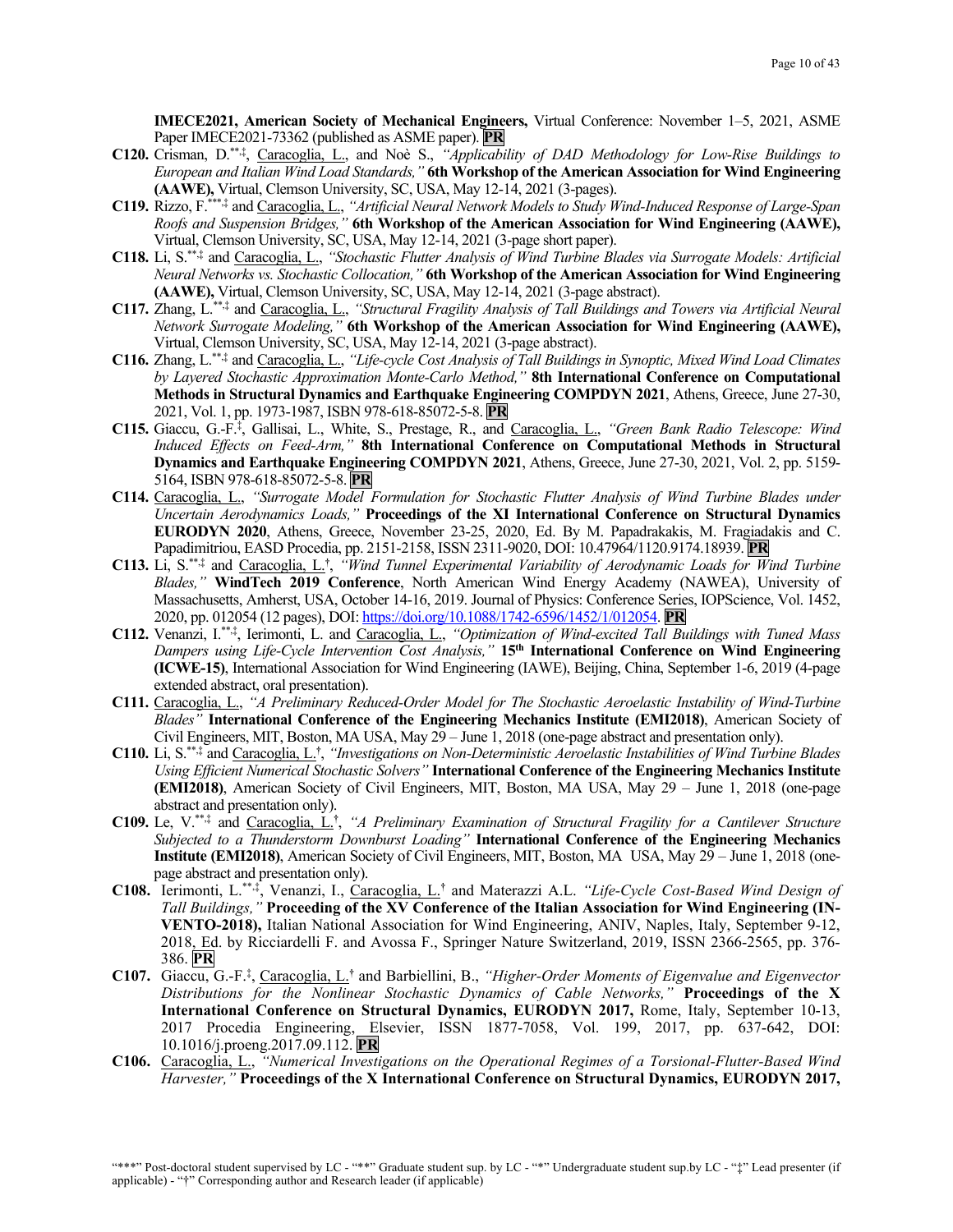**IMECE2021, American Society of Mechanical Engineers,** Virtual Conference: November 1–5, 2021, ASME Paper IMECE2021-73362 (published as ASME paper). **PR**

**C120.** Crisman, D.[**,‡], Caracoglia, L., and Noè S., *"Applicability of DAD Methodology for Low-Rise Buildings to European and Italian Wind Load Standards,"* **6th Workshop of the American Association for Wind Engineering (AAWE),** Virtual, Clemson University, SC, USA, May 12-14, 2021 (3-pages).

**C119.** Rizzo, F.[***,‡] and Caracoglia, L., *"Artificial Neural Network Models to Study Wind-Induced Response of Large-Span Roofs and Suspension Bridges,"* **6th Workshop of the American Association for Wind Engineering (AAWE),** Virtual, Clemson University, SC, USA, May 12-14, 2021 (3-page short paper).

**C118.** Li, S.[**,‡] and Caracoglia, L., *"Stochastic Flutter Analysis of Wind Turbine Blades via Surrogate Models: Artificial Neural Networks vs. Stochastic Collocation,"* **6th Workshop of the American Association for Wind Engineering (AAWE),** Virtual, Clemson University, SC, USA, May 12-14, 2021 (3-page abstract).

**C117.** Zhang, L.[**,‡] and Caracoglia, L., *"Structural Fragility Analysis of Tall Buildings and Towers via Artificial Neural Network Surrogate Modeling,"* **6th Workshop of the American Association for Wind Engineering (AAWE),** Virtual, Clemson University, SC, USA, May 12-14, 2021 (3-page abstract).

**C116.** Zhang, L.[**,‡] and Caracoglia, L., *"Life-cycle Cost Analysis of Tall Buildings in Synoptic, Mixed Wind Load Climates by Layered Stochastic Approximation Monte-Carlo Method,"* **8th International Conference on Computational Methods in Structural Dynamics and Earthquake Engineering COMPDYN 2021**, Athens, Greece, June 27-30, 2021, Vol. 1, pp. 1973-1987, ISBN 978-618-85072-5-8. **PR**

**C115.** Giaccu, G.-F.[‡], Gallisai, L., White, S., Prestage, R., and Caracoglia, L., *"Green Bank Radio Telescope: Wind Induced Effects on Feed-Arm,"* **8th International Conference on Computational Methods in Structural Dynamics and Earthquake Engineering COMPDYN 2021**, Athens, Greece, June 27-30, 2021, Vol. 2, pp. 5159-5164, ISBN 978-618-85072-5-8. **PR**

**C114.** Caracoglia, L., *"Surrogate Model Formulation for Stochastic Flutter Analysis of Wind Turbine Blades under Uncertain Aerodynamics Loads,"* **Proceedings of the XI International Conference on Structural Dynamics EURODYN 2020**, Athens, Greece, November 23-25, 2020, Ed. By M. Papadrakakis, M. Fragiadakis and C. Papadimitriou, EASD Procedia, pp. 2151-2158, ISSN 2311-9020, DOI: 10.47964/1120.9174.18939. **PR**

**C113.** Li, S.[**,‡] and Caracoglia, L.[†], *"Wind Tunnel Experimental Variability of Aerodynamic Loads for Wind Turbine Blades,"* **WindTech 2019 Conference**, North American Wind Energy Academy (NAWEA), University of Massachusetts, Amherst, USA, October 14-16, 2019. Journal of Physics: Conference Series, IOPScience, Vol. 1452, 2020, pp. 012054 (12 pages), DOI: https://doi.org/10.1088/1742-6596/1452/1/012054. **PR**

**C112.** Venanzi, I.[**,‡], Ierimonti, L. and Caracoglia, L., *"Optimization of Wind-excited Tall Buildings with Tuned Mass Dampers using Life-Cycle Intervention Cost Analysis,"* **15th International Conference on Wind Engineering (ICWE-15)**, International Association for Wind Engineering (IAWE), Beijing, China, September 1-6, 2019 (4-page extended abstract, oral presentation).

**C111.** Caracoglia, L., *"A Preliminary Reduced-Order Model for The Stochastic Aeroelastic Instability of Wind-Turbine Blades"* **International Conference of the Engineering Mechanics Institute (EMI2018)**, American Society of Civil Engineers, MIT, Boston, MA USA, May 29 – June 1, 2018 (one-page abstract and presentation only).

**C110.** Li, S.[**,‡] and Caracoglia, L.[†], *"Investigations on Non-Deterministic Aeroelastic Instabilities of Wind Turbine Blades Using Efficient Numerical Stochastic Solvers"* **International Conference of the Engineering Mechanics Institute (EMI2018)**, American Society of Civil Engineers, MIT, Boston, MA USA, May 29 – June 1, 2018 (one-page abstract and presentation only).

**C109.** Le, V.[**,‡] and Caracoglia, L.[†], *"A Preliminary Examination of Structural Fragility for a Cantilever Structure Subjected to a Thunderstorm Downburst Loading"* **International Conference of the Engineering Mechanics Institute (EMI2018)**, American Society of Civil Engineers, MIT, Boston, MA USA, May 29 – June 1, 2018 (one-page abstract and presentation only).

**C108.** Ierimonti, L.[**,‡], Venanzi, I., Caracoglia, L.[†] and Materazzi A.L. *"Life-Cycle Cost-Based Wind Design of Tall Buildings,"* **Proceeding of the XV Conference of the Italian Association for Wind Engineering (IN-VENTO-2018),** Italian National Association for Wind Engineering, ANIV, Naples, Italy, September 9-12, 2018, Ed. by Ricciardelli F. and Avossa F., Springer Nature Switzerland, 2019, ISSN 2366-2565, pp. 376-386. **PR**

**C107.** Giaccu, G.-F.[‡], Caracoglia, L.[†] and Barbiellini, B., *"Higher-Order Moments of Eigenvalue and Eigenvector Distributions for the Nonlinear Stochastic Dynamics of Cable Networks,"* **Proceedings of the X International Conference on Structural Dynamics, EURODYN 2017,** Rome, Italy, September 10-13, 2017 Procedia Engineering, Elsevier, ISSN 1877-7058, Vol. 199, 2017, pp. 637-642, DOI: 10.1016/j.proeng.2017.09.112. **PR**

**C106.** Caracoglia, L., *"Numerical Investigations on the Operational Regimes of a Torsional-Flutter-Based Wind Harvester,"* **Proceedings of the X International Conference on Structural Dynamics, EURODYN 2017,**

"***" Post-doctoral student supervised by LC - "**" Graduate student sup. by LC - "*" Undergraduate student sup.by LC - "‡" Lead presenter (if applicable) - "†" Corresponding author and Research leader (if applicable)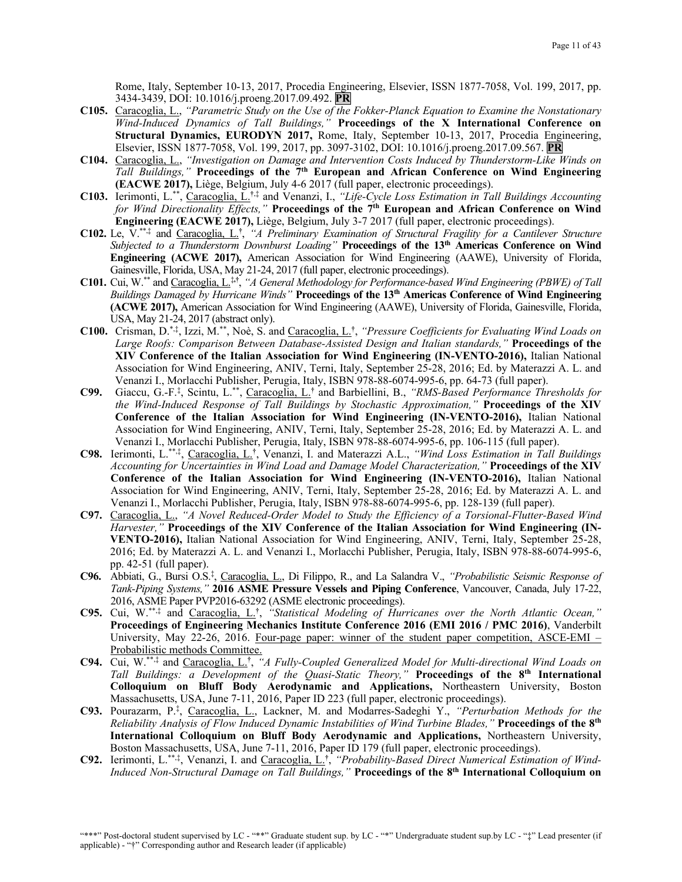Rome, Italy, September 10-13, 2017, Procedia Engineering, Elsevier, ISSN 1877-7058, Vol. 199, 2017, pp. 3434-3439, DOI: 10.1016/j.proeng.2017.09.492. **PR**

**C105.** Caracoglia, L., *"Parametric Study on the Use of the Fokker-Planck Equation to Examine the Nonstationary Wind-Induced Dynamics of Tall Buildings,"* **Proceedings of the X International Conference on Structural Dynamics, EURODYN 2017,** Rome, Italy, September 10-13, 2017, Procedia Engineering, Elsevier, ISSN 1877-7058, Vol. 199, 2017, pp. 3097-3102, DOI: 10.1016/j.proeng.2017.09.567. **PR**

**C104.** Caracoglia, L., *"Investigation on Damage and Intervention Costs Induced by Thunderstorm-Like Winds on Tall Buildings,"* **Proceedings of the 7th European and African Conference on Wind Engineering (EACWE 2017),** Liège, Belgium, July 4-6 2017 (full paper, electronic proceedings).

**C103.** Ierimonti, L.**, Caracoglia, L.†,‡ and Venanzi, I., *"Life-Cycle Loss Estimation in Tall Buildings Accounting for Wind Directionality Effects,"* **Proceedings of the 7th European and African Conference on Wind Engineering (EACWE 2017),** Liège, Belgium, July 3-7 2017 (full paper, electronic proceedings).

**C102.** Le, V.**,‡ and Caracoglia, L.†, *"A Preliminary Examination of Structural Fragility for a Cantilever Structure Subjected to a Thunderstorm Downburst Loading"* **Proceedings of the 13th Americas Conference on Wind Engineering (ACWE 2017),** American Association for Wind Engineering (AAWE), University of Florida, Gainesville, Florida, USA, May 21-24, 2017 (full paper, electronic proceedings).

**C101.** Cui, W.** and Caracoglia, L.‡,†, *"A General Methodology for Performance-based Wind Engineering (PBWE) of Tall Buildings Damaged by Hurricane Winds"* **Proceedings of the 13th Americas Conference of Wind Engineering (ACWE 2017),** American Association for Wind Engineering (AAWE), University of Florida, Gainesville, Florida, USA, May 21-24, 2017 (abstract only).

**C100.** Crisman, D.*,‡, Izzi, M.**, Noè, S. and Caracoglia, L.†, *"Pressure Coefficients for Evaluating Wind Loads on Large Roofs: Comparison Between Database-Assisted Design and Italian standards,"* **Proceedings of the XIV Conference of the Italian Association for Wind Engineering (IN-VENTO-2016),** Italian National Association for Wind Engineering, ANIV, Terni, Italy, September 25-28, 2016; Ed. by Materazzi A. L. and Venanzi I., Morlacchi Publisher, Perugia, Italy, ISBN 978-88-6074-995-6, pp. 64-73 (full paper).

**C99.** Giaccu, G.-F.‡, Scintu, L.**, Caracoglia, L.† and Barbiellini, B., *"RMS-Based Performance Thresholds for the Wind-Induced Response of Tall Buildings by Stochastic Approximation,"* **Proceedings of the XIV Conference of the Italian Association for Wind Engineering (IN-VENTO-2016),** Italian National Association for Wind Engineering, ANIV, Terni, Italy, September 25-28, 2016; Ed. by Materazzi A. L. and Venanzi I., Morlacchi Publisher, Perugia, Italy, ISBN 978-88-6074-995-6, pp. 106-115 (full paper).

**C98.** Ierimonti, L.**,‡, Caracoglia, L.†, Venanzi, I. and Materazzi A.L., *"Wind Loss Estimation in Tall Buildings Accounting for Uncertainties in Wind Load and Damage Model Characterization,"* **Proceedings of the XIV Conference of the Italian Association for Wind Engineering (IN-VENTO-2016),** Italian National Association for Wind Engineering, ANIV, Terni, Italy, September 25-28, 2016; Ed. by Materazzi A. L. and Venanzi I., Morlacchi Publisher, Perugia, Italy, ISBN 978-88-6074-995-6, pp. 128-139 (full paper).

**C97.** Caracoglia, L., *"A Novel Reduced-Order Model to Study the Efficiency of a Torsional-Flutter-Based Wind Harvester,"* **Proceedings of the XIV Conference of the Italian Association for Wind Engineering (IN-VENTO-2016),** Italian National Association for Wind Engineering, ANIV, Terni, Italy, September 25-28, 2016; Ed. by Materazzi A. L. and Venanzi I., Morlacchi Publisher, Perugia, Italy, ISBN 978-88-6074-995-6, pp. 42-51 (full paper).

**C96.** Abbiati, G., Bursi O.S.‡, Caracoglia, L., Di Filippo, R., and La Salandra V., *"Probabilistic Seismic Response of Tank-Piping Systems,"* **2016 ASME Pressure Vessels and Piping Conference**, Vancouver, Canada, July 17-22, 2016, ASME Paper PVP2016-63292 (ASME electronic proceedings).

**C95.** Cui, W.**,‡ and Caracoglia, L.†, *"Statistical Modeling of Hurricanes over the North Atlantic Ocean,"* **Proceedings of Engineering Mechanics Institute Conference 2016 (EMI 2016 / PMC 2016)**, Vanderbilt University, May 22-26, 2016. Four-page paper: winner of the student paper competition, ASCE-EMI – Probabilistic methods Committee.

**C94.** Cui, W.**,‡ and Caracoglia, L.†, *"A Fully-Coupled Generalized Model for Multi-directional Wind Loads on Tall Buildings: a Development of the Quasi-Static Theory,"* **Proceedings of the 8th International Colloquium on Bluff Body Aerodynamic and Applications,** Northeastern University, Boston Massachusetts, USA, June 7-11, 2016, Paper ID 223 (full paper, electronic proceedings).

**C93.** Pourazarm, P.‡, Caracoglia, L., Lackner, M. and Modarres-Sadeghi Y., *"Perturbation Methods for the Reliability Analysis of Flow Induced Dynamic Instabilities of Wind Turbine Blades,"* **Proceedings of the 8th International Colloquium on Bluff Body Aerodynamic and Applications,** Northeastern University, Boston Massachusetts, USA, June 7-11, 2016, Paper ID 179 (full paper, electronic proceedings).

**C92.** Ierimonti, L.**,‡, Venanzi, I. and Caracoglia, L.†, *"Probability-Based Direct Numerical Estimation of Wind-Induced Non-Structural Damage on Tall Buildings,"* **Proceedings of the 8th International Colloquium on**

"***" Post-doctoral student supervised by LC - "**" Graduate student sup. by LC - "*" Undergraduate student sup.by LC - "‡" Lead presenter (if applicable) - "†" Corresponding author and Research leader (if applicable)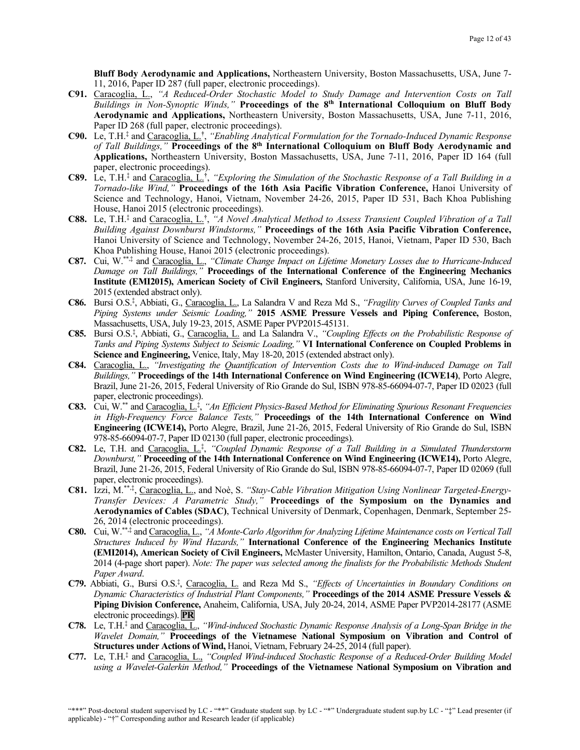**Bluff Body Aerodynamic and Applications,** Northeastern University, Boston Massachusetts, USA, June 7-11, 2016, Paper ID 287 (full paper, electronic proceedings).

**C91.** Caracoglia, L., *"A Reduced-Order Stochastic Model to Study Damage and Intervention Costs on Tall Buildings in Non-Synoptic Winds,"* **Proceedings of the 8th International Colloquium on Bluff Body Aerodynamic and Applications,** Northeastern University, Boston Massachusetts, USA, June 7-11, 2016, Paper ID 268 (full paper, electronic proceedings).

**C90.** Le, T.H.‡ and Caracoglia, L.†, *"Enabling Analytical Formulation for the Tornado-Induced Dynamic Response of Tall Buildings,"* **Proceedings of the 8th International Colloquium on Bluff Body Aerodynamic and Applications,** Northeastern University, Boston Massachusetts, USA, June 7-11, 2016, Paper ID 164 (full paper, electronic proceedings).

**C89.** Le, T.H.‡ and Caracoglia, L.†, *"Exploring the Simulation of the Stochastic Response of a Tall Building in a Tornado-like Wind,"* **Proceedings of the 16th Asia Pacific Vibration Conference,** Hanoi University of Science and Technology, Hanoi, Vietnam, November 24-26, 2015, Paper ID 531, Bach Khoa Publishing House, Hanoi 2015 (electronic proceedings).

**C88.** Le, T.H.‡ and Caracoglia, L.†, *"A Novel Analytical Method to Assess Transient Coupled Vibration of a Tall Building Against Downburst Windstorms,"* **Proceedings of the 16th Asia Pacific Vibration Conference,** Hanoi University of Science and Technology, November 24-26, 2015, Hanoi, Vietnam, Paper ID 530, Bach Khoa Publishing House, Hanoi 2015 (electronic proceedings).

**C87.** Cui, W.**,‡ and Caracoglia, L., *"Climate Change Impact on Lifetime Monetary Losses due to Hurricane-Induced Damage on Tall Buildings,"* **Proceedings of the International Conference of the Engineering Mechanics Institute (EMI2015), American Society of Civil Engineers,** Stanford University, California, USA, June 16-19, 2015 (extended abstract only).

**C86.** Bursi O.S.‡, Abbiati, G., Caracoglia, L., La Salandra V and Reza Md S., *"Fragility Curves of Coupled Tanks and Piping Systems under Seismic Loading,"* **2015 ASME Pressure Vessels and Piping Conference,** Boston, Massachusetts, USA, July 19-23, 2015, ASME Paper PVP2015-45131.

**C85.** Bursi O.S.‡, Abbiati, G., Caracoglia, L. and La Salandra V., *"Coupling Effects on the Probabilistic Response of Tanks and Piping Systems Subject to Seismic Loading,"* **VI International Conference on Coupled Problems in Science and Engineering,** Venice, Italy, May 18-20, 2015 (extended abstract only).

**C84.** Caracoglia, L., *"Investigating the Quantification of Intervention Costs due to Wind-induced Damage on Tall Buildings,"* **Proceedings of the 14th International Conference on Wind Engineering (ICWE14)**, Porto Alegre, Brazil, June 21-26, 2015, Federal University of Rio Grande do Sul, ISBN 978-85-66094-07-7, Paper ID 02023 (full paper, electronic proceedings).

**C83.** Cui, W.** and Caracoglia, L.‡, *"An Efficient Physics-Based Method for Eliminating Spurious Resonant Frequencies in High-Frequency Force Balance Tests,"* **Proceedings of the 14th International Conference on Wind Engineering (ICWE14),** Porto Alegre, Brazil, June 21-26, 2015, Federal University of Rio Grande do Sul, ISBN 978-85-66094-07-7, Paper ID 02130 (full paper, electronic proceedings).

**C82.** Le, T.H. and Caracoglia, L.‡, *"Coupled Dynamic Response of a Tall Building in a Simulated Thunderstorm Downburst,"* **Proceeding of the 14th International Conference on Wind Engineering (ICWE14),** Porto Alegre, Brazil, June 21-26, 2015, Federal University of Rio Grande do Sul, ISBN 978-85-66094-07-7, Paper ID 02069 (full paper, electronic proceedings).

**C81.** Izzi, M.**,‡, Caracoglia, L., and Noè, S. *"Stay-Cable Vibration Mitigation Using Nonlinear Targeted-Energy-Transfer Devices: A Parametric Study,"* **Proceedings of the Symposium on the Dynamics and Aerodynamics of Cables (SDAC)**, Technical University of Denmark, Copenhagen, Denmark, September 25-26, 2014 (electronic proceedings).

**C80.** Cui, W.**,‡ and Caracoglia, L., *"A Monte-Carlo Algorithm for Analyzing Lifetime Maintenance costs on Vertical Tall Structures Induced by Wind Hazards,"* **International Conference of the Engineering Mechanics Institute (EMI2014), American Society of Civil Engineers,** McMaster University, Hamilton, Ontario, Canada, August 5-8, 2014 (4-page short paper). *Note: The paper was selected among the finalists for the Probabilistic Methods Student Paper Award*.

**C79.** Abbiati, G., Bursi O.S.‡, Caracoglia, L. and Reza Md S., *"Effects of Uncertainties in Boundary Conditions on Dynamic Characteristics of Industrial Plant Components,"* **Proceedings of the 2014 ASME Pressure Vessels & Piping Division Conference,** Anaheim, California, USA, July 20-24, 2014, ASME Paper PVP2014-28177 (ASME electronic proceedings). **PR**

**C78.** Le, T.H.‡ and Caracoglia, L., *"Wind-induced Stochastic Dynamic Response Analysis of a Long-Span Bridge in the Wavelet Domain,"* **Proceedings of the Vietnamese National Symposium on Vibration and Control of Structures under Actions of Wind,** Hanoi, Vietnam, February 24-25, 2014 (full paper).

**C77.** Le, T.H.‡ and Caracoglia, L., *"Coupled Wind-induced Stochastic Response of a Reduced-Order Building Model using a Wavelet-Galerkin Method,"* **Proceedings of the Vietnamese National Symposium on Vibration and**

"***" Post-doctoral student supervised by LC - "**" Graduate student sup. by LC - "*" Undergraduate student sup.by LC - "‡" Lead presenter (if applicable) - "†" Corresponding author and Research leader (if applicable)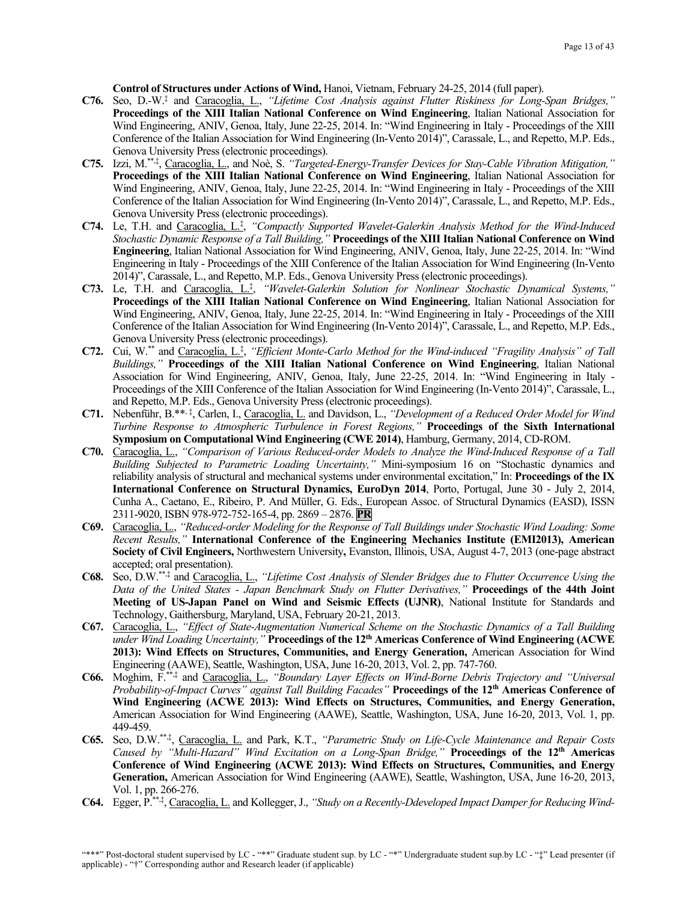**Control of Structures under Actions of Wind,** Hanoi, Vietnam, February 24-25, 2014 (full paper).

**C76.** Seo, D.-W.[‡] and Caracoglia, L., *"Lifetime Cost Analysis against Flutter Riskiness for Long-Span Bridges,"* **Proceedings of the XIII Italian National Conference on Wind Engineering**, Italian National Association for Wind Engineering, ANIV, Genoa, Italy, June 22-25, 2014. In: "Wind Engineering in Italy - Proceedings of the XIII Conference of the Italian Association for Wind Engineering (In-Vento 2014)", Carassale, L., and Repetto, M.P. Eds., Genova University Press (electronic proceedings).

**C75.** Izzi, M.[**,‡], Caracoglia, L., and Noè, S. *"Targeted-Energy-Transfer Devices for Stay-Cable Vibration Mitigation,"* **Proceedings of the XIII Italian National Conference on Wind Engineering**, Italian National Association for Wind Engineering, ANIV, Genoa, Italy, June 22-25, 2014. In: "Wind Engineering in Italy - Proceedings of the XIII Conference of the Italian Association for Wind Engineering (In-Vento 2014)", Carassale, L., and Repetto, M.P. Eds., Genova University Press (electronic proceedings).

**C74.** Le, T.H. and Caracoglia, L.[‡], *"Compactly Supported Wavelet-Galerkin Analysis Method for the Wind-Induced Stochastic Dynamic Response of a Tall Building,"* **Proceedings of the XIII Italian National Conference on Wind Engineering**, Italian National Association for Wind Engineering, ANIV, Genoa, Italy, June 22-25, 2014. In: "Wind Engineering in Italy - Proceedings of the XIII Conference of the Italian Association for Wind Engineering (In-Vento 2014)", Carassale, L., and Repetto, M.P. Eds., Genova University Press (electronic proceedings).

**C73.** Le, T.H. and Caracoglia, L.[‡], *"Wavelet-Galerkin Solution for Nonlinear Stochastic Dynamical Systems,"* **Proceedings of the XIII Italian National Conference on Wind Engineering**, Italian National Association for Wind Engineering, ANIV, Genoa, Italy, June 22-25, 2014. In: "Wind Engineering in Italy - Proceedings of the XIII Conference of the Italian Association for Wind Engineering (In-Vento 2014)", Carassale, L., and Repetto, M.P. Eds., Genova University Press (electronic proceedings).

**C72.** Cui, W.[**] and Caracoglia, L.[‡], *"Efficient Monte-Carlo Method for the Wind-induced "Fragility Analysis" of Tall Buildings,"* **Proceedings of the XIII Italian National Conference on Wind Engineering**, Italian National Association for Wind Engineering, ANIV, Genoa, Italy, June 22-25, 2014. In: "Wind Engineering in Italy - Proceedings of the XIII Conference of the Italian Association for Wind Engineering (In-Vento 2014)", Carassale, L., and Repetto, M.P. Eds., Genova University Press (electronic proceedings).

**C71.** Nebenführ, B.[**, ‡], Carlen, I., Caracoglia, L. and Davidson, L., *"Development of a Reduced Order Model for Wind Turbine Response to Atmospheric Turbulence in Forest Regions,"* **Proceedings of the Sixth International Symposium on Computational Wind Engineering (CWE 2014)**, Hamburg, Germany, 2014, CD-ROM.

**C70.** Caracoglia, L., *"Comparison of Various Reduced-order Models to Analyze the Wind-Induced Response of a Tall Building Subjected to Parametric Loading Uncertainty,"* Mini-symposium 16 on "Stochastic dynamics and reliability analysis of structural and mechanical systems under environmental excitation," In: **Proceedings of the IX International Conference on Structural Dynamics, EuroDyn 2014**, Porto, Portugal, June 30 - July 2, 2014, Cunha A., Caetano, E., Ribeiro, P. And Müller, G. Eds., European Assoc. of Structural Dynamics (EASD), ISSN 2311-9020, ISBN 978-972-752-165-4, pp. 2869 – 2876. **PR**

**C69.** Caracoglia, L., *"Reduced-order Modeling for the Response of Tall Buildings under Stochastic Wind Loading: Some Recent Results,"* **International Conference of the Engineering Mechanics Institute (EMI2013), American Society of Civil Engineers,** Northwestern University**,** Evanston, Illinois, USA, August 4-7, 2013 (one-page abstract accepted; oral presentation).

**C68.** Seo, D.W.[**,‡] and Caracoglia, L., *"Lifetime Cost Analysis of Slender Bridges due to Flutter Occurrence Using the Data of the United States - Japan Benchmark Study on Flutter Derivatives,"* **Proceedings of the 44th Joint Meeting of US-Japan Panel on Wind and Seismic Effects (UJNR)**, National Institute for Standards and Technology, Gaithersburg, Maryland, USA, February 20-21, 2013.

**C67.** Caracoglia, L., *"Effect of State-Augmentation Numerical Scheme on the Stochastic Dynamics of a Tall Building under Wind Loading Uncertainty,"* **Proceedings of the 12th Americas Conference of Wind Engineering (ACWE 2013): Wind Effects on Structures, Communities, and Energy Generation,** American Association for Wind Engineering (AAWE), Seattle, Washington, USA, June 16-20, 2013, Vol. 2, pp. 747-760.

**C66.** Moghim, F.[**,‡] and Caracoglia, L., *"Boundary Layer Effects on Wind-Borne Debris Trajectory and "Universal Probability-of-Impact Curves" against Tall Building Facades"* **Proceedings of the 12th Americas Conference of Wind Engineering (ACWE 2013): Wind Effects on Structures, Communities, and Energy Generation,** American Association for Wind Engineering (AAWE), Seattle, Washington, USA, June 16-20, 2013, Vol. 1, pp. 449-459.

**C65.** Seo, D.W.[**,‡], Caracoglia, L. and Park, K.T., *"Parametric Study on Life-Cycle Maintenance and Repair Costs Caused by "Multi-Hazard" Wind Excitation on a Long-Span Bridge,"* **Proceedings of the 12th Americas Conference of Wind Engineering (ACWE 2013): Wind Effects on Structures, Communities, and Energy Generation,** American Association for Wind Engineering (AAWE), Seattle, Washington, USA, June 16-20, 2013, Vol. 1, pp. 266-276.

**C64.** Egger, P.[**,‡], Caracoglia, L. and Kollegger, J., *"Study on a Recently-Ddeveloped Impact Damper for Reducing Wind-*

"***" Post-doctoral student supervised by LC - "**" Graduate student sup. by LC - "*" Undergraduate student sup.by LC - "‡" Lead presenter (if applicable) - "†" Corresponding author and Research leader (if applicable)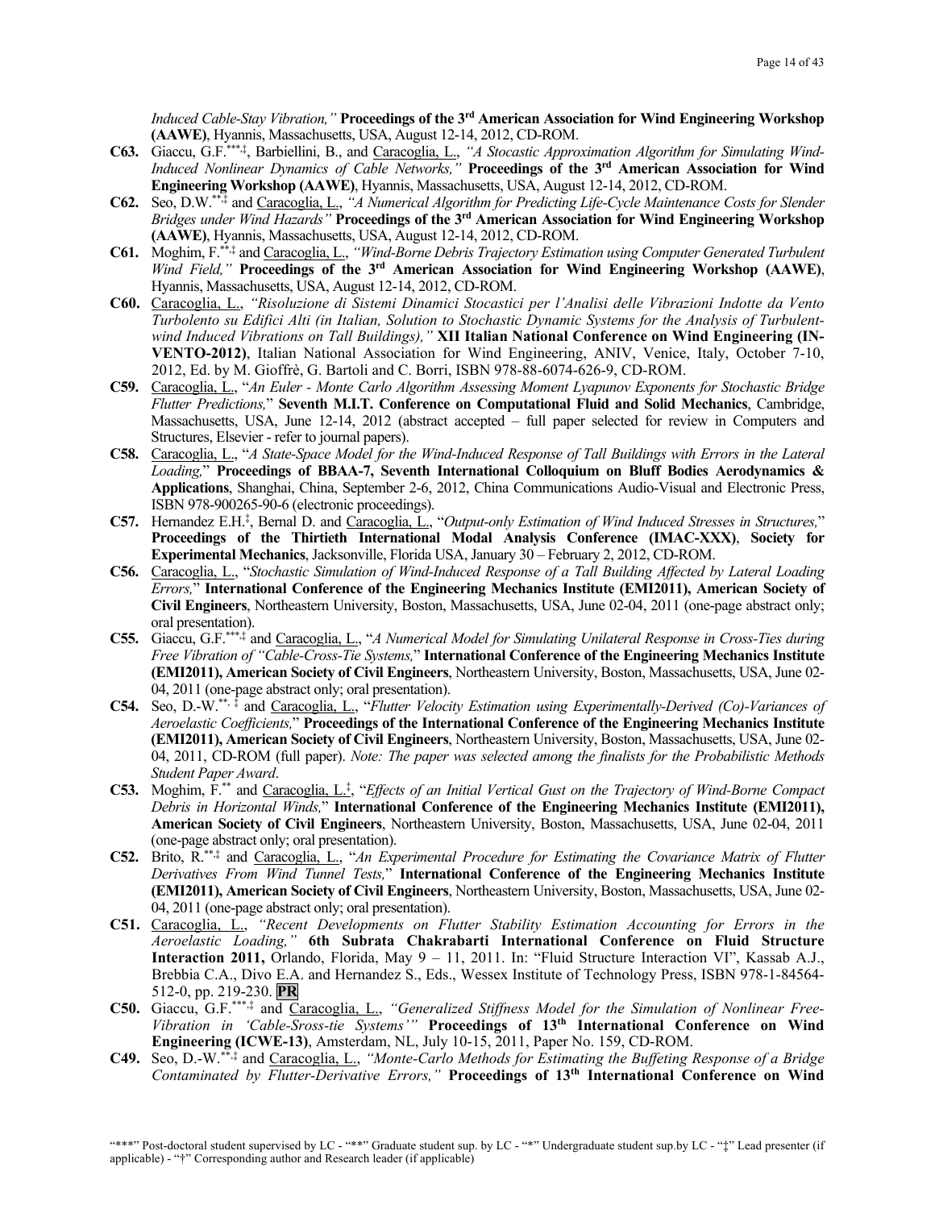*Induced Cable-Stay Vibration,"* **Proceedings of the 3rd American Association for Wind Engineering Workshop (AAWE)**, Hyannis, Massachusetts, USA, August 12-14, 2012, CD-ROM.

**C63.** Giaccu, G.F.[***,‡], Barbiellini, B., and Caracoglia, L., *"A Stocastic Approximation Algorithm for Simulating Wind-Induced Nonlinear Dynamics of Cable Networks,"* **Proceedings of the 3rd American Association for Wind Engineering Workshop (AAWE)**, Hyannis, Massachusetts, USA, August 12-14, 2012, CD-ROM.

**C62.** Seo, D.W.[**,‡] and Caracoglia, L., *"A Numerical Algorithm for Predicting Life-Cycle Maintenance Costs for Slender Bridges under Wind Hazards"* **Proceedings of the 3rd American Association for Wind Engineering Workshop (AAWE)**, Hyannis, Massachusetts, USA, August 12-14, 2012, CD-ROM.

**C61.** Moghim, F.[**,‡] and Caracoglia, L., *"Wind-Borne Debris Trajectory Estimation using Computer Generated Turbulent Wind Field,"* **Proceedings of the 3rd American Association for Wind Engineering Workshop (AAWE)**, Hyannis, Massachusetts, USA, August 12-14, 2012, CD-ROM.

**C60.** Caracoglia, L., *"Risoluzione di Sistemi Dinamici Stocastici per l'Analisi delle Vibrazioni Indotte da Vento Turbolento su Edifici Alti (in Italian, Solution to Stochastic Dynamic Systems for the Analysis of Turbulent-wind Induced Vibrations on Tall Buildings),"* **XII Italian National Conference on Wind Engineering (IN-VENTO-2012)**, Italian National Association for Wind Engineering, ANIV, Venice, Italy, October 7-10, 2012, Ed. by M. Gioffrè, G. Bartoli and C. Borri, ISBN 978-88-6074-626-9, CD-ROM.

**C59.** Caracoglia, L., "*An Euler - Monte Carlo Algorithm Assessing Moment Lyapunov Exponents for Stochastic Bridge Flutter Predictions,*" **Seventh M.I.T. Conference on Computational Fluid and Solid Mechanics**, Cambridge, Massachusetts, USA, June 12-14, 2012 (abstract accepted – full paper selected for review in Computers and Structures, Elsevier - refer to journal papers).

**C58.** Caracoglia, L., "*A State-Space Model for the Wind-Induced Response of Tall Buildings with Errors in the Lateral Loading,*" **Proceedings of BBAA-7, Seventh International Colloquium on Bluff Bodies Aerodynamics & Applications**, Shanghai, China, September 2-6, 2012, China Communications Audio-Visual and Electronic Press, ISBN 978-900265-90-6 (electronic proceedings).

**C57.** Hernandez E.H.[‡], Bernal D. and Caracoglia, L., "*Output-only Estimation of Wind Induced Stresses in Structures,*" **Proceedings of the Thirtieth International Modal Analysis Conference (IMAC-XXX)**, **Society for Experimental Mechanics**, Jacksonville, Florida USA, January 30 – February 2, 2012, CD-ROM.

**C56.** Caracoglia, L., "*Stochastic Simulation of Wind-Induced Response of a Tall Building Affected by Lateral Loading Errors,*" **International Conference of the Engineering Mechanics Institute (EMI2011), American Society of Civil Engineers**, Northeastern University, Boston, Massachusetts, USA, June 02-04, 2011 (one-page abstract only; oral presentation).

**C55.** Giaccu, G.F.[***,‡] and Caracoglia, L., "*A Numerical Model for Simulating Unilateral Response in Cross-Ties during Free Vibration of "Cable-Cross-Tie Systems,*" **International Conference of the Engineering Mechanics Institute (EMI2011), American Society of Civil Engineers**, Northeastern University, Boston, Massachusetts, USA, June 02-04, 2011 (one-page abstract only; oral presentation).

**C54.** Seo, D.-W.[**,‡] and Caracoglia, L., "*Flutter Velocity Estimation using Experimentally-Derived (Co)-Variances of Aeroelastic Coefficients,*" **Proceedings of the International Conference of the Engineering Mechanics Institute (EMI2011), American Society of Civil Engineers**, Northeastern University, Boston, Massachusetts, USA, June 02-04, 2011, CD-ROM (full paper). *Note: The paper was selected among the finalists for the Probabilistic Methods Student Paper Award*.

**C53.** Moghim, F.[**] and Caracoglia, L.[‡], "*Effects of an Initial Vertical Gust on the Trajectory of Wind-Borne Compact Debris in Horizontal Winds,*" **International Conference of the Engineering Mechanics Institute (EMI2011), American Society of Civil Engineers**, Northeastern University, Boston, Massachusetts, USA, June 02-04, 2011 (one-page abstract only; oral presentation).

**C52.** Brito, R.[**,‡] and Caracoglia, L., "*An Experimental Procedure for Estimating the Covariance Matrix of Flutter Derivatives From Wind Tunnel Tests,*" **International Conference of the Engineering Mechanics Institute (EMI2011), American Society of Civil Engineers**, Northeastern University, Boston, Massachusetts, USA, June 02-04, 2011 (one-page abstract only; oral presentation).

**C51.** Caracoglia, L., *"Recent Developments on Flutter Stability Estimation Accounting for Errors in the Aeroelastic Loading,"* **6th Subrata Chakrabarti International Conference on Fluid Structure Interaction 2011,** Orlando, Florida, May 9 – 11, 2011. In: "Fluid Structure Interaction VI", Kassab A.J., Brebbia C.A., Divo E.A. and Hernandez S., Eds., Wessex Institute of Technology Press, ISBN 978-1-84564-512-0, pp. 219-230. **PR**

**C50.** Giaccu, G.F.[***,‡] and Caracoglia, L., *"Generalized Stiffness Model for the Simulation of Nonlinear Free-Vibration in 'Cable-Sross-tie Systems'"* **Proceedings of 13th International Conference on Wind Engineering (ICWE-13)**, Amsterdam, NL, July 10-15, 2011, Paper No. 159, CD-ROM.

**C49.** Seo, D.-W.[**,‡] and Caracoglia, L., *"Monte-Carlo Methods for Estimating the Buffeting Response of a Bridge Contaminated by Flutter-Derivative Errors,"* **Proceedings of 13th International Conference on Wind**

"***" Post-doctoral student supervised by LC - "**" Graduate student sup. by LC - "*" Undergraduate student sup.by LC - "‡" Lead presenter (if applicable) - "†" Corresponding author and Research leader (if applicable)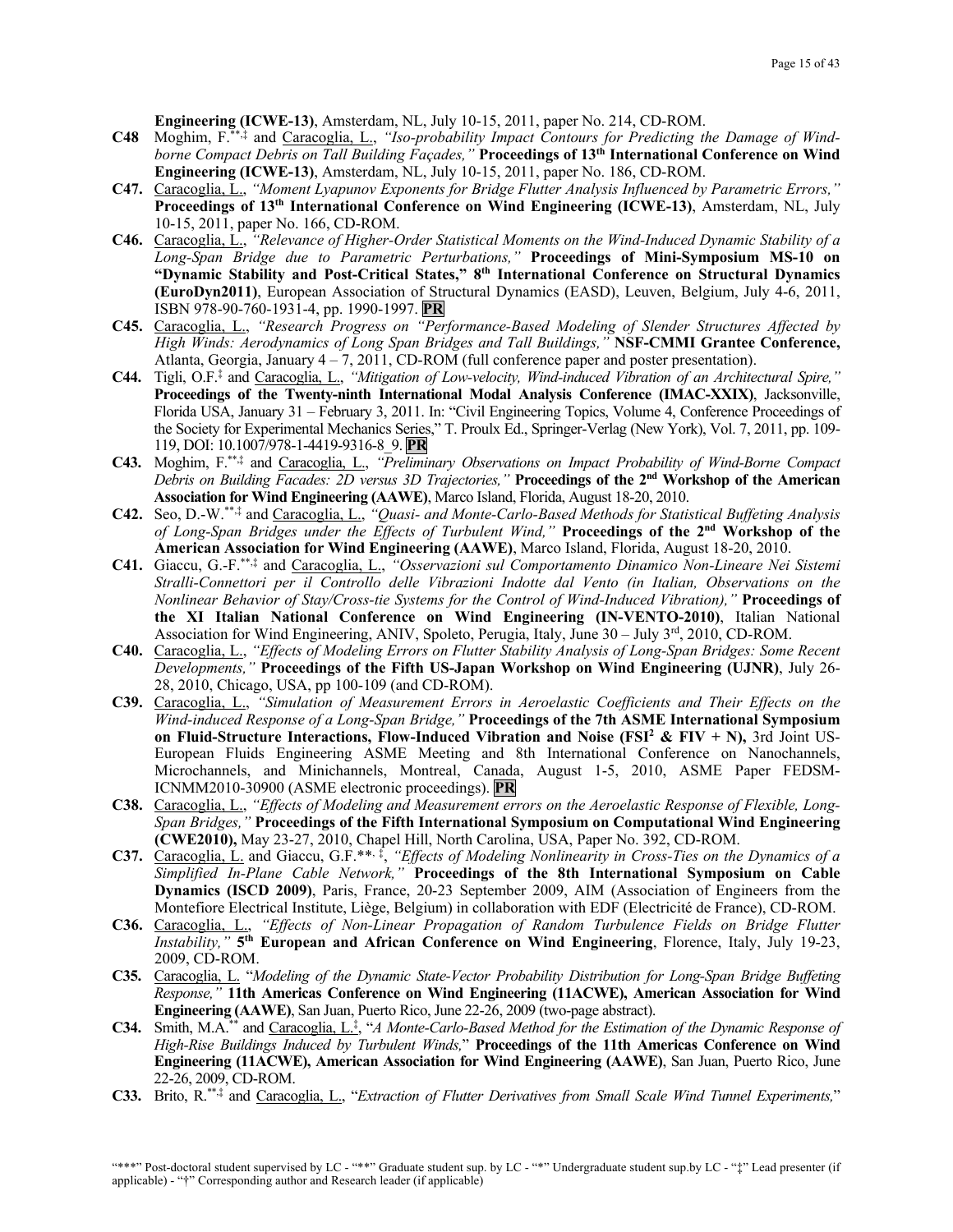**Engineering (ICWE-13)**, Amsterdam, NL, July 10-15, 2011, paper No. 214, CD-ROM.

**C48** Moghim, F.**,‡ and Caracoglia, L., *"Iso-probability Impact Contours for Predicting the Damage of Wind-borne Compact Debris on Tall Building Façades,"* **Proceedings of 13th International Conference on Wind Engineering (ICWE-13)**, Amsterdam, NL, July 10-15, 2011, paper No. 186, CD-ROM.

**C47.** Caracoglia, L., *"Moment Lyapunov Exponents for Bridge Flutter Analysis Influenced by Parametric Errors,"* **Proceedings of 13th International Conference on Wind Engineering (ICWE-13)**, Amsterdam, NL, July 10-15, 2011, paper No. 166, CD-ROM.

**C46.** Caracoglia, L., *"Relevance of Higher-Order Statistical Moments on the Wind-Induced Dynamic Stability of a Long-Span Bridge due to Parametric Perturbations,"* **Proceedings of Mini-Symposium MS-10 on "Dynamic Stability and Post-Critical States," 8th International Conference on Structural Dynamics (EuroDyn2011)**, European Association of Structural Dynamics (EASD), Leuven, Belgium, July 4-6, 2011, ISBN 978-90-760-1931-4, pp. 1990-1997. **PR**

**C45.** Caracoglia, L., *"Research Progress on "Performance-Based Modeling of Slender Structures Affected by High Winds: Aerodynamics of Long Span Bridges and Tall Buildings,"* **NSF-CMMI Grantee Conference,** Atlanta, Georgia, January 4 – 7, 2011, CD-ROM (full conference paper and poster presentation).

**C44.** Tigli, O.F.‡ and Caracoglia, L., *"Mitigation of Low-velocity, Wind-induced Vibration of an Architectural Spire,"* **Proceedings of the Twenty-ninth International Modal Analysis Conference (IMAC-XXIX)**, Jacksonville, Florida USA, January 31 – February 3, 2011. In: "Civil Engineering Topics, Volume 4, Conference Proceedings of the Society for Experimental Mechanics Series," T. Proulx Ed., Springer-Verlag (New York), Vol. 7, 2011, pp. 109-119, DOI: 10.1007/978-1-4419-9316-8_9. **PR**

**C43.** Moghim, F.**,‡ and Caracoglia, L., *"Preliminary Observations on Impact Probability of Wind-Borne Compact Debris on Building Facades: 2D versus 3D Trajectories,"* **Proceedings of the 2nd Workshop of the American Association for Wind Engineering (AAWE)**, Marco Island, Florida, August 18-20, 2010.

**C42.** Seo, D.-W.**,‡ and Caracoglia, L., *"Quasi- and Monte-Carlo-Based Methods for Statistical Buffeting Analysis of Long-Span Bridges under the Effects of Turbulent Wind,"* **Proceedings of the 2nd Workshop of the American Association for Wind Engineering (AAWE)**, Marco Island, Florida, August 18-20, 2010.

**C41.** Giaccu, G.-F.**,‡ and Caracoglia, L., *"Osservazioni sul Comportamento Dinamico Non-Lineare Nei Sistemi Stralli-Connettori per il Controllo delle Vibrazioni Indotte dal Vento (in Italian, Observations on the Nonlinear Behavior of Stay/Cross-tie Systems for the Control of Wind-Induced Vibration),"* **Proceedings of the XI Italian National Conference on Wind Engineering (IN-VENTO-2010)**, Italian National Association for Wind Engineering, ANIV, Spoleto, Perugia, Italy, June 30 – July 3rd, 2010, CD-ROM.

**C40.** Caracoglia, L., *"Effects of Modeling Errors on Flutter Stability Analysis of Long-Span Bridges: Some Recent Developments,"* **Proceedings of the Fifth US-Japan Workshop on Wind Engineering (UJNR)**, July 26-28, 2010, Chicago, USA, pp 100-109 (and CD-ROM).

**C39.** Caracoglia, L., *"Simulation of Measurement Errors in Aeroelastic Coefficients and Their Effects on the Wind-induced Response of a Long-Span Bridge,"* **Proceedings of the 7th ASME International Symposium on Fluid-Structure Interactions, Flow-Induced Vibration and Noise (FSI² & FIV + N),** 3rd Joint US-European Fluids Engineering ASME Meeting and 8th International Conference on Nanochannels, Microchannels, and Minichannels, Montreal, Canada, August 1-5, 2010, ASME Paper FEDSM-ICNMM2010-30900 (ASME electronic proceedings). **PR**

**C38.** Caracoglia, L., *"Effects of Modeling and Measurement errors on the Aeroelastic Response of Flexible, Long-Span Bridges,"* **Proceedings of the Fifth International Symposium on Computational Wind Engineering (CWE2010),** May 23-27, 2010, Chapel Hill, North Carolina, USA, Paper No. 392, CD-ROM.

**C37.** Caracoglia, L. and Giaccu, G.F.**, ‡, *"Effects of Modeling Nonlinearity in Cross-Ties on the Dynamics of a Simplified In-Plane Cable Network,"* **Proceedings of the 8th International Symposium on Cable Dynamics (ISCD 2009)**, Paris, France, 20-23 September 2009, AIM (Association of Engineers from the Montefiore Electrical Institute, Liège, Belgium) in collaboration with EDF (Electricité de France), CD-ROM.

**C36.** Caracoglia, L., *"Effects of Non-Linear Propagation of Random Turbulence Fields on Bridge Flutter Instability,"* **5th European and African Conference on Wind Engineering**, Florence, Italy, July 19-23, 2009, CD-ROM.

**C35.** Caracoglia, L. "*Modeling of the Dynamic State-Vector Probability Distribution for Long-Span Bridge Buffeting Response,"* **11th Americas Conference on Wind Engineering (11ACWE), American Association for Wind Engineering (AAWE)**, San Juan, Puerto Rico, June 22-26, 2009 (two-page abstract).

**C34.** Smith, M.A.** and Caracoglia, L.‡, "*A Monte-Carlo-Based Method for the Estimation of the Dynamic Response of High-Rise Buildings Induced by Turbulent Winds,*" **Proceedings of the 11th Americas Conference on Wind Engineering (11ACWE), American Association for Wind Engineering (AAWE)**, San Juan, Puerto Rico, June 22-26, 2009, CD-ROM.

**C33.** Brito, R.**,‡ and Caracoglia, L., "*Extraction of Flutter Derivatives from Small Scale Wind Tunnel Experiments,*"

"***" Post-doctoral student supervised by LC - "**" Graduate student sup. by LC - "*" Undergraduate student sup.by LC - "‡" Lead presenter (if applicable) - "†" Corresponding author and Research leader (if applicable)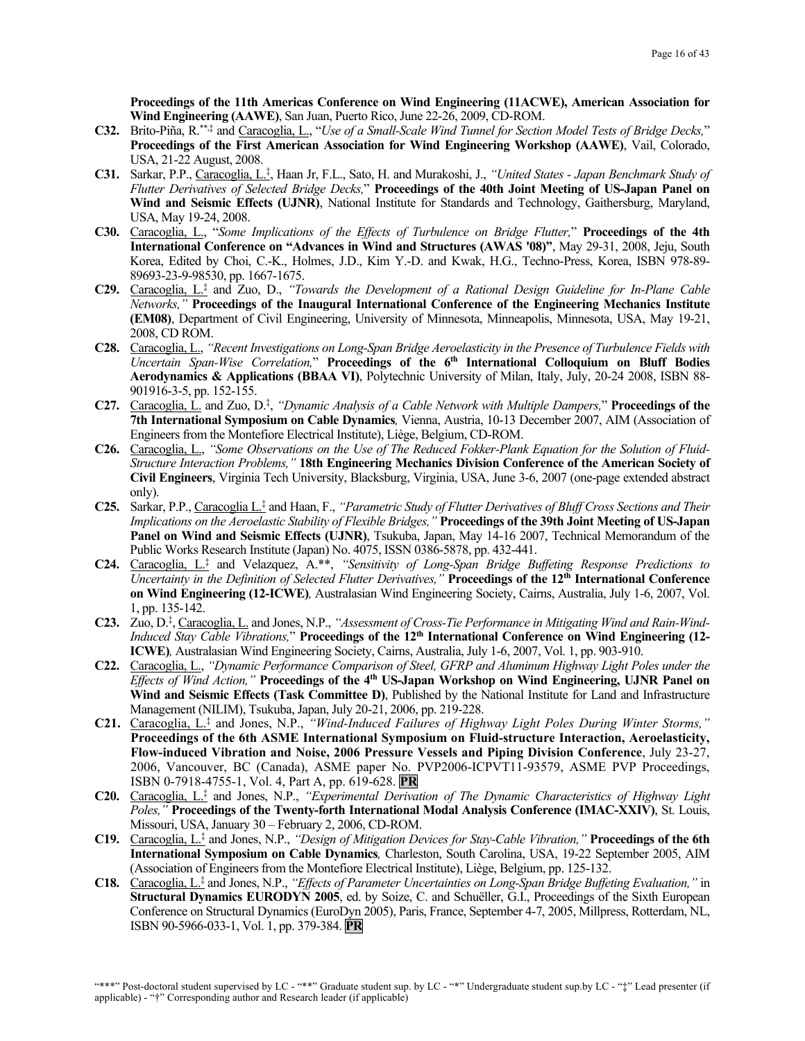**Proceedings of the 11th Americas Conference on Wind Engineering (11ACWE), American Association for Wind Engineering (AAWE)**, San Juan, Puerto Rico, June 22-26, 2009, CD-ROM.

**C32.** Brito-Piña, R.[**,‡] and Caracoglia, L., "*Use of a Small-Scale Wind Tunnel for Section Model Tests of Bridge Decks,*" **Proceedings of the First American Association for Wind Engineering Workshop (AAWE)**, Vail, Colorado, USA, 21-22 August, 2008.

**C31.** Sarkar, P.P., Caracoglia, L.[‡], Haan Jr, F.L., Sato, H. and Murakoshi, J., *"United States - Japan Benchmark Study of Flutter Derivatives of Selected Bridge Decks,*" **Proceedings of the 40th Joint Meeting of US-Japan Panel on Wind and Seismic Effects (UJNR)**, National Institute for Standards and Technology, Gaithersburg, Maryland, USA, May 19-24, 2008.

**C30.** Caracoglia, L., "*Some Implications of the Effects of Turbulence on Bridge Flutter,*" **Proceedings of the 4th International Conference on "Advances in Wind and Structures (AWAS '08)"**, May 29-31, 2008, Jeju, South Korea, Edited by Choi, C.-K., Holmes, J.D., Kim Y.-D. and Kwak, H.G., Techno-Press, Korea, ISBN 978-89-89693-23-9-98530, pp. 1667-1675.

**C29.** Caracoglia, L.[‡] and Zuo, D., *"Towards the Development of a Rational Design Guideline for In-Plane Cable Networks,"* **Proceedings of the Inaugural International Conference of the Engineering Mechanics Institute (EM08)**, Department of Civil Engineering, University of Minnesota, Minneapolis, Minnesota, USA, May 19-21, 2008, CD ROM.

**C28.** Caracoglia, L., *"Recent Investigations on Long-Span Bridge Aeroelasticity in the Presence of Turbulence Fields with Uncertain Span-Wise Correlation,*" **Proceedings of the 6th International Colloquium on Bluff Bodies Aerodynamics & Applications (BBAA VI)**, Polytechnic University of Milan, Italy, July, 20-24 2008, ISBN 88-901916-3-5, pp. 152-155.

**C27.** Caracoglia, L. and Zuo, D.[‡], *"Dynamic Analysis of a Cable Network with Multiple Dampers,*" **Proceedings of the 7th International Symposium on Cable Dynamics***,* Vienna, Austria, 10-13 December 2007, AIM (Association of Engineers from the Montefiore Electrical Institute), Liège, Belgium, CD-ROM.

**C26.** Caracoglia, L., *"Some Observations on the Use of The Reduced Fokker-Plank Equation for the Solution of Fluid-Structure Interaction Problems,"* **18th Engineering Mechanics Division Conference of the American Society of Civil Engineers**, Virginia Tech University, Blacksburg, Virginia, USA, June 3-6, 2007 (one-page extended abstract only).

**C25.** Sarkar, P.P., Caracoglia L.[‡] and Haan, F., *"Parametric Study of Flutter Derivatives of Bluff Cross Sections and Their Implications on the Aeroelastic Stability of Flexible Bridges,"* **Proceedings of the 39th Joint Meeting of US-Japan Panel on Wind and Seismic Effects (UJNR)**, Tsukuba, Japan, May 14-16 2007, Technical Memorandum of the Public Works Research Institute (Japan) No. 4075, ISSN 0386-5878, pp. 432-441.

**C24.** Caracoglia, L.[‡] and Velazquez, A.**, *"Sensitivity of Long-Span Bridge Buffeting Response Predictions to Uncertainty in the Definition of Selected Flutter Derivatives,"* **Proceedings of the 12th International Conference on Wind Engineering (12-ICWE)***,* Australasian Wind Engineering Society, Cairns, Australia, July 1-6, 2007, Vol. 1, pp. 135-142.

**C23.** Zuo, D.[‡], Caracoglia, L. and Jones, N.P., *"Assessment of Cross-Tie Performance in Mitigating Wind and Rain-Wind-Induced Stay Cable Vibrations,*" **Proceedings of the 12th International Conference on Wind Engineering (12-ICWE)***,* Australasian Wind Engineering Society, Cairns, Australia, July 1-6, 2007, Vol. 1, pp. 903-910.

**C22.** Caracoglia, L., *"Dynamic Performance Comparison of Steel, GFRP and Aluminum Highway Light Poles under the Effects of Wind Action,"* **Proceedings of the 4th US-Japan Workshop on Wind Engineering, UJNR Panel on Wind and Seismic Effects (Task Committee D)**, Published by the National Institute for Land and Infrastructure Management (NILIM), Tsukuba, Japan, July 20-21, 2006, pp. 219-228.

**C21.** Caracoglia, L.[‡] and Jones, N.P., *"Wind-Induced Failures of Highway Light Poles During Winter Storms,"* **Proceedings of the 6th ASME International Symposium on Fluid-structure Interaction, Aeroelasticity, Flow-induced Vibration and Noise, 2006 Pressure Vessels and Piping Division Conference**, July 23-27, 2006, Vancouver, BC (Canada), ASME paper No. PVP2006-ICPVT11-93579, ASME PVP Proceedings, ISBN 0-7918-4755-1, Vol. 4, Part A, pp. 619-628. **PR**

**C20.** Caracoglia, L.[‡] and Jones, N.P., *"Experimental Derivation of The Dynamic Characteristics of Highway Light Poles,"* **Proceedings of the Twenty-forth International Modal Analysis Conference (IMAC-XXIV)**, St. Louis, Missouri, USA, January 30 – February 2, 2006, CD-ROM.

**C19.** Caracoglia, L.[‡] and Jones, N.P., *"Design of Mitigation Devices for Stay-Cable Vibration,"* **Proceedings of the 6th International Symposium on Cable Dynamics***,* Charleston, South Carolina, USA, 19-22 September 2005, AIM (Association of Engineers from the Montefiore Electrical Institute), Liège, Belgium, pp. 125-132.

**C18.** Caracoglia, L.[‡] and Jones, N.P., *"Effects of Parameter Uncertainties on Long-Span Bridge Buffeting Evaluation,"* in **Structural Dynamics EURODYN 2005**, ed. by Soize, C. and Schuëller, G.I., Proceedings of the Sixth European Conference on Structural Dynamics (EuroDyn 2005), Paris, France, September 4-7, 2005, Millpress, Rotterdam, NL, ISBN 90-5966-033-1, Vol. 1, pp. 379-384. **PR**

"***" Post-doctoral student supervised by LC - "**" Graduate student sup. by LC - "*" Undergraduate student sup.by LC - "‡" Lead presenter (if applicable) - "†" Corresponding author and Research leader (if applicable)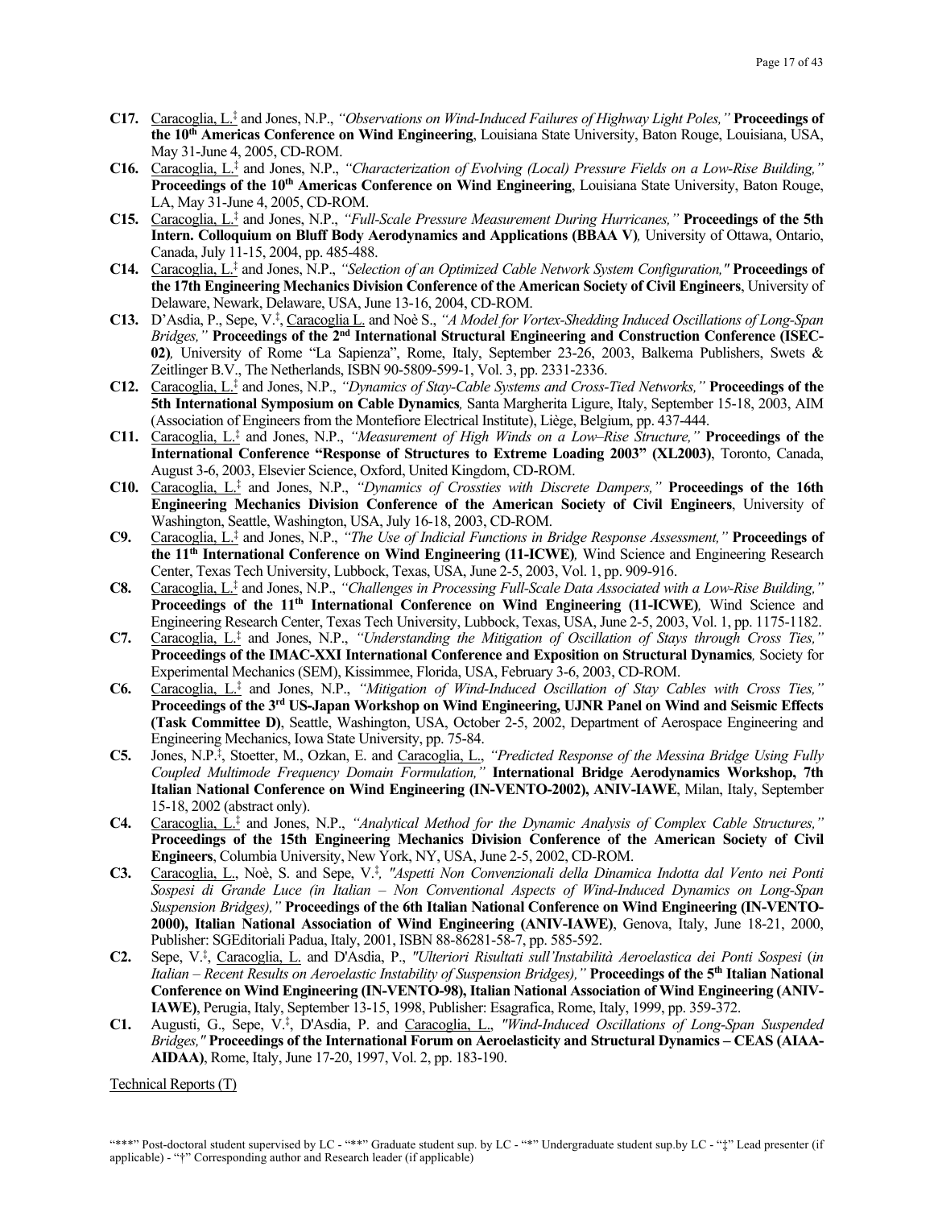**C17.** Caracoglia, L.‡ and Jones, N.P., *"Observations on Wind-Induced Failures of Highway Light Poles,"* **Proceedings of the 10th Americas Conference on Wind Engineering**, Louisiana State University, Baton Rouge, Louisiana, USA, May 31-June 4, 2005, CD-ROM.

**C16.** Caracoglia, L.‡ and Jones, N.P., *"Characterization of Evolving (Local) Pressure Fields on a Low-Rise Building,"* **Proceedings of the 10th Americas Conference on Wind Engineering**, Louisiana State University, Baton Rouge, LA, May 31-June 4, 2005, CD-ROM.

**C15.** Caracoglia, L.‡ and Jones, N.P., *"Full-Scale Pressure Measurement During Hurricanes,"* **Proceedings of the 5th Intern. Colloquium on Bluff Body Aerodynamics and Applications (BBAA V)***,* University of Ottawa, Ontario, Canada, July 11-15, 2004, pp. 485-488.

**C14.** Caracoglia, L.‡ and Jones, N.P., *"Selection of an Optimized Cable Network System Configuration,"* **Proceedings of the 17th Engineering Mechanics Division Conference of the American Society of Civil Engineers**, University of Delaware, Newark, Delaware, USA, June 13-16, 2004, CD-ROM.

**C13.** D'Asdia, P., Sepe, V.‡, Caracoglia L. and Noè S., *"A Model for Vortex-Shedding Induced Oscillations of Long-Span Bridges,"* **Proceedings of the 2nd International Structural Engineering and Construction Conference (ISEC-02)***,* University of Rome "La Sapienza", Rome, Italy, September 23-26, 2003, Balkema Publishers, Swets & Zeitlinger B.V., The Netherlands, ISBN 90-5809-599-1, Vol. 3, pp. 2331-2336.

**C12.** Caracoglia, L.‡ and Jones, N.P., *"Dynamics of Stay-Cable Systems and Cross-Tied Networks,"* **Proceedings of the 5th International Symposium on Cable Dynamics***,* Santa Margherita Ligure, Italy, September 15-18, 2003, AIM (Association of Engineers from the Montefiore Electrical Institute), Liège, Belgium, pp. 437-444.

**C11.** Caracoglia, L.‡ and Jones, N.P., *"Measurement of High Winds on a Low–Rise Structure,"* **Proceedings of the International Conference "Response of Structures to Extreme Loading 2003" (XL2003)**, Toronto, Canada, August 3-6, 2003, Elsevier Science, Oxford, United Kingdom, CD-ROM.

**C10.** Caracoglia, L.‡ and Jones, N.P., *"Dynamics of Crossties with Discrete Dampers,"* **Proceedings of the 16th Engineering Mechanics Division Conference of the American Society of Civil Engineers**, University of Washington, Seattle, Washington, USA, July 16-18, 2003, CD-ROM.

**C9.** Caracoglia, L.‡ and Jones, N.P., *"The Use of Indicial Functions in Bridge Response Assessment,"* **Proceedings of the 11th International Conference on Wind Engineering (11-ICWE)***,* Wind Science and Engineering Research Center, Texas Tech University, Lubbock, Texas, USA, June 2-5, 2003, Vol. 1, pp. 909-916.

**C8.** Caracoglia, L.‡ and Jones, N.P., *"Challenges in Processing Full-Scale Data Associated with a Low-Rise Building,"* **Proceedings of the 11th International Conference on Wind Engineering (11-ICWE)***,* Wind Science and Engineering Research Center, Texas Tech University, Lubbock, Texas, USA, June 2-5, 2003, Vol. 1, pp. 1175-1182.

**C7.** Caracoglia, L.‡ and Jones, N.P., *"Understanding the Mitigation of Oscillation of Stays through Cross Ties,"* **Proceedings of the IMAC-XXI International Conference and Exposition on Structural Dynamics***,* Society for Experimental Mechanics (SEM), Kissimmee, Florida, USA, February 3-6, 2003, CD-ROM.

**C6.** Caracoglia, L.‡ and Jones, N.P., *"Mitigation of Wind-Induced Oscillation of Stay Cables with Cross Ties,"* **Proceedings of the 3rd US-Japan Workshop on Wind Engineering, UJNR Panel on Wind and Seismic Effects (Task Committee D)**, Seattle, Washington, USA, October 2-5, 2002, Department of Aerospace Engineering and Engineering Mechanics, Iowa State University, pp. 75-84.

**C5.** Jones, N.P.‡, Stoetter, M., Ozkan, E. and Caracoglia, L., *"Predicted Response of the Messina Bridge Using Fully Coupled Multimode Frequency Domain Formulation,"* **International Bridge Aerodynamics Workshop, 7th Italian National Conference on Wind Engineering (IN-VENTO-2002), ANIV-IAWE**, Milan, Italy, September 15-18, 2002 (abstract only).

**C4.** Caracoglia, L.‡ and Jones, N.P., *"Analytical Method for the Dynamic Analysis of Complex Cable Structures,"* **Proceedings of the 15th Engineering Mechanics Division Conference of the American Society of Civil Engineers**, Columbia University, New York, NY, USA, June 2-5, 2002, CD-ROM.

**C3.** Caracoglia, L., Noè, S. and Sepe, V.‡, *"Aspetti Non Convenzionali della Dinamica Indotta dal Vento nei Ponti Sospesi di Grande Luce (in Italian – Non Conventional Aspects of Wind-Induced Dynamics on Long-Span Suspension Bridges),"* **Proceedings of the 6th Italian National Conference on Wind Engineering (IN-VENTO-2000), Italian National Association of Wind Engineering (ANIV-IAWE)**, Genova, Italy, June 18-21, 2000, Publisher: SGEditoriali Padua, Italy, 2001, ISBN 88-86281-58-7, pp. 585-592.

**C2.** Sepe, V.‡, Caracoglia, L. and D'Asdia, P., *"Ulteriori Risultati sull'Instabilità Aeroelastica dei Ponti Sospesi (in Italian – Recent Results on Aeroelastic Instability of Suspension Bridges),"* **Proceedings of the 5th Italian National Conference on Wind Engineering (IN-VENTO-98), Italian National Association of Wind Engineering (ANIV-IAWE)**, Perugia, Italy, September 13-15, 1998, Publisher: Esagrafica, Rome, Italy, 1999, pp. 359-372.

**C1.** Augusti, G., Sepe, V.‡, D'Asdia, P. and Caracoglia, L., *"Wind-Induced Oscillations of Long-Span Suspended Bridges,"* **Proceedings of the International Forum on Aeroelasticity and Structural Dynamics – CEAS (AIAA-AIDAA)**, Rome, Italy, June 17-20, 1997, Vol. 2, pp. 183-190.

Technical Reports (T)

"***" Post-doctoral student supervised by LC - "**" Graduate student sup. by LC - "*" Undergraduate student sup.by LC - "‡" Lead presenter (if applicable) - "†" Corresponding author and Research leader (if applicable)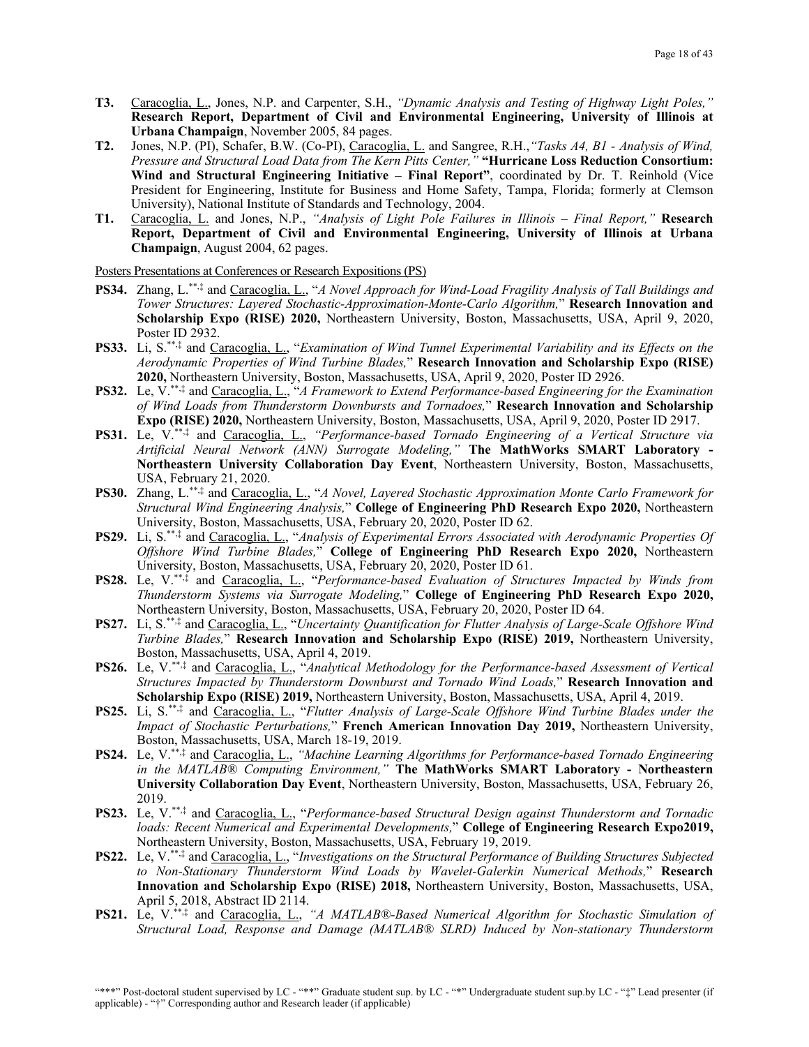**T3.** Caracoglia, L., Jones, N.P. and Carpenter, S.H., *"Dynamic Analysis and Testing of Highway Light Poles,"* **Research Report, Department of Civil and Environmental Engineering, University of Illinois at Urbana Champaign**, November 2005, 84 pages.

**T2.** Jones, N.P. (PI), Schafer, B.W. (Co-PI), Caracoglia, L. and Sangree, R.H.,*"Tasks A4, B1 - Analysis of Wind, Pressure and Structural Load Data from The Kern Pitts Center,"* **"Hurricane Loss Reduction Consortium: Wind and Structural Engineering Initiative – Final Report"**, coordinated by Dr. T. Reinhold (Vice President for Engineering, Institute for Business and Home Safety, Tampa, Florida; formerly at Clemson University), National Institute of Standards and Technology, 2004.

**T1.** Caracoglia, L. and Jones, N.P., *"Analysis of Light Pole Failures in Illinois – Final Report,"* **Research Report, Department of Civil and Environmental Engineering, University of Illinois at Urbana Champaign**, August 2004, 62 pages.

Posters Presentations at Conferences or Research Expositions (PS)

**PS34.** Zhang, L.[\*\*,‡] and Caracoglia, L., "*A Novel Approach for Wind-Load Fragility Analysis of Tall Buildings and Tower Structures: Layered Stochastic-Approximation-Monte-Carlo Algorithm,*" **Research Innovation and Scholarship Expo (RISE) 2020,** Northeastern University, Boston, Massachusetts, USA, April 9, 2020, Poster ID 2932.

**PS33.** Li, S.[\*\*,‡] and Caracoglia, L., "*Examination of Wind Tunnel Experimental Variability and its Effects on the Aerodynamic Properties of Wind Turbine Blades,*" **Research Innovation and Scholarship Expo (RISE) 2020,** Northeastern University, Boston, Massachusetts, USA, April 9, 2020, Poster ID 2926.

**PS32.** Le, V.[\*\*,‡] and Caracoglia, L., "*A Framework to Extend Performance-based Engineering for the Examination of Wind Loads from Thunderstorm Downbursts and Tornadoes,*" **Research Innovation and Scholarship Expo (RISE) 2020,** Northeastern University, Boston, Massachusetts, USA, April 9, 2020, Poster ID 2917.

**PS31.** Le, V.[\*\*,‡] and Caracoglia, L., *"Performance-based Tornado Engineering of a Vertical Structure via Artificial Neural Network (ANN) Surrogate Modeling,"* **The MathWorks SMART Laboratory - Northeastern University Collaboration Day Event**, Northeastern University, Boston, Massachusetts, USA, February 21, 2020.

**PS30.** Zhang, L.[\*\*,‡] and Caracoglia, L., "*A Novel, Layered Stochastic Approximation Monte Carlo Framework for Structural Wind Engineering Analysis,*" **College of Engineering PhD Research Expo 2020,** Northeastern University, Boston, Massachusetts, USA, February 20, 2020, Poster ID 62.

**PS29.** Li, S.[\*\*,‡] and Caracoglia, L., "*Analysis of Experimental Errors Associated with Aerodynamic Properties Of Offshore Wind Turbine Blades,*" **College of Engineering PhD Research Expo 2020,** Northeastern University, Boston, Massachusetts, USA, February 20, 2020, Poster ID 61.

**PS28.** Le, V.[\*\*,‡] and Caracoglia, L., "*Performance-based Evaluation of Structures Impacted by Winds from Thunderstorm Systems via Surrogate Modeling,*" **College of Engineering PhD Research Expo 2020,** Northeastern University, Boston, Massachusetts, USA, February 20, 2020, Poster ID 64.

**PS27.** Li, S.[\*\*,‡] and Caracoglia, L., "*Uncertainty Quantification for Flutter Analysis of Large-Scale Offshore Wind Turbine Blades,*" **Research Innovation and Scholarship Expo (RISE) 2019,** Northeastern University, Boston, Massachusetts, USA, April 4, 2019.

**PS26.** Le, V.[\*\*,‡] and Caracoglia, L., "*Analytical Methodology for the Performance-based Assessment of Vertical Structures Impacted by Thunderstorm Downburst and Tornado Wind Loads,*" **Research Innovation and Scholarship Expo (RISE) 2019,** Northeastern University, Boston, Massachusetts, USA, April 4, 2019.

**PS25.** Li, S.[\*\*,‡] and Caracoglia, L., "*Flutter Analysis of Large-Scale Offshore Wind Turbine Blades under the Impact of Stochastic Perturbations,*" **French American Innovation Day 2019,** Northeastern University, Boston, Massachusetts, USA, March 18-19, 2019.

**PS24.** Le, V.[\*\*,‡] and Caracoglia, L., *"Machine Learning Algorithms for Performance-based Tornado Engineering in the MATLAB® Computing Environment,"* **The MathWorks SMART Laboratory - Northeastern University Collaboration Day Event**, Northeastern University, Boston, Massachusetts, USA, February 26, 2019.

**PS23.** Le, V.[\*\*,‡] and Caracoglia, L., "*Performance-based Structural Design against Thunderstorm and Tornadic loads: Recent Numerical and Experimental Developments,*" **College of Engineering Research Expo2019,** Northeastern University, Boston, Massachusetts, USA, February 19, 2019.

**PS22.** Le, V.[\*\*,‡] and Caracoglia, L., "*Investigations on the Structural Performance of Building Structures Subjected to Non-Stationary Thunderstorm Wind Loads by Wavelet-Galerkin Numerical Methods,*" **Research Innovation and Scholarship Expo (RISE) 2018,** Northeastern University, Boston, Massachusetts, USA, April 5, 2018, Abstract ID 2114.

**PS21.** Le, V.[\*\*,‡] and Caracoglia, L., *"A MATLAB®-Based Numerical Algorithm for Stochastic Simulation of Structural Load, Response and Damage (MATLAB® SLRD) Induced by Non-stationary Thunderstorm*

"\*\*\*" Post-doctoral student supervised by LC - "\*\*" Graduate student sup. by LC - "\*" Undergraduate student sup.by LC - "‡" Lead presenter (if applicable) - "†" Corresponding author and Research leader (if applicable)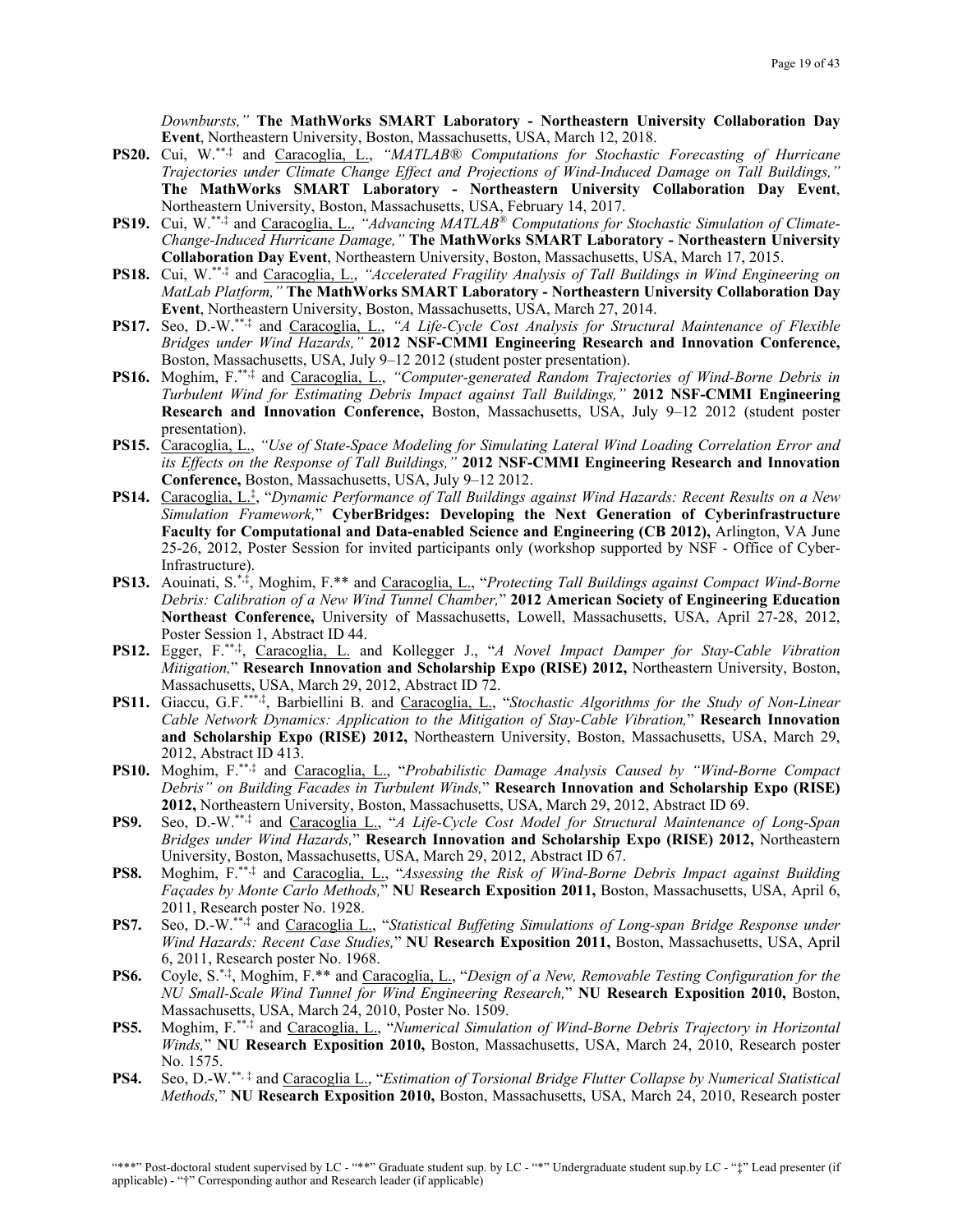*Downbursts,"* **The MathWorks SMART Laboratory - Northeastern University Collaboration Day Event**, Northeastern University, Boston, Massachusetts, USA, March 12, 2018.

**PS20.** Cui, W.[**,‡] and <u>Caracoglia, L.</u>, *"MATLAB® Computations for Stochastic Forecasting of Hurricane Trajectories under Climate Change Effect and Projections of Wind-Induced Damage on Tall Buildings,"* **The MathWorks SMART Laboratory - Northeastern University Collaboration Day Event**, Northeastern University, Boston, Massachusetts, USA, February 14, 2017.

**PS19.** Cui, W.[**,‡] and <u>Caracoglia, L.</u>, *"Advancing MATLAB® Computations for Stochastic Simulation of Climate-Change-Induced Hurricane Damage,"* **The MathWorks SMART Laboratory - Northeastern University Collaboration Day Event**, Northeastern University, Boston, Massachusetts, USA, March 17, 2015.

**PS18.** Cui, W.[**,‡] and <u>Caracoglia, L.</u>, *"Accelerated Fragility Analysis of Tall Buildings in Wind Engineering on MatLab Platform,"* **The MathWorks SMART Laboratory - Northeastern University Collaboration Day Event**, Northeastern University, Boston, Massachusetts, USA, March 27, 2014.

**PS17.** Seo, D.-W.[**,‡] and <u>Caracoglia, L.</u>, *"A Life-Cycle Cost Analysis for Structural Maintenance of Flexible Bridges under Wind Hazards,"* **2012 NSF-CMMI Engineering Research and Innovation Conference,** Boston, Massachusetts, USA, July 9–12 2012 (student poster presentation).

**PS16.** Moghim, F.[**,‡] and <u>Caracoglia, L.</u>, *"Computer-generated Random Trajectories of Wind-Borne Debris in Turbulent Wind for Estimating Debris Impact against Tall Buildings,"* **2012 NSF-CMMI Engineering Research and Innovation Conference,** Boston, Massachusetts, USA, July 9–12 2012 (student poster presentation).

**PS15.** <u>Caracoglia, L.</u>, *"Use of State-Space Modeling for Simulating Lateral Wind Loading Correlation Error and its Effects on the Response of Tall Buildings,"* **2012 NSF-CMMI Engineering Research and Innovation Conference,** Boston, Massachusetts, USA, July 9–12 2012.

**PS14.** <u>Caracoglia, L.</u>[‡], "*Dynamic Performance of Tall Buildings against Wind Hazards: Recent Results on a New Simulation Framework,*" **CyberBridges: Developing the Next Generation of Cyberinfrastructure Faculty for Computational and Data-enabled Science and Engineering (CB 2012),** Arlington, VA June 25-26, 2012, Poster Session for invited participants only (workshop supported by NSF - Office of Cyber-Infrastructure).

**PS13.** Aouinati, S.[*,‡], Moghim, F.** and <u>Caracoglia, L.</u>, "*Protecting Tall Buildings against Compact Wind-Borne Debris: Calibration of a New Wind Tunnel Chamber,*" **2012 American Society of Engineering Education Northeast Conference,** University of Massachusetts, Lowell, Massachusetts, USA, April 27-28, 2012, Poster Session 1, Abstract ID 44.

**PS12.** Egger, F.[**,‡], <u>Caracoglia, L.</u> and Kollegger J., "*A Novel Impact Damper for Stay-Cable Vibration Mitigation,*" **Research Innovation and Scholarship Expo (RISE) 2012,** Northeastern University, Boston, Massachusetts, USA, March 29, 2012, Abstract ID 72.

**PS11.** Giaccu, G.F.[***,‡], Barbiellini B. and <u>Caracoglia, L.</u>, "*Stochastic Algorithms for the Study of Non-Linear Cable Network Dynamics: Application to the Mitigation of Stay-Cable Vibration,*" **Research Innovation and Scholarship Expo (RISE) 2012,** Northeastern University, Boston, Massachusetts, USA, March 29, 2012, Abstract ID 413.

**PS10.** Moghim, F.[**,‡] and <u>Caracoglia, L.</u>, "*Probabilistic Damage Analysis Caused by "Wind-Borne Compact Debris" on Building Facades in Turbulent Winds,*" **Research Innovation and Scholarship Expo (RISE) 2012,** Northeastern University, Boston, Massachusetts, USA, March 29, 2012, Abstract ID 69.

**PS9.** Seo, D.-W.[**,‡] and <u>Caracoglia L.</u>, "*A Life-Cycle Cost Model for Structural Maintenance of Long-Span Bridges under Wind Hazards,*" **Research Innovation and Scholarship Expo (RISE) 2012,** Northeastern University, Boston, Massachusetts, USA, March 29, 2012, Abstract ID 67.

**PS8.** Moghim, F.[**,‡] and <u>Caracoglia, L.</u>, "*Assessing the Risk of Wind-Borne Debris Impact against Building Façades by Monte Carlo Methods,*" **NU Research Exposition 2011,** Boston, Massachusetts, USA, April 6, 2011, Research poster No. 1928.

**PS7.** Seo, D.-W.[**,‡] and <u>Caracoglia L.</u>, "*Statistical Buffeting Simulations of Long-span Bridge Response under Wind Hazards: Recent Case Studies,*" **NU Research Exposition 2011,** Boston, Massachusetts, USA, April 6, 2011, Research poster No. 1968.

**PS6.** Coyle, S.[*,‡], Moghim, F.** and <u>Caracoglia, L.</u>, "*Design of a New, Removable Testing Configuration for the NU Small-Scale Wind Tunnel for Wind Engineering Research,*" **NU Research Exposition 2010,** Boston, Massachusetts, USA, March 24, 2010, Poster No. 1509.

**PS5.** Moghim, F.[**,‡] and <u>Caracoglia, L.</u>, "*Numerical Simulation of Wind-Borne Debris Trajectory in Horizontal Winds,*" **NU Research Exposition 2010,** Boston, Massachusetts, USA, March 24, 2010, Research poster No. 1575.

**PS4.** Seo, D.-W.[**, ‡] and <u>Caracoglia L.</u>, "*Estimation of Torsional Bridge Flutter Collapse by Numerical Statistical Methods,*" **NU Research Exposition 2010,** Boston, Massachusetts, USA, March 24, 2010, Research poster

"***" Post-doctoral student supervised by LC - "**" Graduate student sup. by LC - "*" Undergraduate student sup.by LC - "‡" Lead presenter (if applicable) - "†" Corresponding author and Research leader (if applicable)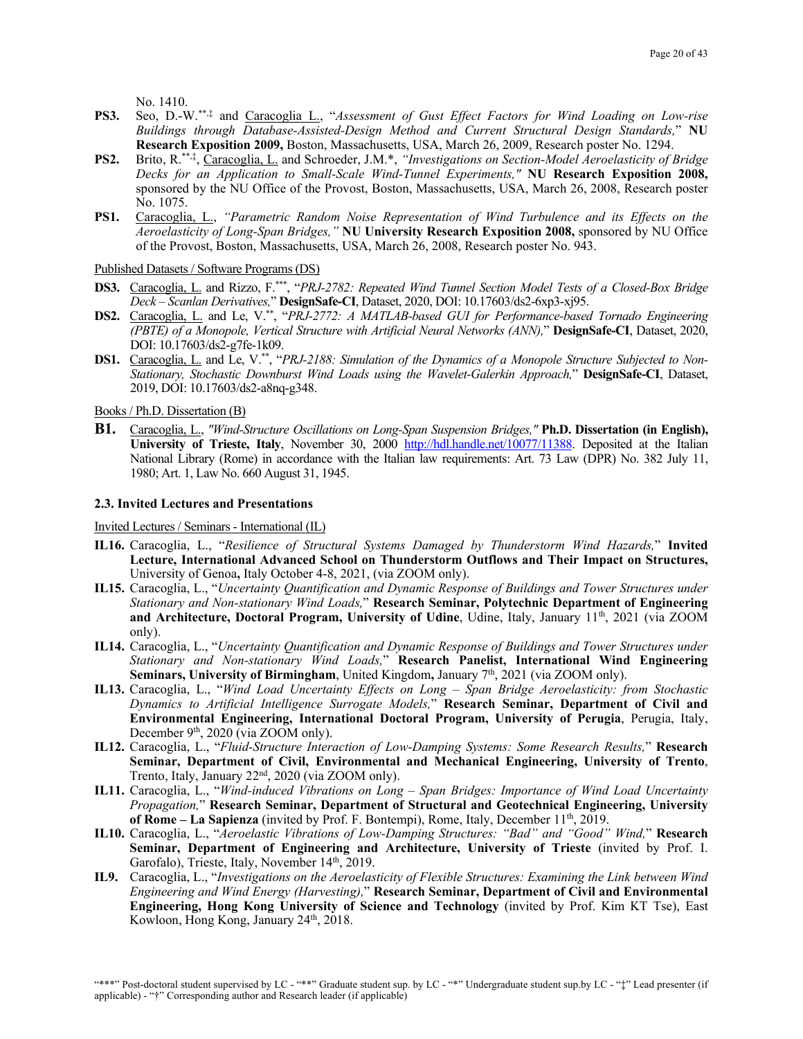No. 1410.

**PS3.** Seo, D.-W.[**,‡] and Caracoglia L., "*Assessment of Gust Effect Factors for Wind Loading on Low-rise Buildings through Database-Assisted-Design Method and Current Structural Design Standards,*" **NU Research Exposition 2009,** Boston, Massachusetts, USA, March 26, 2009, Research poster No. 1294.

**PS2.** Brito, R.[**,‡], Caracoglia, L. and Schroeder, J.M.*, *"Investigations on Section-Model Aeroelasticity of Bridge Decks for an Application to Small-Scale Wind-Tunnel Experiments,"* **NU Research Exposition 2008,** sponsored by the NU Office of the Provost, Boston, Massachusetts, USA, March 26, 2008, Research poster No. 1075.

**PS1.** Caracoglia, L., *"Parametric Random Noise Representation of Wind Turbulence and its Effects on the Aeroelasticity of Long-Span Bridges,"* **NU University Research Exposition 2008,** sponsored by NU Office of the Provost, Boston, Massachusetts, USA, March 26, 2008, Research poster No. 943.

Published Datasets / Software Programs (DS)

**DS3.** Caracoglia, L. and Rizzo, F.[***], "*PRJ-2782: Repeated Wind Tunnel Section Model Tests of a Closed-Box Bridge Deck – Scanlan Derivatives,*" **DesignSafe-CI**, Dataset, 2020, DOI: 10.17603/ds2-6xp3-xj95.

**DS2.** Caracoglia, L. and Le, V.[**], "*PRJ-2772: A MATLAB-based GUI for Performance-based Tornado Engineering (PBTE) of a Monopole, Vertical Structure with Artificial Neural Networks (ANN),*" **DesignSafe-CI**, Dataset, 2020, DOI: 10.17603/ds2-g7fe-1k09.

**DS1.** Caracoglia, L. and Le, V.[**], "*PRJ-2188: Simulation of the Dynamics of a Monopole Structure Subjected to Non-Stationary, Stochastic Downburst Wind Loads using the Wavelet-Galerkin Approach,*" **DesignSafe-CI**, Dataset, 2019, DOI: 10.17603/ds2-a8nq-g348.

Books / Ph.D. Dissertation (B)

**B1.** Caracoglia, L., *"Wind-Structure Oscillations on Long-Span Suspension Bridges,"* **Ph.D. Dissertation (in English), University of Trieste, Italy**, November 30, 2000 http://hdl.handle.net/10077/11388. Deposited at the Italian National Library (Rome) in accordance with the Italian law requirements: Art. 73 Law (DPR) No. 382 July 11, 1980; Art. 1, Law No. 660 August 31, 1945.

### 2.3. Invited Lectures and Presentations

Invited Lectures / Seminars - International (IL)

**IL16.** Caracoglia, L., "*Resilience of Structural Systems Damaged by Thunderstorm Wind Hazards,*" **Invited Lecture, International Advanced School on Thunderstorm Outflows and Their Impact on Structures,** University of Genoa**,** Italy October 4-8, 2021, (via ZOOM only).

**IL15.** Caracoglia, L., "*Uncertainty Quantification and Dynamic Response of Buildings and Tower Structures under Stationary and Non-stationary Wind Loads,*" **Research Seminar, Polytechnic Department of Engineering and Architecture, Doctoral Program, University of Udine**, Udine, Italy, January 11th, 2021 (via ZOOM only).

**IL14.** Caracoglia, L., "*Uncertainty Quantification and Dynamic Response of Buildings and Tower Structures under Stationary and Non-stationary Wind Loads,*" **Research Panelist, International Wind Engineering Seminars, University of Birmingham**, United Kingdom**,** January 7th, 2021 (via ZOOM only).

**IL13.** Caracoglia, L., "*Wind Load Uncertainty Effects on Long – Span Bridge Aeroelasticity: from Stochastic Dynamics to Artificial Intelligence Surrogate Models,*" **Research Seminar, Department of Civil and Environmental Engineering, International Doctoral Program, University of Perugia**, Perugia, Italy, December 9th, 2020 (via ZOOM only).

**IL12.** Caracoglia, L., "*Fluid-Structure Interaction of Low-Damping Systems: Some Research Results,*" **Research Seminar, Department of Civil, Environmental and Mechanical Engineering, University of Trento**, Trento, Italy, January 22nd, 2020 (via ZOOM only).

**IL11.** Caracoglia, L., "*Wind-induced Vibrations on Long – Span Bridges: Importance of Wind Load Uncertainty Propagation,*" **Research Seminar, Department of Structural and Geotechnical Engineering, University of Rome – La Sapienza** (invited by Prof. F. Bontempi), Rome, Italy, December 11th, 2019.

**IL10.** Caracoglia, L., "*Aeroelastic Vibrations of Low-Damping Structures: "Bad" and "Good" Wind,*" **Research Seminar, Department of Engineering and Architecture, University of Trieste** (invited by Prof. I. Garofalo), Trieste, Italy, November 14th, 2019.

**IL9.** Caracoglia, L., "*Investigations on the Aeroelasticity of Flexible Structures: Examining the Link between Wind Engineering and Wind Energy (Harvesting),*" **Research Seminar, Department of Civil and Environmental Engineering, Hong Kong University of Science and Technology** (invited by Prof. Kim KT Tse), East Kowloon, Hong Kong, January 24th, 2018.

"***" Post-doctoral student supervised by LC - "**" Graduate student sup. by LC - "*" Undergraduate student sup.by LC - "‡" Lead presenter (if applicable) - "†" Corresponding author and Research leader (if applicable)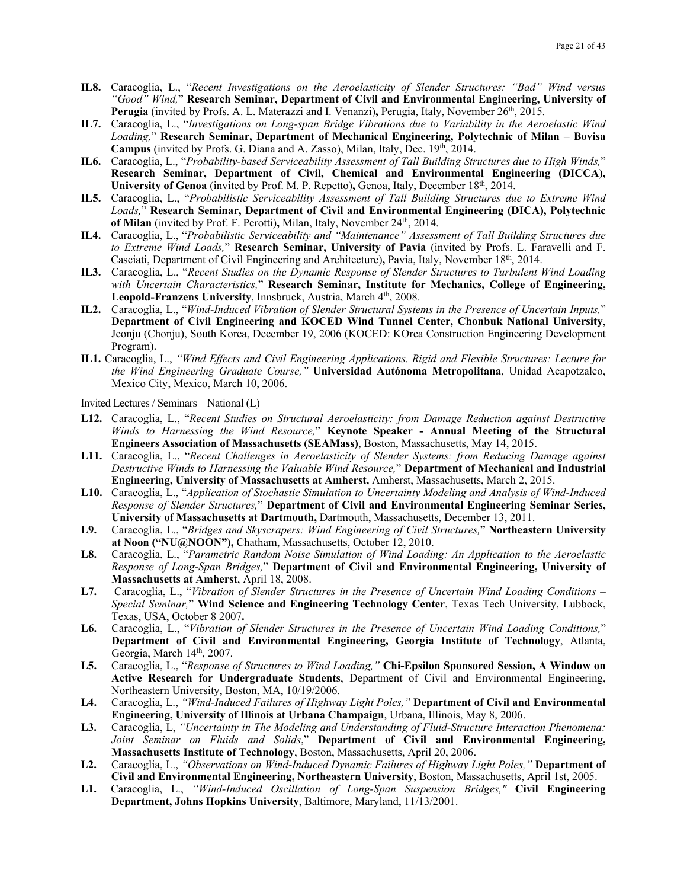**IL8.** Caracoglia, L., "*Recent Investigations on the Aeroelasticity of Slender Structures: "Bad" Wind versus "Good" Wind,*" **Research Seminar, Department of Civil and Environmental Engineering, University of Perugia** (invited by Profs. A. L. Materazzi and I. Venanzi)**,** Perugia, Italy, November 26th, 2015.

**IL7.** Caracoglia, L., "*Investigations on Long-span Bridge Vibrations due to Variability in the Aeroelastic Wind Loading,*" **Research Seminar, Department of Mechanical Engineering, Polytechnic of Milan – Bovisa Campus** (invited by Profs. G. Diana and A. Zasso), Milan, Italy, Dec. 19th, 2014.

**IL6.** Caracoglia, L., "*Probability-based Serviceability Assessment of Tall Building Structures due to High Winds,*" **Research Seminar, Department of Civil, Chemical and Environmental Engineering (DICCA), University of Genoa** (invited by Prof. M. P. Repetto)**,** Genoa, Italy, December 18th, 2014.

**IL5.** Caracoglia, L., "*Probabilistic Serviceability Assessment of Tall Building Structures due to Extreme Wind Loads,*" **Research Seminar, Department of Civil and Environmental Engineering (DICA), Polytechnic of Milan** (invited by Prof. F. Perotti)**,** Milan, Italy, November 24th, 2014.

**IL4.** Caracoglia, L., "*Probabilistic Serviceability and "Maintenance" Assessment of Tall Building Structures due to Extreme Wind Loads,*" **Research Seminar, University of Pavia** (invited by Profs. L. Faravelli and F. Casciati, Department of Civil Engineering and Architecture)**,** Pavia, Italy, November 18th, 2014.

**IL3.** Caracoglia, L., "*Recent Studies on the Dynamic Response of Slender Structures to Turbulent Wind Loading with Uncertain Characteristics,*" **Research Seminar, Institute for Mechanics, College of Engineering, Leopold-Franzens University**, Innsbruck, Austria, March 4th, 2008.

**IL2.** Caracoglia, L., "*Wind-Induced Vibration of Slender Structural Systems in the Presence of Uncertain Inputs,*" **Department of Civil Engineering and KOCED Wind Tunnel Center, Chonbuk National University**, Jeonju (Chonju), South Korea, December 19, 2006 (KOCED: KOrea Construction Engineering Development Program).

**IL1.** Caracoglia, L., *"Wind Effects and Civil Engineering Applications. Rigid and Flexible Structures: Lecture for the Wind Engineering Graduate Course,"* **Universidad Autónoma Metropolitana**, Unidad Acapotzalco, Mexico City, Mexico, March 10, 2006.

Invited Lectures / Seminars – National (L)

**L12.** Caracoglia, L., "*Recent Studies on Structural Aeroelasticity: from Damage Reduction against Destructive Winds to Harnessing the Wind Resource,*" **Keynote Speaker - Annual Meeting of the Structural Engineers Association of Massachusetts (SEAMass)**, Boston, Massachusetts, May 14, 2015.

**L11.** Caracoglia, L., "*Recent Challenges in Aeroelasticity of Slender Systems: from Reducing Damage against Destructive Winds to Harnessing the Valuable Wind Resource,*" **Department of Mechanical and Industrial Engineering, University of Massachusetts at Amherst,** Amherst, Massachusetts, March 2, 2015.

**L10.** Caracoglia, L., "*Application of Stochastic Simulation to Uncertainty Modeling and Analysis of Wind-Induced Response of Slender Structures,*" **Department of Civil and Environmental Engineering Seminar Series, University of Massachusetts at Dartmouth,** Dartmouth, Massachusetts, December 13, 2011.

**L9.** Caracoglia, L., "*Bridges and Skyscrapers: Wind Engineering of Civil Structures,*" **Northeastern University at Noon ("NU@NOON"),** Chatham, Massachusetts, October 12, 2010.

**L8.** Caracoglia, L., "*Parametric Random Noise Simulation of Wind Loading: An Application to the Aeroelastic Response of Long-Span Bridges,*" **Department of Civil and Environmental Engineering, University of Massachusetts at Amherst**, April 18, 2008.

**L7.** Caracoglia, L., "*Vibration of Slender Structures in the Presence of Uncertain Wind Loading Conditions – Special Seminar,*" **Wind Science and Engineering Technology Center**, Texas Tech University, Lubbock, Texas, USA, October 8 2007**.**

**L6.** Caracoglia, L., "*Vibration of Slender Structures in the Presence of Uncertain Wind Loading Conditions,*" **Department of Civil and Environmental Engineering, Georgia Institute of Technology**, Atlanta, Georgia, March 14th, 2007.

**L5.** Caracoglia, L., "*Response of Structures to Wind Loading,"* **Chi-Epsilon Sponsored Session, A Window on Active Research for Undergraduate Students**, Department of Civil and Environmental Engineering, Northeastern University, Boston, MA, 10/19/2006.

**L4.** Caracoglia, L., *"Wind-Induced Failures of Highway Light Poles,"* **Department of Civil and Environmental Engineering, University of Illinois at Urbana Champaign**, Urbana, Illinois, May 8, 2006.

**L3.** Caracoglia, L, *"Uncertainty in The Modeling and Understanding of Fluid-Structure Interaction Phenomena: Joint Seminar on Fluids and Solids*," **Department of Civil and Environmental Engineering, Massachusetts Institute of Technology**, Boston, Massachusetts, April 20, 2006.

**L2.** Caracoglia, L., *"Observations on Wind-Induced Dynamic Failures of Highway Light Poles,"* **Department of Civil and Environmental Engineering, Northeastern University**, Boston, Massachusetts, April 1st, 2005.

**L1.** Caracoglia, L., *"Wind-Induced Oscillation of Long-Span Suspension Bridges,"* **Civil Engineering Department, Johns Hopkins University**, Baltimore, Maryland, 11/13/2001.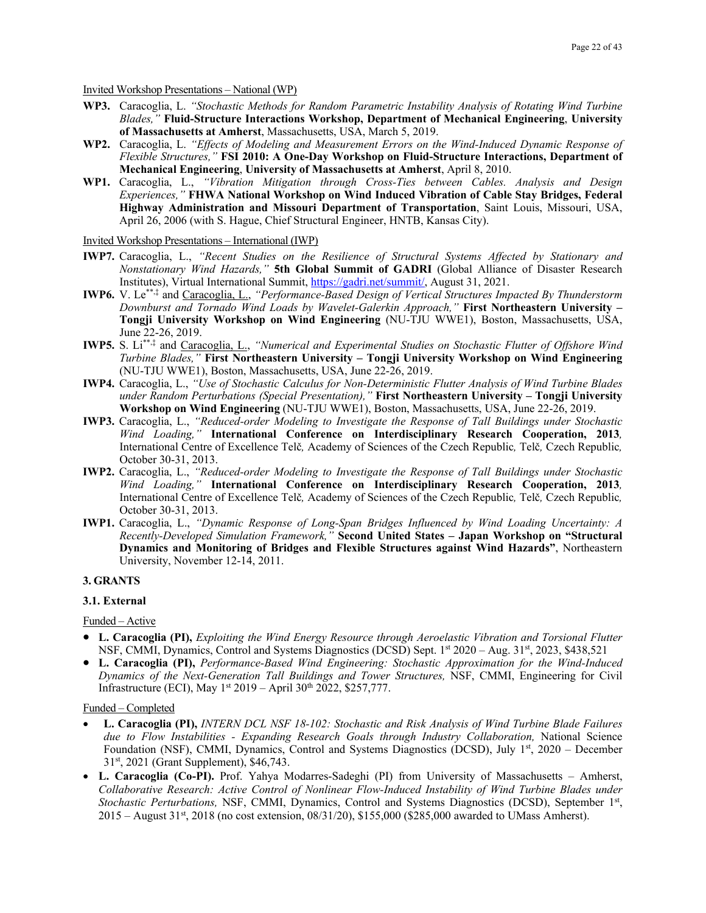Invited Workshop Presentations – National (WP)

**WP3.** Caracoglia, L. *"Stochastic Methods for Random Parametric Instability Analysis of Rotating Wind Turbine Blades,"* **Fluid-Structure Interactions Workshop, Department of Mechanical Engineering**, **University of Massachusetts at Amherst**, Massachusetts, USA, March 5, 2019.

**WP2.** Caracoglia, L. *"Effects of Modeling and Measurement Errors on the Wind-Induced Dynamic Response of Flexible Structures,"* **FSI 2010: A One-Day Workshop on Fluid-Structure Interactions, Department of Mechanical Engineering**, **University of Massachusetts at Amherst**, April 8, 2010.

**WP1.** Caracoglia, L., *"Vibration Mitigation through Cross-Ties between Cables. Analysis and Design Experiences,"* **FHWA National Workshop on Wind Induced Vibration of Cable Stay Bridges, Federal Highway Administration and Missouri Department of Transportation**, Saint Louis, Missouri, USA, April 26, 2006 (with S. Hague, Chief Structural Engineer, HNTB, Kansas City).

Invited Workshop Presentations – International (IWP)

**IWP7.** Caracoglia, L., *"Recent Studies on the Resilience of Structural Systems Affected by Stationary and Nonstationary Wind Hazards,"* **5th Global Summit of GADRI** (Global Alliance of Disaster Research Institutes), Virtual International Summit, https://gadri.net/summit/, August 31, 2021.

**IWP6.** V. Le[**,‡] and Caracoglia, L., *"Performance-Based Design of Vertical Structures Impacted By Thunderstorm Downburst and Tornado Wind Loads by Wavelet-Galerkin Approach,"* **First Northeastern University – Tongji University Workshop on Wind Engineering** (NU-TJU WWE1), Boston, Massachusetts, USA, June 22-26, 2019.

**IWP5.** S. Li[**,‡] and Caracoglia, L., *"Numerical and Experimental Studies on Stochastic Flutter of Offshore Wind Turbine Blades,"* **First Northeastern University – Tongji University Workshop on Wind Engineering** (NU-TJU WWE1), Boston, Massachusetts, USA, June 22-26, 2019.

**IWP4.** Caracoglia, L., *"Use of Stochastic Calculus for Non-Deterministic Flutter Analysis of Wind Turbine Blades under Random Perturbations (Special Presentation),"* **First Northeastern University – Tongji University Workshop on Wind Engineering** (NU-TJU WWE1), Boston, Massachusetts, USA, June 22-26, 2019.

**IWP3.** Caracoglia, L., *"Reduced-order Modeling to Investigate the Response of Tall Buildings under Stochastic Wind Loading,"* **International Conference on Interdisciplinary Research Cooperation, 2013***,* International Centre of Excellence Telč*,* Academy of Sciences of the Czech Republic*,* Telč*,* Czech Republic*,* October 30-31, 2013.

**IWP2.** Caracoglia, L., *"Reduced-order Modeling to Investigate the Response of Tall Buildings under Stochastic Wind Loading,"* **International Conference on Interdisciplinary Research Cooperation, 2013***,* International Centre of Excellence Telč*,* Academy of Sciences of the Czech Republic*,* Telč*,* Czech Republic*,* October 30-31, 2013.

**IWP1.** Caracoglia, L., *"Dynamic Response of Long-Span Bridges Influenced by Wind Loading Uncertainty: A Recently-Developed Simulation Framework,"* **Second United States – Japan Workshop on "Structural Dynamics and Monitoring of Bridges and Flexible Structures against Wind Hazards"**, Northeastern University, November 12-14, 2011.

## 3. GRANTS

### 3.1. External

Funded – Active

- **L. Caracoglia (PI),** *Exploiting the Wind Energy Resource through Aeroelastic Vibration and Torsional Flutter* NSF, CMMI, Dynamics, Control and Systems Diagnostics (DCSD) Sept. 1st 2020 – Aug. 31st, 2023, $438,521
- **L. Caracoglia (PI),** *Performance-Based Wind Engineering: Stochastic Approximation for the Wind-Induced Dynamics of the Next-Generation Tall Buildings and Tower Structures,* NSF, CMMI, Engineering for Civil Infrastructure (ECI), May 1st 2019 – April 30th 2022, $257,777.

Funded – Completed

- **L. Caracoglia (PI),** *INTERN DCL NSF 18-102: Stochastic and Risk Analysis of Wind Turbine Blade Failures due to Flow Instabilities - Expanding Research Goals through Industry Collaboration,* National Science Foundation (NSF), CMMI, Dynamics, Control and Systems Diagnostics (DCSD), July 1st, 2020 – December 31st, 2021 (Grant Supplement), $46,743.
- **L. Caracoglia (Co-PI).** Prof. Yahya Modarres-Sadeghi (PI) from University of Massachusetts – Amherst, *Collaborative Research: Active Control of Nonlinear Flow-Induced Instability of Wind Turbine Blades under Stochastic Perturbations,* NSF, CMMI, Dynamics, Control and Systems Diagnostics (DCSD), September 1st, 2015 – August 31st, 2018 (no cost extension, 08/31/20), $155,000 ($285,000 awarded to UMass Amherst).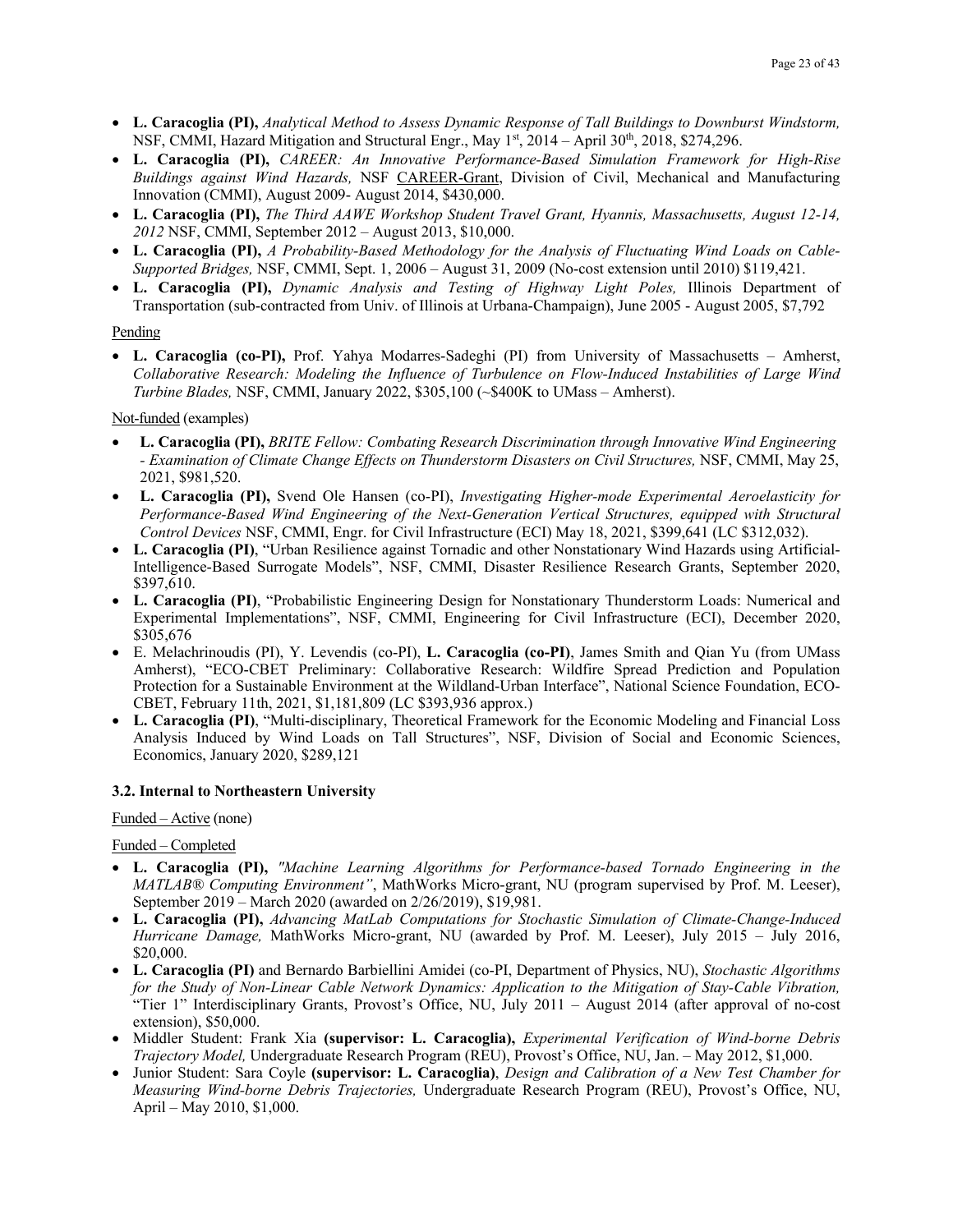- **L. Caracoglia (PI),** *Analytical Method to Assess Dynamic Response of Tall Buildings to Downburst Windstorm,* NSF, CMMI, Hazard Mitigation and Structural Engr., May 1st, 2014 – April 30th, 2018, $274,296.
- **L. Caracoglia (PI),** *CAREER: An Innovative Performance-Based Simulation Framework for High-Rise Buildings against Wind Hazards,* NSF CAREER-Grant, Division of Civil, Mechanical and Manufacturing Innovation (CMMI), August 2009- August 2014, $430,000.
- **L. Caracoglia (PI),** *The Third AAWE Workshop Student Travel Grant, Hyannis, Massachusetts, August 12-14, 2012* NSF, CMMI, September 2012 – August 2013, $10,000.
- **L. Caracoglia (PI),** *A Probability-Based Methodology for the Analysis of Fluctuating Wind Loads on Cable-Supported Bridges,* NSF, CMMI, Sept. 1, 2006 – August 31, 2009 (No-cost extension until 2010) $119,421.
- **L. Caracoglia (PI),** *Dynamic Analysis and Testing of Highway Light Poles,* Illinois Department of Transportation (sub-contracted from Univ. of Illinois at Urbana-Champaign), June 2005 - August 2005, $7,792

Pending

- **L. Caracoglia (co-PI),** Prof. Yahya Modarres-Sadeghi (PI) from University of Massachusetts – Amherst, *Collaborative Research: Modeling the Influence of Turbulence on Flow-Induced Instabilities of Large Wind Turbine Blades,* NSF, CMMI, January 2022, $305,100 (~$400K to UMass – Amherst).

Not-funded (examples)

- **L. Caracoglia (PI),** *BRITE Fellow: Combating Research Discrimination through Innovative Wind Engineering - Examination of Climate Change Effects on Thunderstorm Disasters on Civil Structures,* NSF, CMMI, May 25, 2021, $981,520.
- **L. Caracoglia (PI),** Svend Ole Hansen (co-PI), *Investigating Higher-mode Experimental Aeroelasticity for Performance-Based Wind Engineering of the Next-Generation Vertical Structures, equipped with Structural Control Devices* NSF, CMMI, Engr. for Civil Infrastructure (ECI) May 18, 2021, $399,641 (LC $312,032).
- **L. Caracoglia (PI)**, "Urban Resilience against Tornadic and other Nonstationary Wind Hazards using Artificial-Intelligence-Based Surrogate Models", NSF, CMMI, Disaster Resilience Research Grants, September 2020, $397,610.
- **L. Caracoglia (PI)**, "Probabilistic Engineering Design for Nonstationary Thunderstorm Loads: Numerical and Experimental Implementations", NSF, CMMI, Engineering for Civil Infrastructure (ECI), December 2020, $305,676
- E. Melachrinoudis (PI), Y. Levendis (co-PI), **L. Caracoglia (co-PI)**, James Smith and Qian Yu (from UMass Amherst), "ECO-CBET Preliminary: Collaborative Research: Wildfire Spread Prediction and Population Protection for a Sustainable Environment at the Wildland-Urban Interface", National Science Foundation, ECO-CBET, February 11th, 2021, $1,181,809 (LC $393,936 approx.)
- **L. Caracoglia (PI)**, "Multi-disciplinary, Theoretical Framework for the Economic Modeling and Financial Loss Analysis Induced by Wind Loads on Tall Structures", NSF, Division of Social and Economic Sciences, Economics, January 2020, $289,121

### 3.2. Internal to Northeastern University

Funded – Active (none)

Funded – Completed

- **L. Caracoglia (PI),** *"Machine Learning Algorithms for Performance-based Tornado Engineering in the MATLAB® Computing Environment"*, MathWorks Micro-grant, NU (program supervised by Prof. M. Leeser), September 2019 – March 2020 (awarded on 2/26/2019), $19,981.
- **L. Caracoglia (PI),** *Advancing MatLab Computations for Stochastic Simulation of Climate-Change-Induced Hurricane Damage,* MathWorks Micro-grant, NU (awarded by Prof. M. Leeser), July 2015 – July 2016, $20,000.
- **L. Caracoglia (PI)** and Bernardo Barbiellini Amidei (co-PI, Department of Physics, NU), *Stochastic Algorithms for the Study of Non-Linear Cable Network Dynamics: Application to the Mitigation of Stay-Cable Vibration,* "Tier 1" Interdisciplinary Grants, Provost's Office, NU, July 2011 – August 2014 (after approval of no-cost extension), $50,000.
- Middler Student: Frank Xia **(supervisor: L. Caracoglia),** *Experimental Verification of Wind-borne Debris Trajectory Model,* Undergraduate Research Program (REU), Provost's Office, NU, Jan. – May 2012, $1,000.
- Junior Student: Sara Coyle **(supervisor: L. Caracoglia)**, *Design and Calibration of a New Test Chamber for Measuring Wind-borne Debris Trajectories,* Undergraduate Research Program (REU), Provost's Office, NU, April – May 2010, $1,000.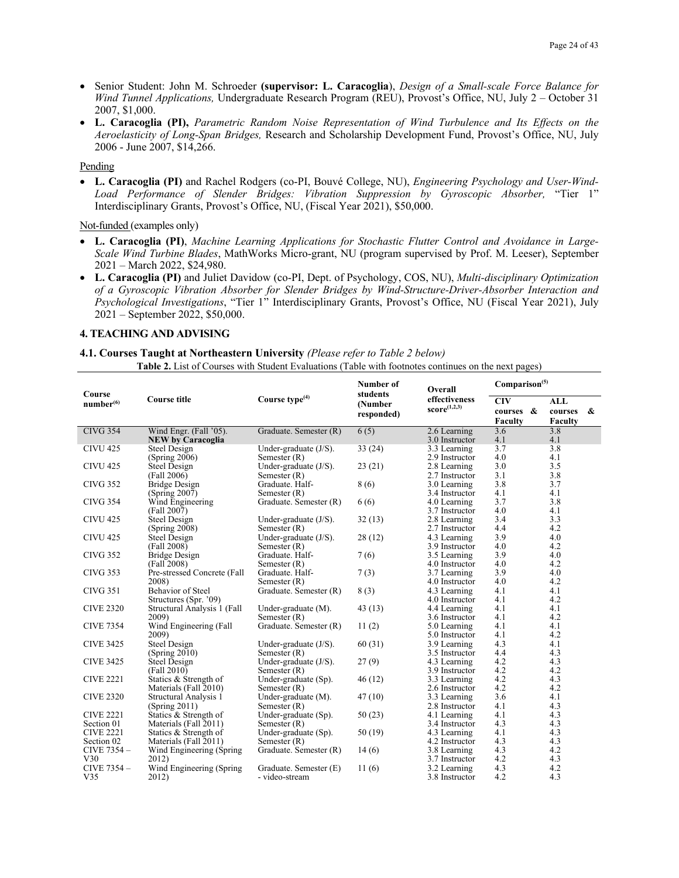- Senior Student: John M. Schroeder **(supervisor: L. Caracoglia)**, *Design of a Small-scale Force Balance for Wind Tunnel Applications,* Undergraduate Research Program (REU), Provost's Office, NU, July 2 – October 31 2007, $1,000.
- **L. Caracoglia (PI),** *Parametric Random Noise Representation of Wind Turbulence and Its Effects on the Aeroelasticity of Long-Span Bridges,* Research and Scholarship Development Fund, Provost's Office, NU, July 2006 - June 2007, $14,266.

Pending

- **L. Caracoglia (PI)** and Rachel Rodgers (co-PI, Bouvé College, NU), *Engineering Psychology and User-Wind-Load Performance of Slender Bridges: Vibration Suppression by Gyroscopic Absorber,* "Tier 1" Interdisciplinary Grants, Provost's Office, NU, (Fiscal Year 2021), $50,000.

Not-funded (examples only)

- **L. Caracoglia (PI)**, *Machine Learning Applications for Stochastic Flutter Control and Avoidance in Large-Scale Wind Turbine Blades*, MathWorks Micro-grant, NU (program supervised by Prof. M. Leeser), September 2021 – March 2022, $24,980.
- **L. Caracoglia (PI)** and Juliet Davidow (co-PI, Dept. of Psychology, COS, NU), *Multi-disciplinary Optimization of a Gyroscopic Vibration Absorber for Slender Bridges by Wind-Structure-Driver-Absorber Interaction and Psychological Investigations*, "Tier 1" Interdisciplinary Grants, Provost's Office, NU (Fiscal Year 2021), July 2021 – September 2022, $50,000.

## 4. TEACHING AND ADVISING

### 4.1. Courses Taught at Northeastern University *(Please refer to Table 2 below)*

**Table 2.** List of Courses with Student Evaluations (Table with footnotes continues on the next pages)

| Course number[(6)] | Course title | Course type[(4)] | Number of students (Number responded) | Overall effectiveness score[(1,2,3)] | Comparison[(5)] CIV courses & Faculty | ALL courses & Faculty |
|---|---|---|---|---|---|---|
| CIVG 354 | Wind Engr. (Fall '05). **NEW by Caracoglia** | Graduate. Semester (R) | 6 (5) | 2.6 Learning<br>3.0 Instructor | 3.6<br>4.1 | 3.8<br>4.1 |
| CIVU 425 | Steel Design (Spring 2006) | Under-graduate (J/S). Semester (R) | 33 (24) | 3.3 Learning<br>2.9 Instructor | 3.7<br>4.0 | 3.8<br>4.1 |
| CIVU 425 | Steel Design (Fall 2006) | Under-graduate (J/S). Semester (R) | 23 (21) | 2.8 Learning<br>2.7 Instructor | 3.0<br>3.1 | 3.5<br>3.8 |
| CIVG 352 | Bridge Design (Spring 2007) | Graduate. Half-Semester (R) | 8 (6) | 3.0 Learning<br>3.4 Instructor | 3.8<br>4.1 | 3.7<br>4.1 |
| CIVG 354 | Wind Engineering (Fall 2007) | Graduate. Semester (R) | 6 (6) | 4.0 Learning<br>3.7 Instructor | 3.7<br>4.0 | 3.8<br>4.1 |
| CIVU 425 | Steel Design (Spring 2008) | Under-graduate (J/S). Semester (R) | 32 (13) | 2.8 Learning<br>2.7 Instructor | 3.4<br>4.4 | 3.3<br>4.2 |
| CIVU 425 | Steel Design (Fall 2008) | Under-graduate (J/S). Semester (R) | 28 (12) | 4.3 Learning<br>3.9 Instructor | 3.9<br>4.0 | 4.0<br>4.2 |
| CIVG 352 | Bridge Design (Fall 2008) | Graduate. Half-Semester (R) | 7 (6) | 3.5 Learning<br>4.0 Instructor | 3.9<br>4.0 | 4.0<br>4.2 |
| CIVG 353 | Pre-stressed Concrete (Fall 2008) | Graduate. Half-Semester (R) | 7 (3) | 3.7 Learning<br>4.0 Instructor | 3.9<br>4.0 | 4.0<br>4.2 |
| CIVG 351 | Behavior of Steel Structures (Spr. '09) | Graduate. Semester (R) | 8 (3) | 4.3 Learning<br>4.0 Instructor | 4.1<br>4.1 | 4.1<br>4.2 |
| CIVE 2320 | Structural Analysis 1 (Fall 2009) | Under-graduate (M). Semester (R) | 43 (13) | 4.4 Learning<br>3.6 Instructor | 4.1<br>4.1 | 4.1<br>4.2 |
| CIVE 7354 | Wind Engineering (Fall 2009) | Graduate. Semester (R) | 11 (2) | 5.0 Learning<br>5.0 Instructor | 4.1<br>4.1 | 4.1<br>4.2 |
| CIVE 3425 | Steel Design (Spring 2010) | Under-graduate (J/S). Semester (R) | 60 (31) | 3.9 Learning<br>3.5 Instructor | 4.3<br>4.4 | 4.1<br>4.3 |
| CIVE 3425 | Steel Design (Fall 2010) | Under-graduate (J/S). Semester (R) | 27 (9) | 4.3 Learning<br>3.9 Instructor | 4.2<br>4.2 | 4.3<br>4.2 |
| CIVE 2221 | Statics & Strength of Materials (Fall 2010) | Under-graduate (Sp). Semester (R) | 46 (12) | 3.3 Learning<br>2.6 Instructor | 4.2<br>4.2 | 4.3<br>4.2 |
| CIVE 2320 | Structural Analysis 1 (Spring 2011) | Under-graduate (M). Semester (R) | 47 (10) | 3.3 Learning<br>2.8 Instructor | 3.6<br>4.1 | 4.1<br>4.3 |
| CIVE 2221 Section 01 | Statics & Strength of Materials (Fall 2011) | Under-graduate (Sp). Semester (R) | 50 (23) | 4.1 Learning<br>3.4 Instructor | 4.1<br>4.3 | 4.3<br>4.3 |
| CIVE 2221 Section 02 | Statics & Strength of Materials (Fall 2011) | Under-graduate (Sp). Semester (R) | 50 (19) | 4.3 Learning<br>4.2 Instructor | 4.1<br>4.3 | 4.3<br>4.3 |
| CIVE 7354 – V30 | Wind Engineering (Spring 2012) | Graduate. Semester (R) | 14 (6) | 3.8 Learning<br>3.7 Instructor | 4.3<br>4.2 | 4.2<br>4.3 |
| CIVE 7354 – V35 | Wind Engineering (Spring 2012) | Graduate. Semester (E) - video-stream | 11 (6) | 3.2 Learning<br>3.8 Instructor | 4.3<br>4.2 | 4.2<br>4.3 |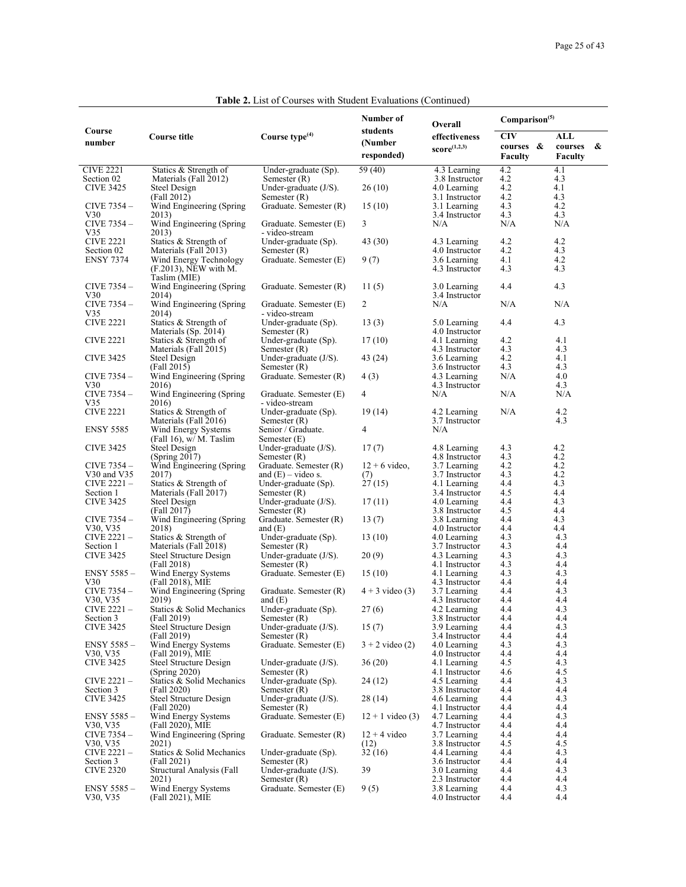**Table 2.** List of Courses with Student Evaluations (Continued)

| Course number | Course title | Course type[(4)] | Number of students (Number responded) | Overall effectiveness score[(1,2,3)] | Comparison[(5)] | |
|---|---|---|---|---|---|---|
| | | | | | CIV courses & Faculty | ALL courses & Faculty |
| CIVE 2221 Section 02 | Statics & Strength of Materials (Fall 2012) | Under-graduate (Sp). Semester (R) | 59 (40) | 4.3 Learning<br>3.8 Instructor | 4.2<br>4.2 | 4.1<br>4.3 |
| CIVE 3425 | Steel Design (Fall 2012) | Under-graduate (J/S). Semester (R) | 26 (10) | 4.0 Learning<br>3.1 Instructor | 4.2<br>4.2 | 4.1<br>4.3 |
| CIVE 7354 – V30 | Wind Engineering (Spring 2013) | Graduate. Semester (R) | 15 (10) | 3.1 Learning<br>3.4 Instructor | 4.3<br>4.3 | 4.2<br>4.3 |
| CIVE 7354 – V35 | Wind Engineering (Spring 2013) | Graduate. Semester (E) - video-stream | 3 | N/A | N/A | N/A |
| CIVE 2221 Section 02 | Statics & Strength of Materials (Fall 2013) | Under-graduate (Sp). Semester (R) | 43 (30) | 4.3 Learning<br>4.0 Instructor | 4.2<br>4.2 | 4.2<br>4.3 |
| ENSY 7374 | Wind Energy Technology (F.2013), NEW with M. Taslim (MIE) | Graduate. Semester (E) | 9 (7) | 3.6 Learning<br>4.3 Instructor | 4.1<br>4.3 | 4.2<br>4.3 |
| CIVE 7354 – V30 | Wind Engineering (Spring 2014) | Graduate. Semester (R) | 11 (5) | 3.0 Learning<br>3.4 Instructor | 4.4 | 4.3 |
| CIVE 7354 – V35 | Wind Engineering (Spring 2014) | Graduate. Semester (E) - video-stream | 2 | N/A | N/A | N/A |
| CIVE 2221 | Statics & Strength of Materials (Sp. 2014) | Under-graduate (Sp). Semester (R) | 13 (3) | 5.0 Learning<br>4.0 Instructor | 4.4 | 4.3 |
| CIVE 2221 | Statics & Strength of Materials (Fall 2015) | Under-graduate (Sp). Semester (R) | 17 (10) | 4.1 Learning<br>4.3 Instructor | 4.2<br>4.3 | 4.1<br>4.3 |
| CIVE 3425 | Steel Design (Fall 2015) | Under-graduate (J/S). Semester (R) | 43 (24) | 3.6 Learning<br>3.6 Instructor | 4.2<br>4.3 | 4.1<br>4.3 |
| CIVE 7354 – V30 | Wind Engineering (Spring 2016) | Graduate. Semester (R) | 4 (3) | 4.3 Learning<br>4.3 Instructor | N/A | 4.0<br>4.3 |
| CIVE 7354 – V35 | Wind Engineering (Spring 2016) | Graduate. Semester (E) - video-stream | 4 | N/A | N/A | N/A |
| CIVE 2221 | Statics & Strength of Materials (Fall 2016) | Under-graduate (Sp). Semester (R) | 19 (14) | 4.2 Learning<br>3.7 Instructor | N/A | 4.2<br>4.3 |
| ENSY 5585 | Wind Energy Systems (Fall 16), w/ M. Taslim | Senior / Graduate. Semester (E) | 4 | N/A | | |
| CIVE 3425 | Steel Design (Spring 2017) | Under-graduate (J/S). Semester (R) | 17 (7) | 4.8 Learning<br>4.8 Instructor | 4.3<br>4.3 | 4.2<br>4.2 |
| CIVE 7354 – V30 and V35 | Wind Engineering (Spring 2017) | Graduate. Semester (R) and (E) – video s. | 12 + 6 video, (7) | 3.7 Learning<br>3.7 Instructor | 4.2<br>4.3 | 4.2<br>4.2 |
| CIVE 2221 – Section 1 | Statics & Strength of Materials (Fall 2017) | Under-graduate (Sp). Semester (R) | 27 (15) | 4.1 Learning<br>3.4 Instructor | 4.4<br>4.5 | 4.3<br>4.4 |
| CIVE 3425 | Steel Design (Fall 2017) | Under-graduate (J/S). Semester (R) | 17 (11) | 4.0 Learning<br>3.8 Instructor | 4.4<br>4.5 | 4.3<br>4.4 |
| CIVE 7354 – V30, V35 | Wind Engineering (Spring 2018) | Graduate. Semester (R) and (E) | 13 (7) | 3.8 Learning<br>4.0 Instructor | 4.4<br>4.4 | 4.3<br>4.4 |
| CIVE 2221 – Section 1 | Statics & Strength of Materials (Fall 2018) | Under-graduate (Sp). Semester (R) | 13 (10) | 4.0 Learning<br>3.7 Instructor | 4.3<br>4.3 | 4.3<br>4.4 |
| CIVE 3425 | Steel Structure Design (Fall 2018) | Under-graduate (J/S). Semester (R) | 20 (9) | 4.3 Learning<br>4.1 Instructor | 4.3<br>4.3 | 4.3<br>4.4 |
| ENSY 5585 – V30 | Wind Energy Systems (Fall 2018), MIE | Graduate. Semester (E) | 15 (10) | 4.1 Learning<br>4.3 Instructor | 4.3<br>4.4 | 4.3<br>4.4 |
| CIVE 7354 – V30, V35 | Wind Engineering (Spring 2019) | Graduate. Semester (R) and (E) | 4 + 3 video (3) | 3.7 Learning<br>4.3 Instructor | 4.4<br>4.4 | 4.3<br>4.4 |
| CIVE 2221 – Section 3 | Statics & Solid Mechanics (Fall 2019) | Under-graduate (Sp). Semester (R) | 27 (6) | 4.2 Learning<br>3.8 Instructor | 4.4<br>4.4 | 4.3<br>4.4 |
| CIVE 3425 | Steel Structure Design (Fall 2019) | Under-graduate (J/S). Semester (R) | 15 (7) | 3.9 Learning<br>3.4 Instructor | 4.4<br>4.4 | 4.3<br>4.4 |
| ENSY 5585 – V30, V35 | Wind Energy Systems (Fall 2019), MIE | Graduate. Semester (E) | 3 + 2 video (2) | 4.0 Learning<br>4.0 Instructor | 4.3<br>4.4 | 4.3<br>4.4 |
| CIVE 3425 | Steel Structure Design (Spring 2020) | Under-graduate (J/S). Semester (R) | 36 (20) | 4.1 Learning<br>4.1 Instructor | 4.5<br>4.6 | 4.3<br>4.5 |
| CIVE 2221 – Section 3 | Statics & Solid Mechanics (Fall 2020) | Under-graduate (Sp). Semester (R) | 24 (12) | 4.5 Learning<br>3.8 Instructor | 4.4<br>4.4 | 4.3<br>4.4 |
| CIVE 3425 | Steel Structure Design (Fall 2020) | Under-graduate (J/S). Semester (R) | 28 (14) | 4.6 Learning<br>4.1 Instructor | 4.4<br>4.4 | 4.3<br>4.4 |
| ENSY 5585 – V30, V35 | Wind Energy Systems (Fall 2020), MIE | Graduate. Semester (E) | 12 + 1 video (3) | 4.7 Learning<br>4.7 Instructor | 4.4<br>4.4 | 4.3<br>4.4 |
| CIVE 7354 – V30, V35 | Wind Engineering (Spring 2021) | Graduate. Semester (R) | 12 + 4 video (12) | 3.7 Learning<br>3.8 Instructor | 4.4<br>4.5 | 4.4<br>4.5 |
| CIVE 2221 – Section 3 | Statics & Solid Mechanics (Fall 2021) | Under-graduate (Sp). Semester (R) | 32 (16) | 4.4 Learning<br>3.6 Instructor | 4.4<br>4.4 | 4.3<br>4.4 |
| CIVE 2320 | Structural Analysis (Fall 2021) | Under-graduate (J/S). Semester (R) | 39 | 3.0 Learning<br>2.3 Instructor | 4.4<br>4.4 | 4.3<br>4.4 |
| ENSY 5585 – V30, V35 | Wind Energy Systems (Fall 2021), MIE | Graduate. Semester (E) | 9 (5) | 3.8 Learning<br>4.0 Instructor | 4.4<br>4.4 | 4.3<br>4.4 |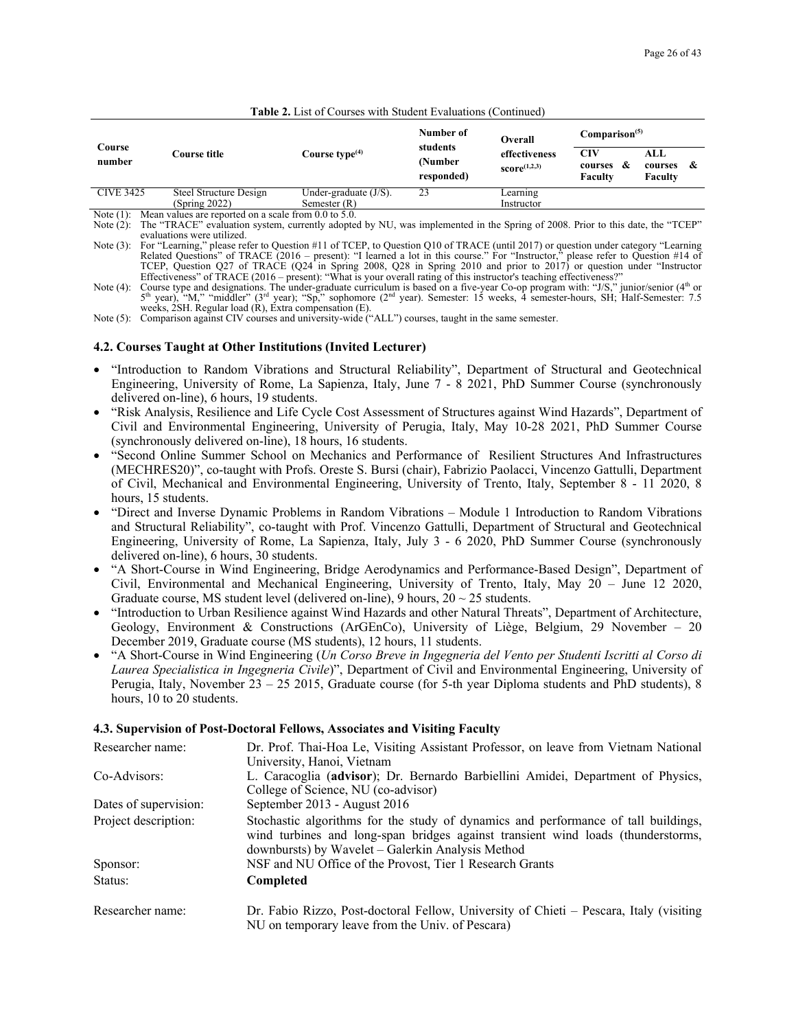**Table 2.** List of Courses with Student Evaluations (Continued)

| Course number | Course title | Course type[(4)] | Number of students (Number responded) | Overall effectiveness score[(1,2,3)] | Comparison[(5)] | |
|---|---|---|---|---|---|---|
| | | | | | CIV courses & Faculty | ALL courses & Faculty |
| CIVE 3425 | Steel Structure Design (Spring 2022) | Under-graduate (J/S). Semester (R) | 23 | Learning<br>Instructor | | |

Note (1): Mean values are reported on a scale from 0.0 to 5.0.

Note (2): The "TRACE" evaluation system, currently adopted by NU, was implemented in the Spring of 2008. Prior to this date, the "TCEP" evaluations were utilized.

Note (3): For "Learning," please refer to Question #11 of TCEP, to Question Q10 of TRACE (until 2017) or question under category "Learning Related Questions" of TRACE (2016 – present): "I learned a lot in this course." For "Instructor," please refer to Question #14 of TCEP, Question Q27 of TRACE (Q24 in Spring 2008, Q28 in Spring 2010 and prior to 2017) or question under "Instructor Effectiveness" of TRACE (2016 – present): "What is your overall rating of this instructor's teaching effectiveness?"

Note (4): Course type and designations. The under-graduate curriculum is based on a five-year Co-op program with: "J/S," junior/senior (4th or 5th year), "M," "middler" (3rd year); "Sp," sophomore (2nd year). Semester: 15 weeks, 4 semester-hours, SH; Half-Semester: 7.5 weeks, 2SH. Regular load (R), Extra compensation (E).

Note (5): Comparison against CIV courses and university-wide ("ALL") courses, taught in the same semester.

### 4.2. Courses Taught at Other Institutions (Invited Lecturer)

- "Introduction to Random Vibrations and Structural Reliability", Department of Structural and Geotechnical Engineering, University of Rome, La Sapienza, Italy, June 7 - 8 2021, PhD Summer Course (synchronously delivered on-line), 6 hours, 19 students.
- "Risk Analysis, Resilience and Life Cycle Cost Assessment of Structures against Wind Hazards", Department of Civil and Environmental Engineering, University of Perugia, Italy, May 10-28 2021, PhD Summer Course (synchronously delivered on-line), 18 hours, 16 students.
- "Second Online Summer School on Mechanics and Performance of Resilient Structures And Infrastructures (MECHRES20)", co-taught with Profs. Oreste S. Bursi (chair), Fabrizio Paolacci, Vincenzo Gattulli, Department of Civil, Mechanical and Environmental Engineering, University of Trento, Italy, September 8 - 11 2020, 8 hours, 15 students.
- "Direct and Inverse Dynamic Problems in Random Vibrations – Module 1 Introduction to Random Vibrations and Structural Reliability", co-taught with Prof. Vincenzo Gattulli, Department of Structural and Geotechnical Engineering, University of Rome, La Sapienza, Italy, July 3 - 6 2020, PhD Summer Course (synchronously delivered on-line), 6 hours, 30 students.
- "A Short-Course in Wind Engineering, Bridge Aerodynamics and Performance-Based Design", Department of Civil, Environmental and Mechanical Engineering, University of Trento, Italy, May 20 – June 12 2020, Graduate course, MS student level (delivered on-line), 9 hours, 20 ~ 25 students.
- "Introduction to Urban Resilience against Wind Hazards and other Natural Threats", Department of Architecture, Geology, Environment & Constructions (ArGEnCo), University of Liège, Belgium, 29 November – 20 December 2019, Graduate course (MS students), 12 hours, 11 students.
- "A Short-Course in Wind Engineering (*Un Corso Breve in Ingegneria del Vento per Studenti Iscritti al Corso di Laurea Specialistica in Ingegneria Civile*)", Department of Civil and Environmental Engineering, University of Perugia, Italy, November 23 – 25 2015, Graduate course (for 5-th year Diploma students and PhD students), 8 hours, 10 to 20 students.

### 4.3. Supervision of Post-Doctoral Fellows, Associates and Visiting Faculty

| | |
|---|---|
| Researcher name: | Dr. Prof. Thai-Hoa Le, Visiting Assistant Professor, on leave from Vietnam National University, Hanoi, Vietnam |
| Co-Advisors: | L. Caracoglia (**advisor**); Dr. Bernardo Barbiellini Amidei, Department of Physics, College of Science, NU (co-advisor) |
| Dates of supervision: | September 2013 - August 2016 |
| Project description: | Stochastic algorithms for the study of dynamics and performance of tall buildings, wind turbines and long-span bridges against transient wind loads (thunderstorms, downbursts) by Wavelet – Galerkin Analysis Method |
| Sponsor: | NSF and NU Office of the Provost, Tier 1 Research Grants |
| Status: | **Completed** |

| | |
|---|---|
| Researcher name: | Dr. Fabio Rizzo, Post-doctoral Fellow, University of Chieti – Pescara, Italy (visiting NU on temporary leave from the Univ. of Pescara) |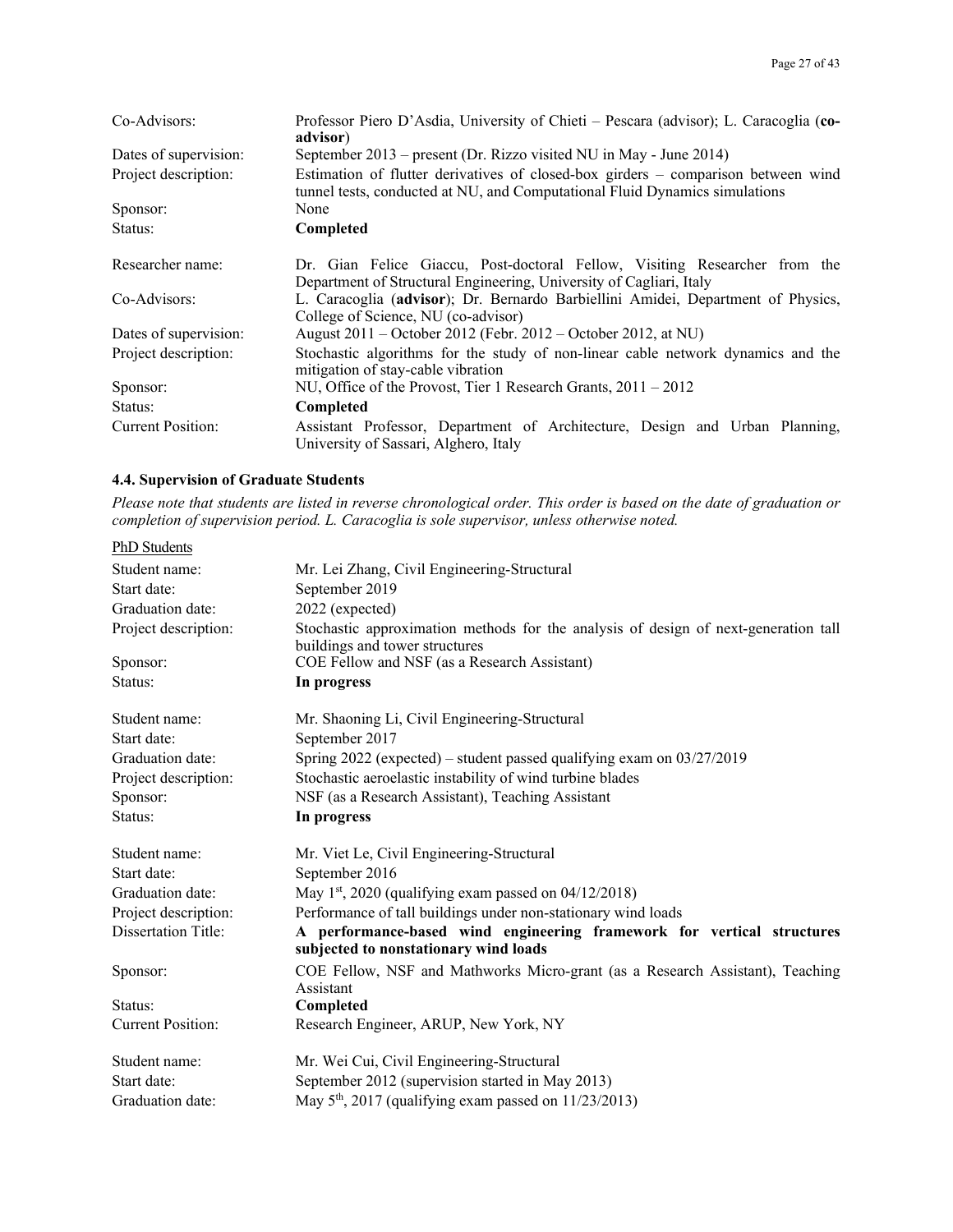| | |
|---|---|
| Co-Advisors: | Professor Piero D'Asdia, University of Chieti – Pescara (advisor); L. Caracoglia (**co-advisor**) |
| Dates of supervision: | September 2013 – present (Dr. Rizzo visited NU in May - June 2014) |
| Project description: | Estimation of flutter derivatives of closed-box girders – comparison between wind tunnel tests, conducted at NU, and Computational Fluid Dynamics simulations |
| Sponsor: | None |
| Status: | **Completed** |

| | |
|---|---|
| Researcher name: | Dr. Gian Felice Giaccu, Post-doctoral Fellow, Visiting Researcher from the Department of Structural Engineering, University of Cagliari, Italy |
| Co-Advisors: | L. Caracoglia (**advisor**); Dr. Bernardo Barbiellini Amidei, Department of Physics, College of Science, NU (co-advisor) |
| Dates of supervision: | August 2011 – October 2012 (Febr. 2012 – October 2012, at NU) |
| Project description: | Stochastic algorithms for the study of non-linear cable network dynamics and the mitigation of stay-cable vibration |
| Sponsor: | NU, Office of the Provost, Tier 1 Research Grants, 2011 – 2012 |
| Status: | **Completed** |
| Current Position: | Assistant Professor, Department of Architecture, Design and Urban Planning, University of Sassari, Alghero, Italy |

### 4.4. Supervision of Graduate Students

*Please note that students are listed in reverse chronological order. This order is based on the date of graduation or completion of supervision period. L. Caracoglia is sole supervisor, unless otherwise noted.*

<u>PhD Students</u>

| | |
|---|---|
| Student name: | Mr. Lei Zhang, Civil Engineering-Structural |
| Start date: | September 2019 |
| Graduation date: | 2022 (expected) |
| Project description: | Stochastic approximation methods for the analysis of design of next-generation tall buildings and tower structures |
| Sponsor: | COE Fellow and NSF (as a Research Assistant) |
| Status: | **In progress** |

| | |
|---|---|
| Student name: | Mr. Shaoning Li, Civil Engineering-Structural |
| Start date: | September 2017 |
| Graduation date: | Spring 2022 (expected) – student passed qualifying exam on 03/27/2019 |
| Project description: | Stochastic aeroelastic instability of wind turbine blades |
| Sponsor: | NSF (as a Research Assistant), Teaching Assistant |
| Status: | **In progress** |

| | |
|---|---|
| Student name: | Mr. Viet Le, Civil Engineering-Structural |
| Start date: | September 2016 |
| Graduation date: | May 1st, 2020 (qualifying exam passed on 04/12/2018) |
| Project description: | Performance of tall buildings under non-stationary wind loads |
| Dissertation Title: | **A performance-based wind engineering framework for vertical structures subjected to nonstationary wind loads** |
| Sponsor: | COE Fellow, NSF and Mathworks Micro-grant (as a Research Assistant), Teaching Assistant |
| Status: | **Completed** |
| Current Position: | Research Engineer, ARUP, New York, NY |

| | |
|---|---|
| Student name: | Mr. Wei Cui, Civil Engineering-Structural |
| Start date: | September 2012 (supervision started in May 2013) |
| Graduation date: | May 5th, 2017 (qualifying exam passed on 11/23/2013) |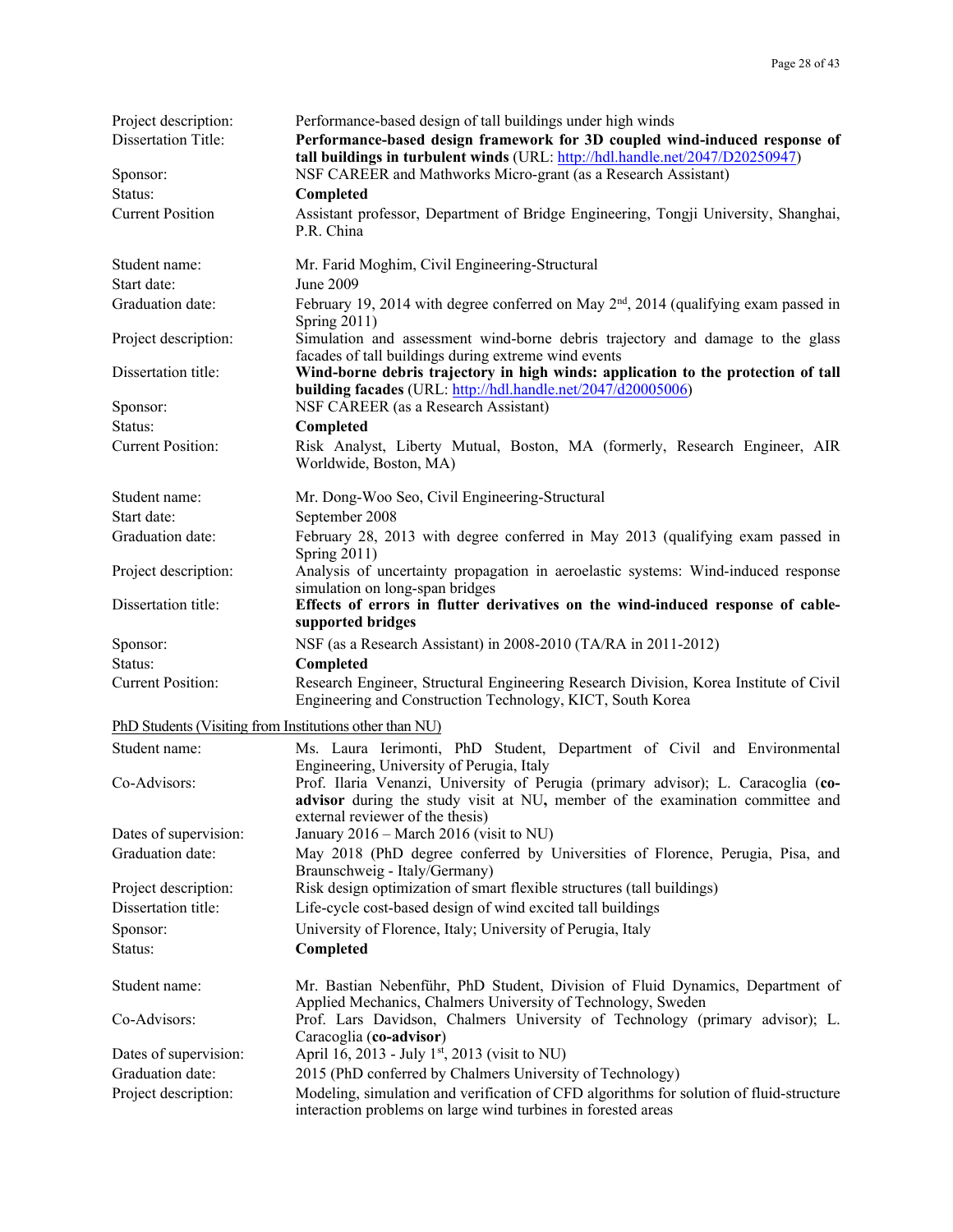Project description: Performance-based design of tall buildings under high winds

Dissertation Title: **Performance-based design framework for 3D coupled wind-induced response of tall buildings in turbulent winds** (URL: http://hdl.handle.net/2047/D20250947)

Sponsor: NSF CAREER and Mathworks Micro-grant (as a Research Assistant)

Status: **Completed**

Current Position: Assistant professor, Department of Bridge Engineering, Tongji University, Shanghai, P.R. China

Student name: Mr. Farid Moghim, Civil Engineering-Structural

Start date: June 2009

Graduation date: February 19, 2014 with degree conferred on May 2nd, 2014 (qualifying exam passed in Spring 2011)

Project description: Simulation and assessment wind-borne debris trajectory and damage to the glass facades of tall buildings during extreme wind events

Dissertation title: **Wind-borne debris trajectory in high winds: application to the protection of tall building facades** (URL: http://hdl.handle.net/2047/d20005006)

Sponsor: NSF CAREER (as a Research Assistant)

Status: **Completed**

Current Position: Risk Analyst, Liberty Mutual, Boston, MA (formerly, Research Engineer, AIR Worldwide, Boston, MA)

Student name: Mr. Dong-Woo Seo, Civil Engineering-Structural

Start date: September 2008

Graduation date: February 28, 2013 with degree conferred in May 2013 (qualifying exam passed in Spring 2011)

Project description: Analysis of uncertainty propagation in aeroelastic systems: Wind-induced response simulation on long-span bridges

Dissertation title: **Effects of errors in flutter derivatives on the wind-induced response of cable-supported bridges**

Sponsor: NSF (as a Research Assistant) in 2008-2010 (TA/RA in 2011-2012)

Status: **Completed**

Current Position: Research Engineer, Structural Engineering Research Division, Korea Institute of Civil Engineering and Construction Technology, KICT, South Korea

PhD Students (Visiting from Institutions other than NU)

Student name: Ms. Laura Ierimonti, PhD Student, Department of Civil and Environmental Engineering, University of Perugia, Italy

Co-Advisors: Prof. Ilaria Venanzi, University of Perugia (primary advisor); L. Caracoglia (**co-advisor** during the study visit at NU**,** member of the examination committee and external reviewer of the thesis)

Dates of supervision: January 2016 – March 2016 (visit to NU)

Graduation date: May 2018 (PhD degree conferred by Universities of Florence, Perugia, Pisa, and Braunschweig - Italy/Germany)

Project description: Risk design optimization of smart flexible structures (tall buildings)

Dissertation title: Life-cycle cost-based design of wind excited tall buildings

Sponsor: University of Florence, Italy; University of Perugia, Italy

Status: **Completed**

Student name: Mr. Bastian Nebenführ, PhD Student, Division of Fluid Dynamics, Department of Applied Mechanics, Chalmers University of Technology, Sweden

Co-Advisors: Prof. Lars Davidson, Chalmers University of Technology (primary advisor); L. Caracoglia (**co-advisor**)

Dates of supervision: April 16, 2013 - July 1st, 2013 (visit to NU)

Graduation date: 2015 (PhD conferred by Chalmers University of Technology)

Project description: Modeling, simulation and verification of CFD algorithms for solution of fluid-structure interaction problems on large wind turbines in forested areas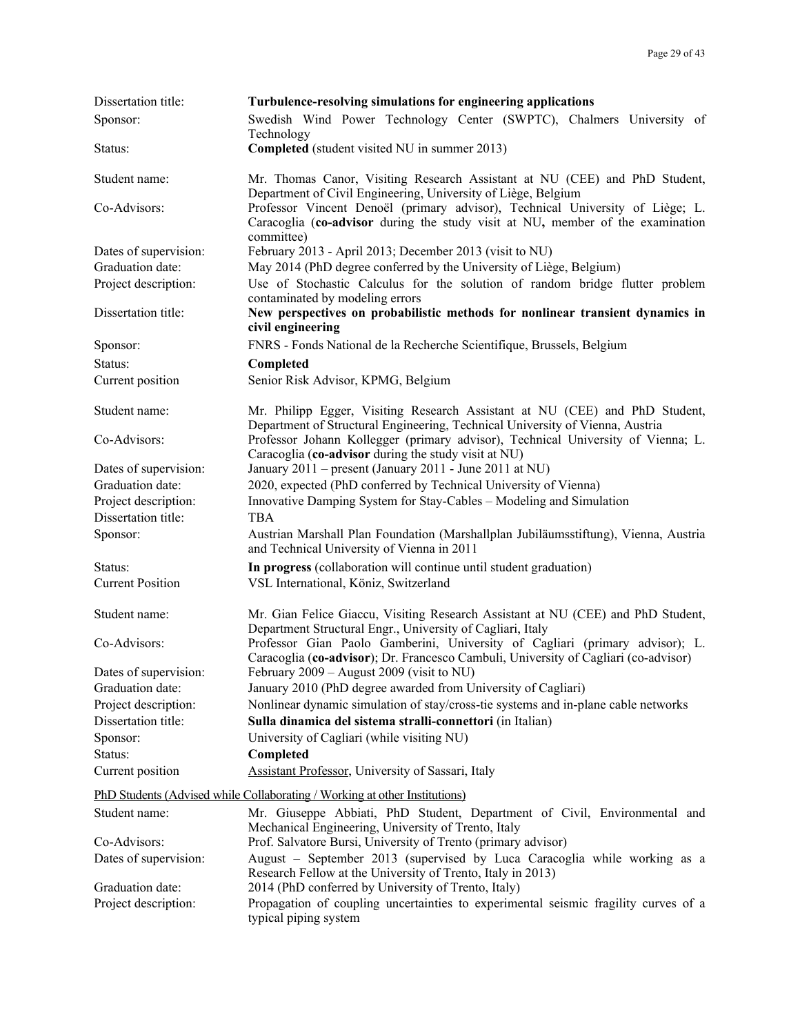| | |
|---|---|
| Dissertation title: | **Turbulence-resolving simulations for engineering applications** |
| Sponsor: | Swedish Wind Power Technology Center (SWPTC), Chalmers University of Technology |
| Status: | **Completed** (student visited NU in summer 2013) |

| | |
|---|---|
| Student name: | Mr. Thomas Canor, Visiting Research Assistant at NU (CEE) and PhD Student, Department of Civil Engineering, University of Liège, Belgium |
| Co-Advisors: | Professor Vincent Denoël (primary advisor), Technical University of Liège; L. Caracoglia (**co-advisor** during the study visit at NU**,** member of the examination committee) |
| Dates of supervision: | February 2013 - April 2013; December 2013 (visit to NU) |
| Graduation date: | May 2014 (PhD degree conferred by the University of Liège, Belgium) |
| Project description: | Use of Stochastic Calculus for the solution of random bridge flutter problem contaminated by modeling errors |
| Dissertation title: | **New perspectives on probabilistic methods for nonlinear transient dynamics in civil engineering** |
| Sponsor: | FNRS - Fonds National de la Recherche Scientifique, Brussels, Belgium |
| Status: | **Completed** |
| Current position | Senior Risk Advisor, KPMG, Belgium |

| | |
|---|---|
| Student name: | Mr. Philipp Egger, Visiting Research Assistant at NU (CEE) and PhD Student, Department of Structural Engineering, Technical University of Vienna, Austria |
| Co-Advisors: | Professor Johann Kollegger (primary advisor), Technical University of Vienna; L. Caracoglia (**co-advisor** during the study visit at NU) |
| Dates of supervision: | January 2011 – present (January 2011 - June 2011 at NU) |
| Graduation date: | 2020, expected (PhD conferred by Technical University of Vienna) |
| Project description: | Innovative Damping System for Stay-Cables – Modeling and Simulation |
| Dissertation title: | TBA |
| Sponsor: | Austrian Marshall Plan Foundation (Marshallplan Jubiläumsstiftung), Vienna, Austria and Technical University of Vienna in 2011 |
| Status: | **In progress** (collaboration will continue until student graduation) |
| Current Position | VSL International, Köniz, Switzerland |

| | |
|---|---|
| Student name: | Mr. Gian Felice Giaccu, Visiting Research Assistant at NU (CEE) and PhD Student, Department Structural Engr., University of Cagliari, Italy |
| Co-Advisors: | Professor Gian Paolo Gamberini, University of Cagliari (primary advisor); L. Caracoglia (**co-advisor**); Dr. Francesco Cambuli, University of Cagliari (co-advisor) |
| Dates of supervision: | February 2009 – August 2009 (visit to NU) |
| Graduation date: | January 2010 (PhD degree awarded from University of Cagliari) |
| Project description: | Nonlinear dynamic simulation of stay/cross-tie systems and in-plane cable networks |
| Dissertation title: | **Sulla dinamica del sistema stralli-connettori** (in Italian) |
| Sponsor: | University of Cagliari (while visiting NU) |
| Status: | **Completed** |
| Current position | Assistant Professor, University of Sassari, Italy |

PhD Students (Advised while Collaborating / Working at other Institutions)

| | |
|---|---|
| Student name: | Mr. Giuseppe Abbiati, PhD Student, Department of Civil, Environmental and Mechanical Engineering, University of Trento, Italy |
| Co-Advisors: | Prof. Salvatore Bursi, University of Trento (primary advisor) |
| Dates of supervision: | August – September 2013 (supervised by Luca Caracoglia while working as a Research Fellow at the University of Trento, Italy in 2013) |
| Graduation date: | 2014 (PhD conferred by University of Trento, Italy) |
| Project description: | Propagation of coupling uncertainties to experimental seismic fragility curves of a typical piping system |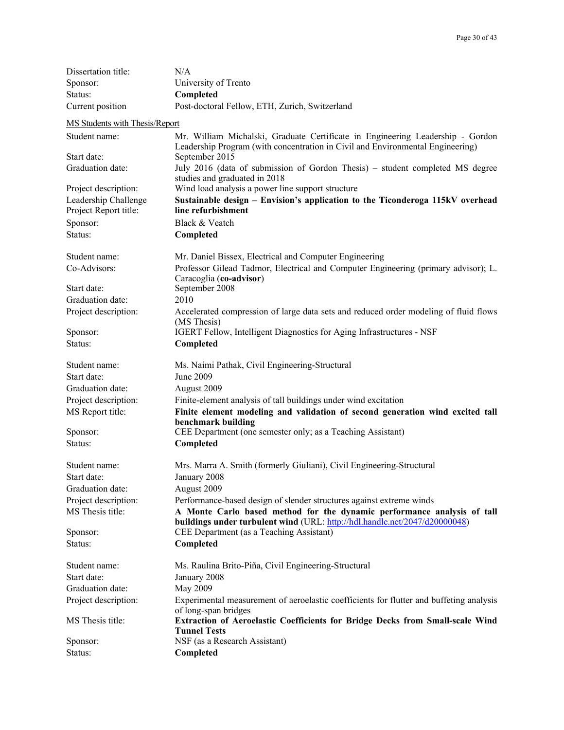| | |
|---|---|
| Dissertation title: | N/A |
| Sponsor: | University of Trento |
| Status: | **Completed** |
| Current position | Post-doctoral Fellow, ETH, Zurich, Switzerland |

<u>MS Students with Thesis/Report</u>

| | |
|---|---|
| Student name: | Mr. William Michalski, Graduate Certificate in Engineering Leadership - Gordon Leadership Program (with concentration in Civil and Environmental Engineering) |
| Start date: | September 2015 |
| Graduation date: | July 2016 (data of submission of Gordon Thesis) – student completed MS degree studies and graduated in 2018 |
| Project description: | Wind load analysis a power line support structure |
| Leadership Challenge Project Report title: | **Sustainable design – Envision's application to the Ticonderoga 115kV overhead line refurbishment** |
| Sponsor: | Black & Veatch |
| Status: | **Completed** |

| | |
|---|---|
| Student name: | Mr. Daniel Bissex, Electrical and Computer Engineering |
| Co-Advisors: | Professor Gilead Tadmor, Electrical and Computer Engineering (primary advisor); L. Caracoglia (**co-advisor**) |
| Start date: | September 2008 |
| Graduation date: | 2010 |
| Project description: | Accelerated compression of large data sets and reduced order modeling of fluid flows (MS Thesis) |
| Sponsor: | IGERT Fellow, Intelligent Diagnostics for Aging Infrastructures - NSF |
| Status: | **Completed** |

| | |
|---|---|
| Student name: | Ms. Naimi Pathak, Civil Engineering-Structural |
| Start date: | June 2009 |
| Graduation date: | August 2009 |
| Project description: | Finite-element analysis of tall buildings under wind excitation |
| MS Report title: | **Finite element modeling and validation of second generation wind excited tall benchmark building** |
| Sponsor: | CEE Department (one semester only; as a Teaching Assistant) |
| Status: | **Completed** |

| | |
|---|---|
| Student name: | Mrs. Marra A. Smith (formerly Giuliani), Civil Engineering-Structural |
| Start date: | January 2008 |
| Graduation date: | August 2009 |
| Project description: | Performance-based design of slender structures against extreme winds |
| MS Thesis title: | **A Monte Carlo based method for the dynamic performance analysis of tall buildings under turbulent wind** (URL: http://hdl.handle.net/2047/d20000048) |
| Sponsor: | CEE Department (as a Teaching Assistant) |
| Status: | **Completed** |

| | |
|---|---|
| Student name: | Ms. Raulina Brito-Piña, Civil Engineering-Structural |
| Start date: | January 2008 |
| Graduation date: | May 2009 |
| Project description: | Experimental measurement of aeroelastic coefficients for flutter and buffeting analysis of long-span bridges |
| MS Thesis title: | **Extraction of Aeroelastic Coefficients for Bridge Decks from Small-scale Wind Tunnel Tests** |
| Sponsor: | NSF (as a Research Assistant) |
| Status: | **Completed** |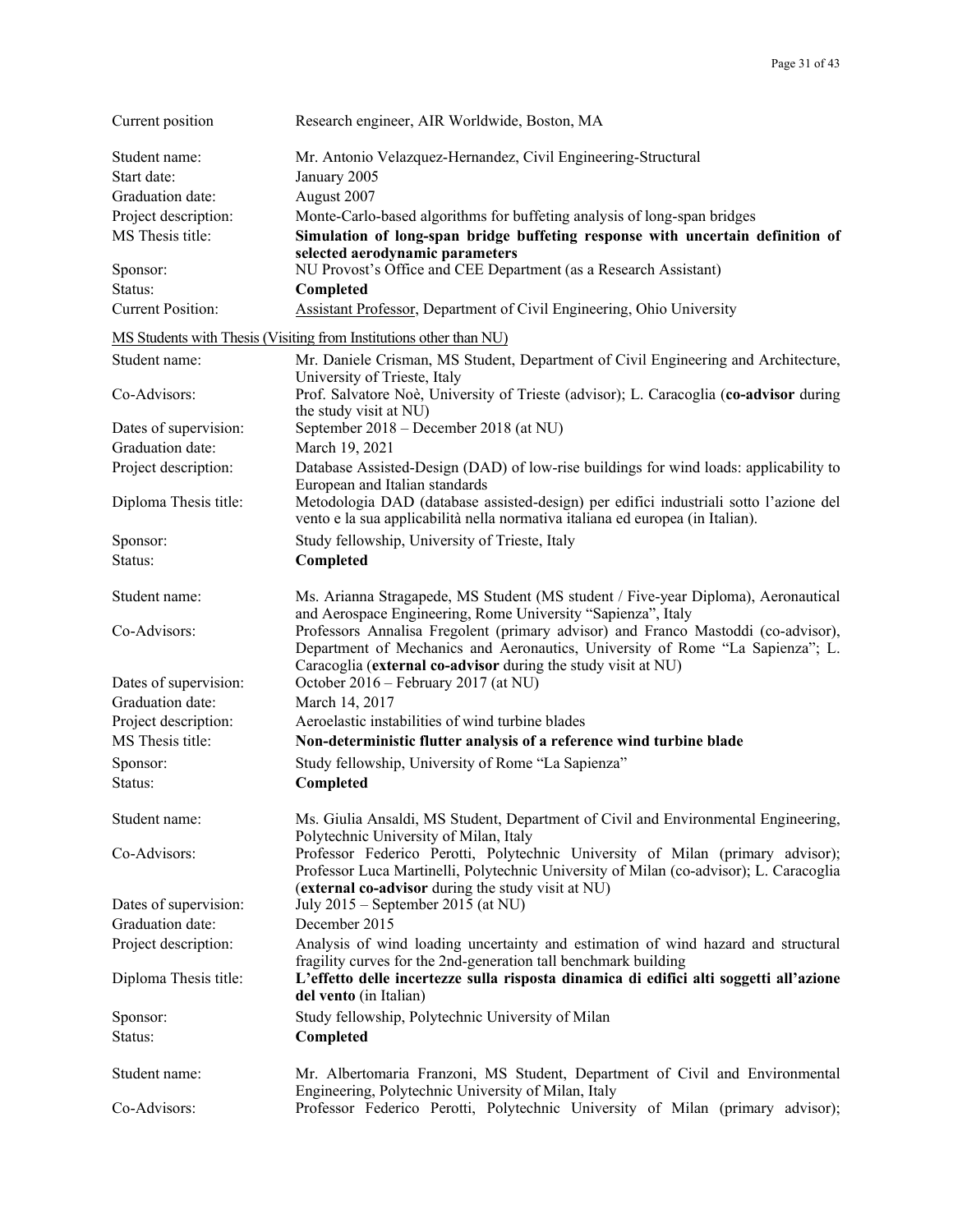| | |
|---|---|
| Current position | Research engineer, AIR Worldwide, Boston, MA |

| | |
|---|---|
| Student name: | Mr. Antonio Velazquez-Hernandez, Civil Engineering-Structural |
| Start date: | January 2005 |
| Graduation date: | August 2007 |
| Project description: | Monte-Carlo-based algorithms for buffeting analysis of long-span bridges |
| MS Thesis title: | **Simulation of long-span bridge buffeting response with uncertain definition of selected aerodynamic parameters** |
| Sponsor: | NU Provost's Office and CEE Department (as a Research Assistant) |
| Status: | **Completed** |
| Current Position: | Assistant Professor, Department of Civil Engineering, Ohio University |

MS Students with Thesis (Visiting from Institutions other than NU)

| | |
|---|---|
| Student name: | Mr. Daniele Crisman, MS Student, Department of Civil Engineering and Architecture, University of Trieste, Italy |
| Co-Advisors: | Prof. Salvatore Noè, University of Trieste (advisor); L. Caracoglia (**co-advisor** during the study visit at NU) |
| Dates of supervision: | September 2018 – December 2018 (at NU) |
| Graduation date: | March 19, 2021 |
| Project description: | Database Assisted-Design (DAD) of low-rise buildings for wind loads: applicability to European and Italian standards |
| Diploma Thesis title: | Metodologia DAD (database assisted-design) per edifici industriali sotto l'azione del vento e la sua applicabilità nella normativa italiana ed europea (in Italian). |
| Sponsor: | Study fellowship, University of Trieste, Italy |
| Status: | **Completed** |

| | |
|---|---|
| Student name: | Ms. Arianna Stragapede, MS Student (MS student / Five-year Diploma), Aeronautical and Aerospace Engineering, Rome University "Sapienza", Italy |
| Co-Advisors: | Professors Annalisa Fregolent (primary advisor) and Franco Mastoddi (co-advisor), Department of Mechanics and Aeronautics, University of Rome "La Sapienza"; L. Caracoglia (**external co-advisor** during the study visit at NU) |
| Dates of supervision: | October 2016 – February 2017 (at NU) |
| Graduation date: | March 14, 2017 |
| Project description: | Aeroelastic instabilities of wind turbine blades |
| MS Thesis title: | **Non-deterministic flutter analysis of a reference wind turbine blade** |
| Sponsor: | Study fellowship, University of Rome "La Sapienza" |
| Status: | **Completed** |

| | |
|---|---|
| Student name: | Ms. Giulia Ansaldi, MS Student, Department of Civil and Environmental Engineering, Polytechnic University of Milan, Italy |
| Co-Advisors: | Professor Federico Perotti, Polytechnic University of Milan (primary advisor); Professor Luca Martinelli, Polytechnic University of Milan (co-advisor); L. Caracoglia (**external co-advisor** during the study visit at NU) |
| Dates of supervision: | July 2015 – September 2015 (at NU) |
| Graduation date: | December 2015 |
| Project description: | Analysis of wind loading uncertainty and estimation of wind hazard and structural fragility curves for the 2nd-generation tall benchmark building |
| Diploma Thesis title: | **L'effetto delle incertezze sulla risposta dinamica di edifici alti soggetti all'azione del vento** (in Italian) |
| Sponsor: | Study fellowship, Polytechnic University of Milan |
| Status: | **Completed** |

| | |
|---|---|
| Student name: | Mr. Albertomaria Franzoni, MS Student, Department of Civil and Environmental Engineering, Polytechnic University of Milan, Italy |
| Co-Advisors: | Professor Federico Perotti, Polytechnic University of Milan (primary advisor); |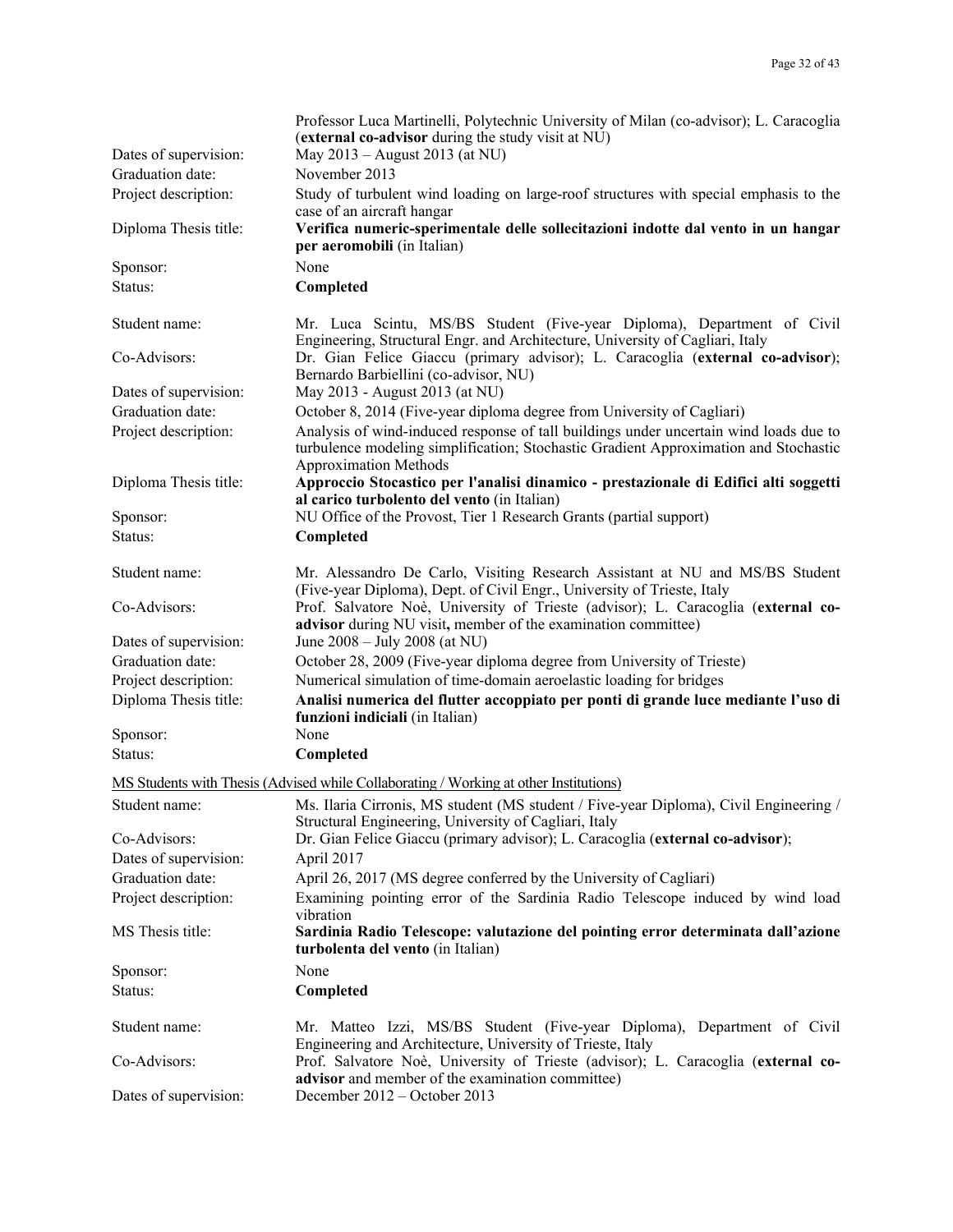| | |
|---|---|
| | Professor Luca Martinelli, Polytechnic University of Milan (co-advisor); L. Caracoglia (**external co-advisor** during the study visit at NU) |
| Dates of supervision: | May 2013 – August 2013 (at NU) |
| Graduation date: | November 2013 |
| Project description: | Study of turbulent wind loading on large-roof structures with special emphasis to the case of an aircraft hangar |
| Diploma Thesis title: | **Verifica numeric-sperimentale delle sollecitazioni indotte dal vento in un hangar per aeromobili** (in Italian) |
| Sponsor: | None |
| Status: | **Completed** |

| | |
|---|---|
| Student name: | Mr. Luca Scintu, MS/BS Student (Five-year Diploma), Department of Civil Engineering, Structural Engr. and Architecture, University of Cagliari, Italy |
| Co-Advisors: | Dr. Gian Felice Giaccu (primary advisor); L. Caracoglia (**external co-advisor**); Bernardo Barbiellini (co-advisor, NU) |
| Dates of supervision: | May 2013 - August 2013 (at NU) |
| Graduation date: | October 8, 2014 (Five-year diploma degree from University of Cagliari) |
| Project description: | Analysis of wind-induced response of tall buildings under uncertain wind loads due to turbulence modeling simplification; Stochastic Gradient Approximation and Stochastic Approximation Methods |
| Diploma Thesis title: | **Approccio Stocastico per l'analisi dinamico - prestazionale di Edifici alti soggetti al carico turbolento del vento** (in Italian) |
| Sponsor: | NU Office of the Provost, Tier 1 Research Grants (partial support) |
| Status: | **Completed** |

| | |
|---|---|
| Student name: | Mr. Alessandro De Carlo, Visiting Research Assistant at NU and MS/BS Student (Five-year Diploma), Dept. of Civil Engr., University of Trieste, Italy |
| Co-Advisors: | Prof. Salvatore Noè, University of Trieste (advisor); L. Caracoglia (**external co-advisor** during NU visit**,** member of the examination committee) |
| Dates of supervision: | June 2008 – July 2008 (at NU) |
| Graduation date: | October 28, 2009 (Five-year diploma degree from University of Trieste) |
| Project description: | Numerical simulation of time-domain aeroelastic loading for bridges |
| Diploma Thesis title: | **Analisi numerica del flutter accoppiato per ponti di grande luce mediante l'uso di funzioni indiciali** (in Italian) |
| Sponsor: | None |
| Status: | **Completed** |

<u>MS Students with Thesis (Advised while Collaborating / Working at other Institutions)</u>

| | |
|---|---|
| Student name: | Ms. Ilaria Cirronis, MS student (MS student / Five-year Diploma), Civil Engineering / Structural Engineering, University of Cagliari, Italy |
| Co-Advisors: | Dr. Gian Felice Giaccu (primary advisor); L. Caracoglia (**external co-advisor**); |
| Dates of supervision: | April 2017 |
| Graduation date: | April 26, 2017 (MS degree conferred by the University of Cagliari) |
| Project description: | Examining pointing error of the Sardinia Radio Telescope induced by wind load vibration |
| MS Thesis title: | **Sardinia Radio Telescope: valutazione del pointing error determinata dall'azione turbolenta del vento** (in Italian) |
| Sponsor: | None |
| Status: | **Completed** |

| | |
|---|---|
| Student name: | Mr. Matteo Izzi, MS/BS Student (Five-year Diploma), Department of Civil Engineering and Architecture, University of Trieste, Italy |
| Co-Advisors: | Prof. Salvatore Noè, University of Trieste (advisor); L. Caracoglia (**external co-advisor** and member of the examination committee) |
| Dates of supervision: | December 2012 – October 2013 |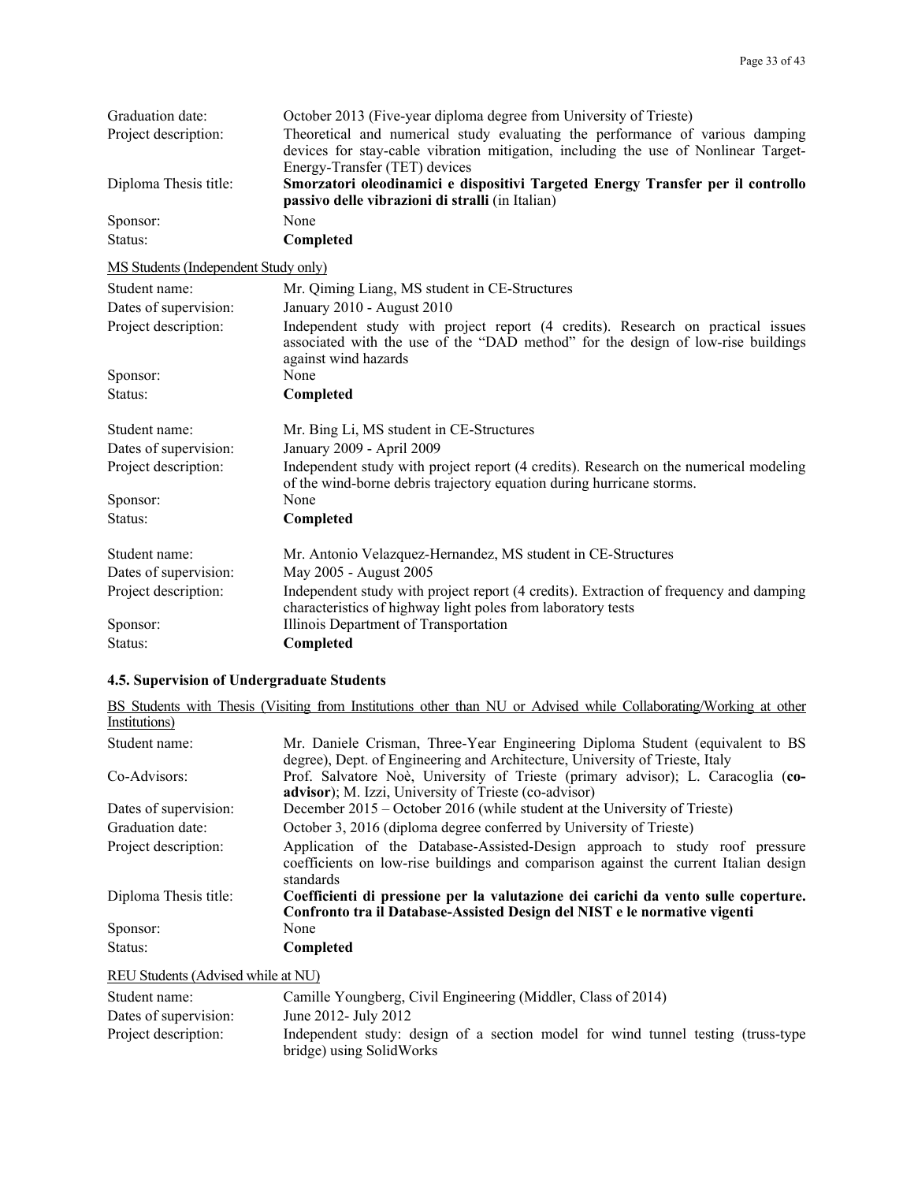| | |
|---|---|
| Graduation date: | October 2013 (Five-year diploma degree from University of Trieste) |
| Project description: | Theoretical and numerical study evaluating the performance of various damping devices for stay-cable vibration mitigation, including the use of Nonlinear Target-Energy-Transfer (TET) devices |
| Diploma Thesis title: | **Smorzatori oleodinamici e dispositivi Targeted Energy Transfer per il controllo passivo delle vibrazioni di stralli** (in Italian) |
| Sponsor: | None |
| Status: | **Completed** |

<u>MS Students (Independent Study only)</u>

| | |
|---|---|
| Student name: | Mr. Qiming Liang, MS student in CE-Structures |
| Dates of supervision: | January 2010 - August 2010 |
| Project description: | Independent study with project report (4 credits). Research on practical issues associated with the use of the "DAD method" for the design of low-rise buildings against wind hazards |
| Sponsor: | None |
| Status: | **Completed** |

| | |
|---|---|
| Student name: | Mr. Bing Li, MS student in CE-Structures |
| Dates of supervision: | January 2009 - April 2009 |
| Project description: | Independent study with project report (4 credits). Research on the numerical modeling of the wind-borne debris trajectory equation during hurricane storms. |
| Sponsor: | None |
| Status: | **Completed** |

| | |
|---|---|
| Student name: | Mr. Antonio Velazquez-Hernandez, MS student in CE-Structures |
| Dates of supervision: | May 2005 - August 2005 |
| Project description: | Independent study with project report (4 credits). Extraction of frequency and damping characteristics of highway light poles from laboratory tests |
| Sponsor: | Illinois Department of Transportation |
| Status: | **Completed** |

### 4.5. Supervision of Undergraduate Students

<u>BS Students with Thesis (Visiting from Institutions other than NU or Advised while Collaborating/Working at other Institutions)</u>

| | |
|---|---|
| Student name: | Mr. Daniele Crisman, Three-Year Engineering Diploma Student (equivalent to BS degree), Dept. of Engineering and Architecture, University of Trieste, Italy |
| Co-Advisors: | Prof. Salvatore Noè, University of Trieste (primary advisor); L. Caracoglia (**co-advisor**); M. Izzi, University of Trieste (co-advisor) |
| Dates of supervision: | December 2015 – October 2016 (while student at the University of Trieste) |
| Graduation date: | October 3, 2016 (diploma degree conferred by University of Trieste) |
| Project description: | Application of the Database-Assisted-Design approach to study roof pressure coefficients on low-rise buildings and comparison against the current Italian design standards |
| Diploma Thesis title: | **Coefficienti di pressione per la valutazione dei carichi da vento sulle coperture. Confronto tra il Database-Assisted Design del NIST e le normative vigenti** |
| Sponsor: | None |
| Status: | **Completed** |

<u>REU Students (Advised while at NU)</u>

| | |
|---|---|
| Student name: | Camille Youngberg, Civil Engineering (Middler, Class of 2014) |
| Dates of supervision: | June 2012- July 2012 |
| Project description: | Independent study: design of a section model for wind tunnel testing (truss-type bridge) using SolidWorks |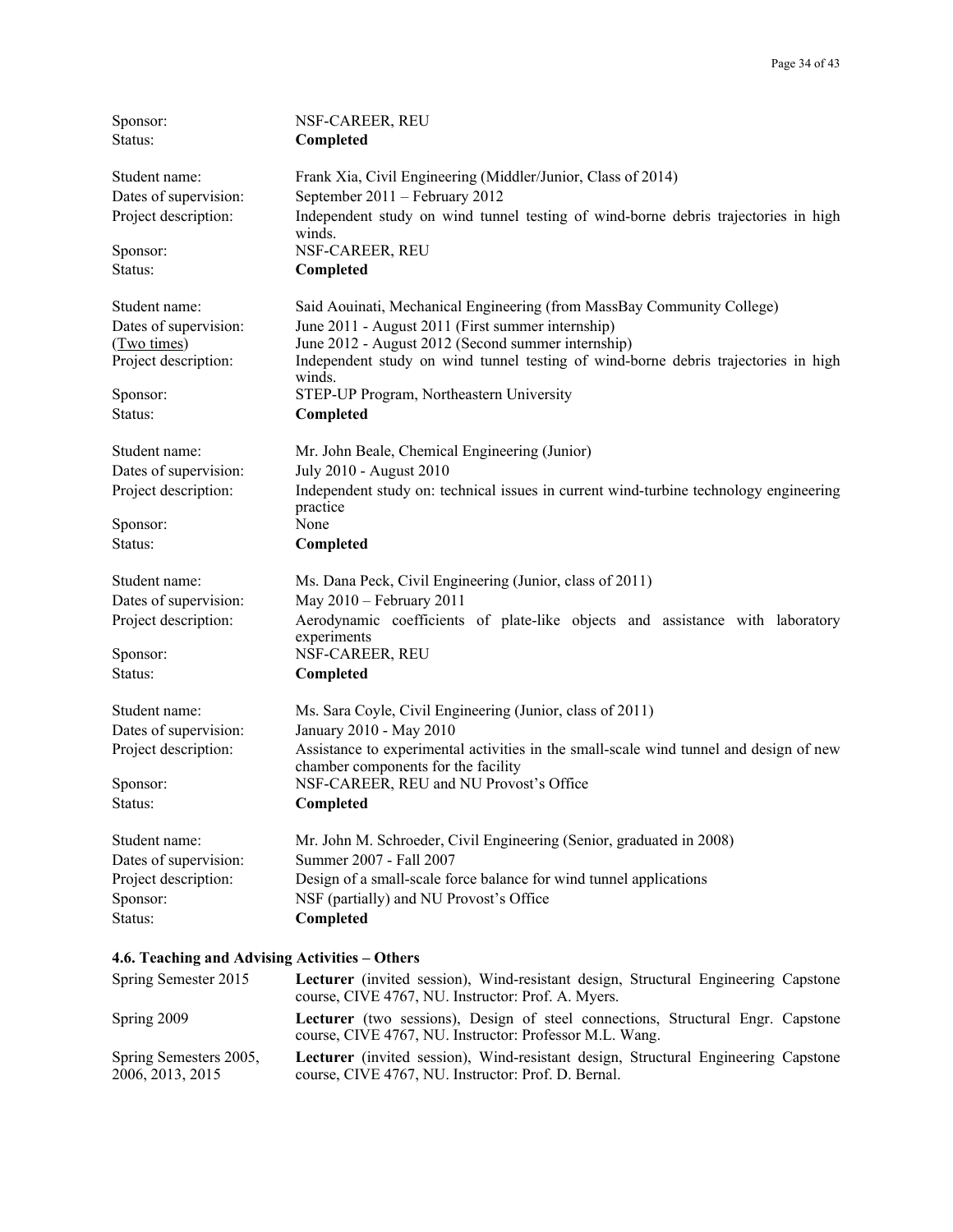Sponsor: NSF-CAREER, REU
Status: **Completed**

Student name: Frank Xia, Civil Engineering (Middler/Junior, Class of 2014)
Dates of supervision: September 2011 – February 2012
Project description: Independent study on wind tunnel testing of wind-borne debris trajectories in high winds.
Sponsor: NSF-CAREER, REU
Status: **Completed**

Student name: Said Aouinati, Mechanical Engineering (from MassBay Community College)
Dates of supervision (Two times): June 2011 - August 2011 (First summer internship); June 2012 - August 2012 (Second summer internship)
Project description: Independent study on wind tunnel testing of wind-borne debris trajectories in high winds.
Sponsor: STEP-UP Program, Northeastern University
Status: **Completed**

Student name: Mr. John Beale, Chemical Engineering (Junior)
Dates of supervision: July 2010 - August 2010
Project description: Independent study on: technical issues in current wind-turbine technology engineering practice
Sponsor: None
Status: **Completed**

Student name: Ms. Dana Peck, Civil Engineering (Junior, class of 2011)
Dates of supervision: May 2010 – February 2011
Project description: Aerodynamic coefficients of plate-like objects and assistance with laboratory experiments
Sponsor: NSF-CAREER, REU
Status: **Completed**

Student name: Ms. Sara Coyle, Civil Engineering (Junior, class of 2011)
Dates of supervision: January 2010 - May 2010
Project description: Assistance to experimental activities in the small-scale wind tunnel and design of new chamber components for the facility
Sponsor: NSF-CAREER, REU and NU Provost's Office
Status: **Completed**

Student name: Mr. John M. Schroeder, Civil Engineering (Senior, graduated in 2008)
Dates of supervision: Summer 2007 - Fall 2007
Project description: Design of a small-scale force balance for wind tunnel applications
Sponsor: NSF (partially) and NU Provost's Office
Status: **Completed**

### 4.6. Teaching and Advising Activities – Others

Spring Semester 2015: **Lecturer** (invited session), Wind-resistant design, Structural Engineering Capstone course, CIVE 4767, NU. Instructor: Prof. A. Myers.

Spring 2009: **Lecturer** (two sessions), Design of steel connections, Structural Engr. Capstone course, CIVE 4767, NU. Instructor: Professor M.L. Wang.

Spring Semesters 2005, 2006, 2013, 2015: **Lecturer** (invited session), Wind-resistant design, Structural Engineering Capstone course, CIVE 4767, NU. Instructor: Prof. D. Bernal.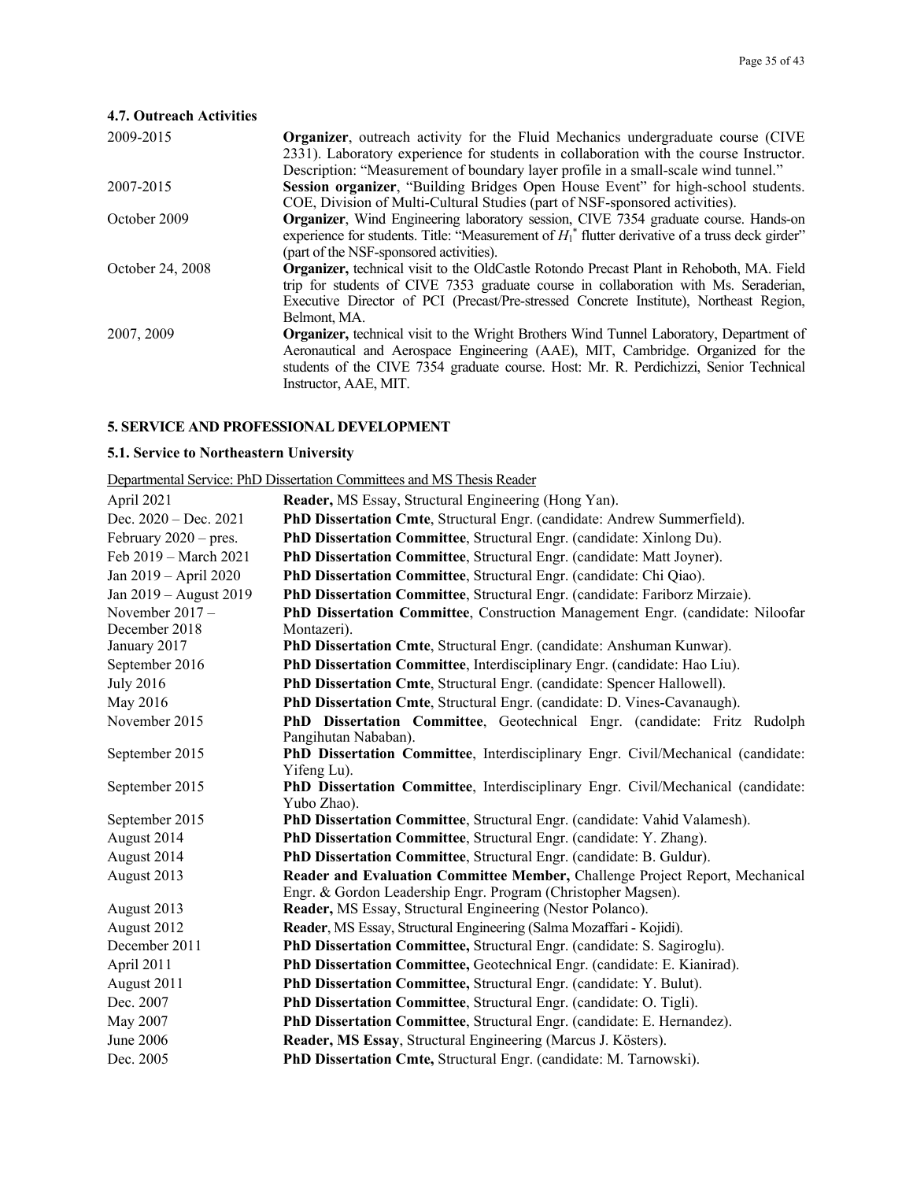### 4.7. Outreach Activities

| | |
|---|---|
| 2009-2015 | **Organizer**, outreach activity for the Fluid Mechanics undergraduate course (CIVE 2331). Laboratory experience for students in collaboration with the course Instructor. Description: "Measurement of boundary layer profile in a small-scale wind tunnel." |
| 2007-2015 | **Session organizer**, "Building Bridges Open House Event" for high-school students. COE, Division of Multi-Cultural Studies (part of NSF-sponsored activities). |
| October 2009 | **Organizer**, Wind Engineering laboratory session, CIVE 7354 graduate course. Hands-on experience for students. Title: "Measurement of $H_1^*$ flutter derivative of a truss deck girder" (part of the NSF-sponsored activities). |
| October 24, 2008 | **Organizer,** technical visit to the OldCastle Rotondo Precast Plant in Rehoboth, MA. Field trip for students of CIVE 7353 graduate course in collaboration with Ms. Seraderian, Executive Director of PCI (Precast/Pre-stressed Concrete Institute), Northeast Region, Belmont, MA. |
| 2007, 2009 | **Organizer,** technical visit to the Wright Brothers Wind Tunnel Laboratory, Department of Aeronautical and Aerospace Engineering (AAE), MIT, Cambridge. Organized for the students of the CIVE 7354 graduate course. Host: Mr. R. Perdichizzi, Senior Technical Instructor, AAE, MIT. |

## 5. SERVICE AND PROFESSIONAL DEVELOPMENT

### 5.1. Service to Northeastern University

Departmental Service: PhD Dissertation Committees and MS Thesis Reader

| | |
|---|---|
| April 2021 | **Reader,** MS Essay, Structural Engineering (Hong Yan). |
| Dec. 2020 – Dec. 2021 | **PhD Dissertation Cmte**, Structural Engr. (candidate: Andrew Summerfield). |
| February 2020 – pres. | **PhD Dissertation Committee**, Structural Engr. (candidate: Xinlong Du). |
| Feb 2019 – March 2021 | **PhD Dissertation Committee**, Structural Engr. (candidate: Matt Joyner). |
| Jan 2019 – April 2020 | **PhD Dissertation Committee**, Structural Engr. (candidate: Chi Qiao). |
| Jan 2019 – August 2019 | **PhD Dissertation Committee**, Structural Engr. (candidate: Fariborz Mirzaie). |
| November 2017 – December 2018 | **PhD Dissertation Committee**, Construction Management Engr. (candidate: Niloofar Montazeri). |
| January 2017 | **PhD Dissertation Cmte**, Structural Engr. (candidate: Anshuman Kunwar). |
| September 2016 | **PhD Dissertation Committee**, Interdisciplinary Engr. (candidate: Hao Liu). |
| July 2016 | **PhD Dissertation Cmte**, Structural Engr. (candidate: Spencer Hallowell). |
| May 2016 | **PhD Dissertation Cmte**, Structural Engr. (candidate: D. Vines-Cavanaugh). |
| November 2015 | **PhD Dissertation Committee**, Geotechnical Engr. (candidate: Fritz Rudolph Pangihutan Nababan). |
| September 2015 | **PhD Dissertation Committee**, Interdisciplinary Engr. Civil/Mechanical (candidate: Yifeng Lu). |
| September 2015 | **PhD Dissertation Committee**, Interdisciplinary Engr. Civil/Mechanical (candidate: Yubo Zhao). |
| September 2015 | **PhD Dissertation Committee**, Structural Engr. (candidate: Vahid Valamesh). |
| August 2014 | **PhD Dissertation Committee**, Structural Engr. (candidate: Y. Zhang). |
| August 2014 | **PhD Dissertation Committee**, Structural Engr. (candidate: B. Guldur). |
| August 2013 | **Reader and Evaluation Committee Member,** Challenge Project Report, Mechanical Engr. & Gordon Leadership Engr. Program (Christopher Magsen). |
| August 2013 | **Reader,** MS Essay, Structural Engineering (Nestor Polanco). |
| August 2012 | **Reader**, MS Essay, Structural Engineering (Salma Mozaffari - Kojidi). |
| December 2011 | **PhD Dissertation Committee,** Structural Engr. (candidate: S. Sagiroglu). |
| April 2011 | **PhD Dissertation Committee,** Geotechnical Engr. (candidate: E. Kianirad). |
| August 2011 | **PhD Dissertation Committee,** Structural Engr. (candidate: Y. Bulut). |
| Dec. 2007 | **PhD Dissertation Committee**, Structural Engr. (candidate: O. Tigli). |
| May 2007 | **PhD Dissertation Committee**, Structural Engr. (candidate: E. Hernandez). |
| June 2006 | **Reader, MS Essay**, Structural Engineering (Marcus J. Kösters). |
| Dec. 2005 | **PhD Dissertation Cmte,** Structural Engr. (candidate: M. Tarnowski). |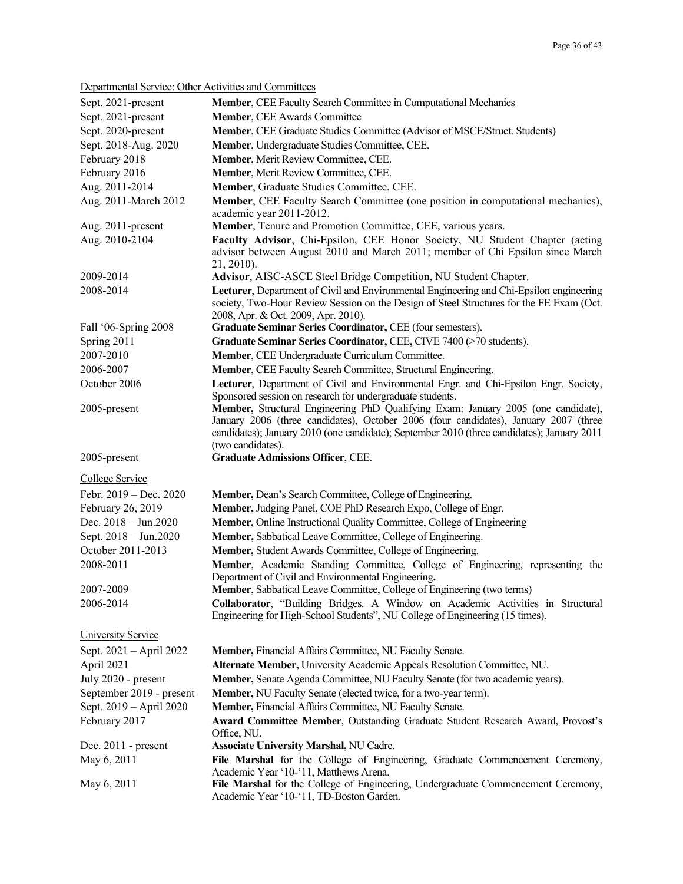Departmental Service: Other Activities and Committees

| | |
|---|---|
| Sept. 2021-present | **Member**, CEE Faculty Search Committee in Computational Mechanics |
| Sept. 2021-present | **Member**, CEE Awards Committee |
| Sept. 2020-present | **Member**, CEE Graduate Studies Committee (Advisor of MSCE/Struct. Students) |
| Sept. 2018-Aug. 2020 | **Member**, Undergraduate Studies Committee, CEE. |
| February 2018 | **Member**, Merit Review Committee, CEE. |
| February 2016 | **Member**, Merit Review Committee, CEE. |
| Aug. 2011-2014 | **Member**, Graduate Studies Committee, CEE. |
| Aug. 2011-March 2012 | **Member**, CEE Faculty Search Committee (one position in computational mechanics), academic year 2011-2012. |
| Aug. 2011-present | **Member**, Tenure and Promotion Committee, CEE, various years. |
| Aug. 2010-2104 | **Faculty Advisor**, Chi-Epsilon, CEE Honor Society, NU Student Chapter (acting advisor between August 2010 and March 2011; member of Chi Epsilon since March 21, 2010). |
| 2009-2014 | **Advisor**, AISC-ASCE Steel Bridge Competition, NU Student Chapter. |
| 2008-2014 | **Lecturer**, Department of Civil and Environmental Engineering and Chi-Epsilon engineering society, Two-Hour Review Session on the Design of Steel Structures for the FE Exam (Oct. 2008, Apr. & Oct. 2009, Apr. 2010). |
| Fall '06-Spring 2008 | **Graduate Seminar Series Coordinator,** CEE (four semesters). |
| Spring 2011 | **Graduate Seminar Series Coordinator,** CEE**,** CIVE 7400 (>70 students). |
| 2007-2010 | **Member**, CEE Undergraduate Curriculum Committee. |
| 2006-2007 | **Member**, CEE Faculty Search Committee, Structural Engineering. |
| October 2006 | **Lecturer**, Department of Civil and Environmental Engr. and Chi-Epsilon Engr. Society, Sponsored session on research for undergraduate students. |
| 2005-present | **Member,** Structural Engineering PhD Qualifying Exam: January 2005 (one candidate), January 2006 (three candidates), October 2006 (four candidates), January 2007 (three candidates); January 2010 (one candidate); September 2010 (three candidates); January 2011 (two candidates). |
| 2005-present | **Graduate Admissions Officer**, CEE. |

College Service

| | |
|---|---|
| Febr. 2019 – Dec. 2020 | **Member,** Dean's Search Committee, College of Engineering. |
| February 26, 2019 | **Member,** Judging Panel, COE PhD Research Expo, College of Engr. |
| Dec. 2018 – Jun.2020 | **Member,** Online Instructional Quality Committee, College of Engineering |
| Sept. 2018 – Jun.2020 | **Member,** Sabbatical Leave Committee, College of Engineering. |
| October 2011-2013 | **Member,** Student Awards Committee, College of Engineering. |
| 2008-2011 | **Member**, Academic Standing Committee, College of Engineering, representing the Department of Civil and Environmental Engineering**.** |
| 2007-2009 | **Member**, Sabbatical Leave Committee, College of Engineering (two terms) |
| 2006-2014 | **Collaborator**, "Building Bridges. A Window on Academic Activities in Structural Engineering for High-School Students", NU College of Engineering (15 times). |

University Service

| | |
|---|---|
| Sept. 2021 – April 2022 | **Member,** Financial Affairs Committee, NU Faculty Senate. |
| April 2021 | **Alternate Member,** University Academic Appeals Resolution Committee, NU. |
| July 2020 - present | **Member,** Senate Agenda Committee, NU Faculty Senate (for two academic years). |
| September 2019 - present | **Member,** NU Faculty Senate (elected twice, for a two-year term). |
| Sept. 2019 – April 2020 | **Member,** Financial Affairs Committee, NU Faculty Senate. |
| February 2017 | **Award Committee Member**, Outstanding Graduate Student Research Award, Provost's Office, NU. |
| Dec. 2011 - present | **Associate University Marshal,** NU Cadre. |
| May 6, 2011 | **File Marshal** for the College of Engineering, Graduate Commencement Ceremony, Academic Year '10-'11, Matthews Arena. |
| May 6, 2011 | **File Marshal** for the College of Engineering, Undergraduate Commencement Ceremony, Academic Year '10-'11, TD-Boston Garden. |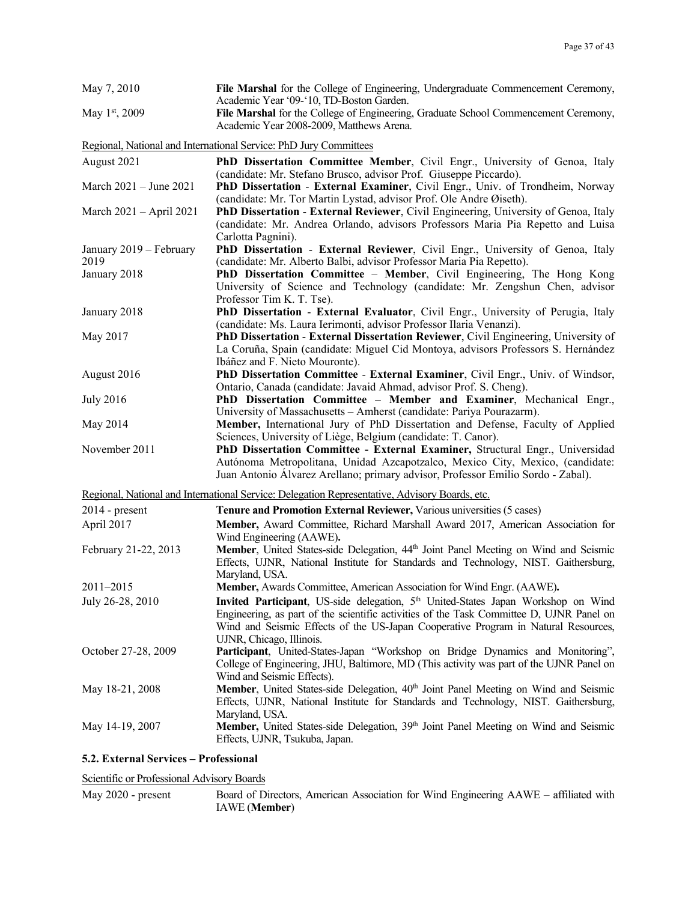May 7, 2010 — **File Marshal** for the College of Engineering, Undergraduate Commencement Ceremony, Academic Year '09-'10, TD-Boston Garden.

May 1st, 2009 — **File Marshal** for the College of Engineering, Graduate School Commencement Ceremony, Academic Year 2008-2009, Matthews Arena.

Regional, National and International Service: PhD Jury Committees

| | |
|---|---|
| August 2021 | **PhD Dissertation Committee Member**, Civil Engr., University of Genoa, Italy (candidate: Mr. Stefano Brusco, advisor Prof. Giuseppe Piccardo). |
| March 2021 – June 2021 | **PhD Dissertation** - **External Examiner**, Civil Engr., Univ. of Trondheim, Norway (candidate: Mr. Tor Martin Lystad, advisor Prof. Ole Andre Øiseth). |
| March 2021 – April 2021 | **PhD Dissertation** - **External Reviewer**, Civil Engineering, University of Genoa, Italy (candidate: Mr. Andrea Orlando, advisors Professors Maria Pia Repetto and Luisa Carlotta Pagnini). |
| January 2019 – February 2019 | **PhD Dissertation** - **External Reviewer**, Civil Engr., University of Genoa, Italy (candidate: Mr. Alberto Balbi, advisor Professor Maria Pia Repetto). |
| January 2018 | **PhD Dissertation Committee** – **Member**, Civil Engineering, The Hong Kong University of Science and Technology (candidate: Mr. Zengshun Chen, advisor Professor Tim K. T. Tse). |
| January 2018 | **PhD Dissertation** - **External Evaluator**, Civil Engr., University of Perugia, Italy (candidate: Ms. Laura Ierimonti, advisor Professor Ilaria Venanzi). |
| May 2017 | **PhD Dissertation** - **External Dissertation Reviewer**, Civil Engineering, University of La Coruña, Spain (candidate: Miguel Cid Montoya, advisors Professors S. Hernández Ibáñez and F. Nieto Mouronte). |
| August 2016 | **PhD Dissertation Committee** - **External Examiner**, Civil Engr., Univ. of Windsor, Ontario, Canada (candidate: Javaid Ahmad, advisor Prof. S. Cheng). |
| July 2016 | **PhD Dissertation Committee** – **Member and Examiner**, Mechanical Engr., University of Massachusetts – Amherst (candidate: Pariya Pourazarm). |
| May 2014 | **Member,** International Jury of PhD Dissertation and Defense, Faculty of Applied Sciences, University of Liège, Belgium (candidate: T. Canor). |
| November 2011 | **PhD Dissertation Committee - External Examiner,** Structural Engr., Universidad Autónoma Metropolitana, Unidad Azcapotzalco, Mexico City, Mexico, (candidate: Juan Antonio Álvarez Arellano; primary advisor, Professor Emilio Sordo - Zabal). |

Regional, National and International Service: Delegation Representative, Advisory Boards, etc.

| | |
|---|---|
| 2014 - present | **Tenure and Promotion External Reviewer,** Various universities (5 cases) |
| April 2017 | **Member,** Award Committee, Richard Marshall Award 2017, American Association for Wind Engineering (AAWE)**.** |
| February 21-22, 2013 | **Member**, United States-side Delegation, 44th Joint Panel Meeting on Wind and Seismic Effects, UJNR, National Institute for Standards and Technology, NIST. Gaithersburg, Maryland, USA. |
| 2011–2015 | **Member,** Awards Committee, American Association for Wind Engr. (AAWE)**.** |
| July 26-28, 2010 | **Invited Participant**, US-side delegation, 5th United-States Japan Workshop on Wind Engineering, as part of the scientific activities of the Task Committee D, UJNR Panel on Wind and Seismic Effects of the US-Japan Cooperative Program in Natural Resources, UJNR, Chicago, Illinois. |
| October 27-28, 2009 | **Participant**, United-States-Japan "Workshop on Bridge Dynamics and Monitoring", College of Engineering, JHU, Baltimore, MD (This activity was part of the UJNR Panel on Wind and Seismic Effects). |
| May 18-21, 2008 | **Member**, United States-side Delegation, 40th Joint Panel Meeting on Wind and Seismic Effects, UJNR, National Institute for Standards and Technology, NIST. Gaithersburg, Maryland, USA. |
| May 14-19, 2007 | **Member,** United States-side Delegation, 39th Joint Panel Meeting on Wind and Seismic Effects, UJNR, Tsukuba, Japan. |

### 5.2. External Services – Professional

Scientific or Professional Advisory Boards

| | |
|---|---|
| May 2020 - present | Board of Directors, American Association for Wind Engineering AAWE – affiliated with IAWE (**Member**) |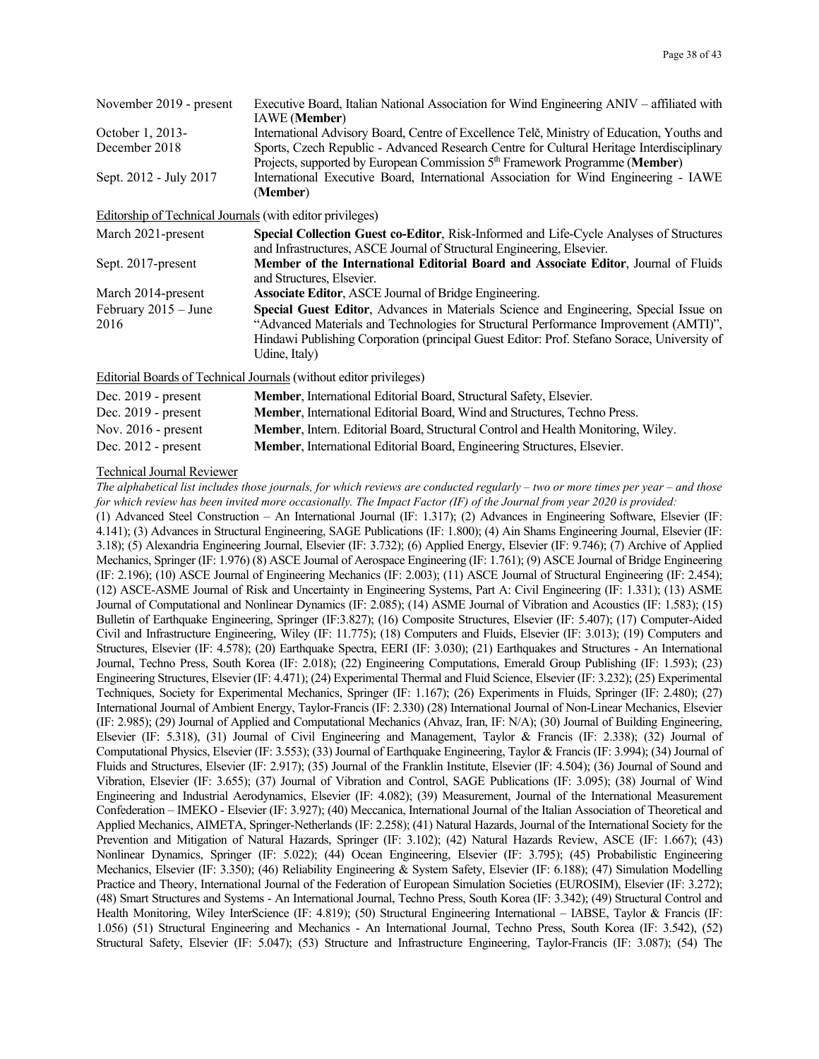| | |
|---|---|
| November 2019 - present | Executive Board, Italian National Association for Wind Engineering ANIV – affiliated with IAWE (**Member**) |
| October 1, 2013- December 2018 | International Advisory Board, Centre of Excellence Telč, Ministry of Education, Youths and Sports, Czech Republic - Advanced Research Centre for Cultural Heritage Interdisciplinary Projects, supported by European Commission 5th Framework Programme (**Member**) |
| Sept. 2012 - July 2017 | International Executive Board, International Association for Wind Engineering - IAWE (**Member**) |

Editorship of Technical Journals (with editor privileges)

| | |
|---|---|
| March 2021-present | **Special Collection Guest co-Editor**, Risk-Informed and Life-Cycle Analyses of Structures and Infrastructures, ASCE Journal of Structural Engineering, Elsevier. |
| Sept. 2017-present | **Member of the International Editorial Board and Associate Editor**, Journal of Fluids and Structures, Elsevier. |
| March 2014-present | **Associate Editor**, ASCE Journal of Bridge Engineering. |
| February 2015 – June 2016 | **Special Guest Editor**, Advances in Materials Science and Engineering, Special Issue on "Advanced Materials and Technologies for Structural Performance Improvement (AMTI)", Hindawi Publishing Corporation (principal Guest Editor: Prof. Stefano Sorace, University of Udine, Italy) |

Editorial Boards of Technical Journals (without editor privileges)

| | |
|---|---|
| Dec. 2019 - present | **Member**, International Editorial Board, Structural Safety, Elsevier. |
| Dec. 2019 - present | **Member**, International Editorial Board, Wind and Structures, Techno Press. |
| Nov. 2016 - present | **Member**, Intern. Editorial Board, Structural Control and Health Monitoring, Wiley. |
| Dec. 2012 - present | **Member**, International Editorial Board, Engineering Structures, Elsevier. |

Technical Journal Reviewer

*The alphabetical list includes those journals, for which reviews are conducted regularly – two or more times per year – and those for which review has been invited more occasionally. The Impact Factor (IF) of the Journal from year 2020 is provided:*

(1) Advanced Steel Construction – An International Journal (IF: 1.317); (2) Advances in Engineering Software, Elsevier (IF: 4.141); (3) Advances in Structural Engineering, SAGE Publications (IF: 1.800); (4) Ain Shams Engineering Journal, Elsevier (IF: 3.18); (5) Alexandria Engineering Journal, Elsevier (IF: 3.732); (6) Applied Energy, Elsevier (IF: 9.746); (7) Archive of Applied Mechanics, Springer (IF: 1.976) (8) ASCE Journal of Aerospace Engineering (IF: 1.761); (9) ASCE Journal of Bridge Engineering (IF: 2.196); (10) ASCE Journal of Engineering Mechanics (IF: 2.003); (11) ASCE Journal of Structural Engineering (IF: 2.454); (12) ASCE-ASME Journal of Risk and Uncertainty in Engineering Systems, Part A: Civil Engineering (IF: 1.331); (13) ASME Journal of Computational and Nonlinear Dynamics (IF: 2.085); (14) ASME Journal of Vibration and Acoustics (IF: 1.583); (15) Bulletin of Earthquake Engineering, Springer (IF:3.827); (16) Composite Structures, Elsevier (IF: 5.407); (17) Computer-Aided Civil and Infrastructure Engineering, Wiley (IF: 11.775); (18) Computers and Fluids, Elsevier (IF: 3.013); (19) Computers and Structures, Elsevier (IF: 4.578); (20) Earthquake Spectra, EERI (IF: 3.030); (21) Earthquakes and Structures - An International Journal, Techno Press, South Korea (IF: 2.018); (22) Engineering Computations, Emerald Group Publishing (IF: 1.593); (23) Engineering Structures, Elsevier (IF: 4.471); (24) Experimental Thermal and Fluid Science, Elsevier (IF: 3.232); (25) Experimental Techniques, Society for Experimental Mechanics, Springer (IF: 1.167); (26) Experiments in Fluids, Springer (IF: 2.480); (27) International Journal of Ambient Energy, Taylor-Francis (IF: 2.330) (28) International Journal of Non-Linear Mechanics, Elsevier (IF: 2.985); (29) Journal of Applied and Computational Mechanics (Ahvaz, Iran, IF: N/A); (30) Journal of Building Engineering, Elsevier (IF: 5.318), (31) Journal of Civil Engineering and Management, Taylor & Francis (IF: 2.338); (32) Journal of Computational Physics, Elsevier (IF: 3.553); (33) Journal of Earthquake Engineering, Taylor & Francis (IF: 3.994); (34) Journal of Fluids and Structures, Elsevier (IF: 2.917); (35) Journal of the Franklin Institute, Elsevier (IF: 4.504); (36) Journal of Sound and Vibration, Elsevier (IF: 3.655); (37) Journal of Vibration and Control, SAGE Publications (IF: 3.095); (38) Journal of Wind Engineering and Industrial Aerodynamics, Elsevier (IF: 4.082); (39) Measurement, Journal of the International Measurement Confederation – IMEKO - Elsevier (IF: 3.927); (40) Meccanica, International Journal of the Italian Association of Theoretical and Applied Mechanics, AIMETA, Springer-Netherlands (IF: 2.258); (41) Natural Hazards, Journal of the International Society for the Prevention and Mitigation of Natural Hazards, Springer (IF: 3.102); (42) Natural Hazards Review, ASCE (IF: 1.667); (43) Nonlinear Dynamics, Springer (IF: 5.022); (44) Ocean Engineering, Elsevier (IF: 3.795); (45) Probabilistic Engineering Mechanics, Elsevier (IF: 3.350); (46) Reliability Engineering & System Safety, Elsevier (IF: 6.188); (47) Simulation Modelling Practice and Theory, International Journal of the Federation of European Simulation Societies (EUROSIM), Elsevier (IF: 3.272); (48) Smart Structures and Systems - An International Journal, Techno Press, South Korea (IF: 3.342); (49) Structural Control and Health Monitoring, Wiley InterScience (IF: 4.819); (50) Structural Engineering International – IABSE, Taylor & Francis (IF: 1.056) (51) Structural Engineering and Mechanics - An International Journal, Techno Press, South Korea (IF: 3.542), (52) Structural Safety, Elsevier (IF: 5.047); (53) Structure and Infrastructure Engineering, Taylor-Francis (IF: 3.087); (54) The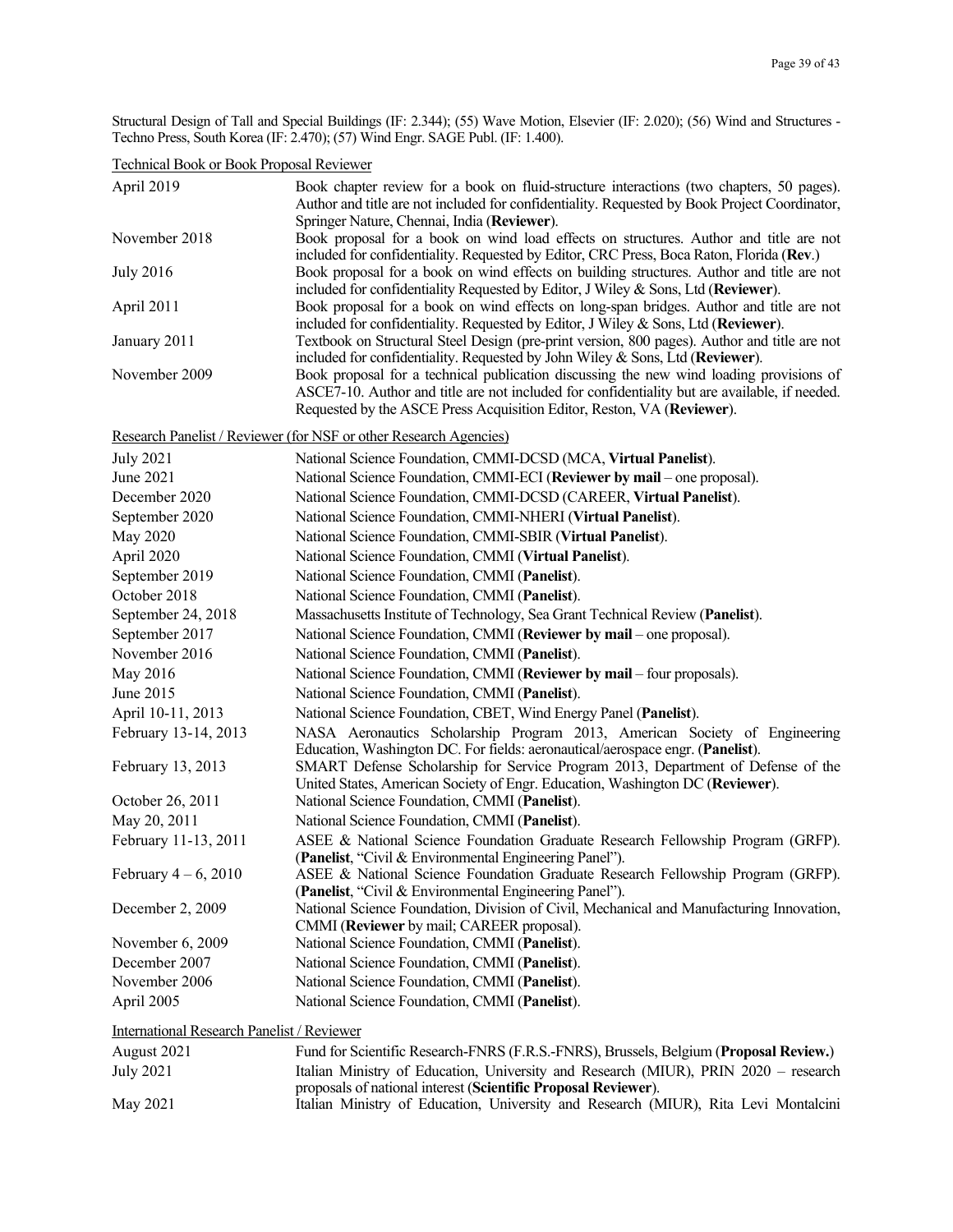Structural Design of Tall and Special Buildings (IF: 2.344); (55) Wave Motion, Elsevier (IF: 2.020); (56) Wind and Structures - Techno Press, South Korea (IF: 2.470); (57) Wind Engr. SAGE Publ. (IF: 1.400).

Technical Book or Book Proposal Reviewer

| | |
|---|---|
| April 2019 | Book chapter review for a book on fluid-structure interactions (two chapters, 50 pages). Author and title are not included for confidentiality. Requested by Book Project Coordinator, Springer Nature, Chennai, India (**Reviewer**). |
| November 2018 | Book proposal for a book on wind load effects on structures. Author and title are not included for confidentiality. Requested by Editor, CRC Press, Boca Raton, Florida (**Rev**.) |
| July 2016 | Book proposal for a book on wind effects on building structures. Author and title are not included for confidentiality Requested by Editor, J Wiley & Sons, Ltd (**Reviewer**). |
| April 2011 | Book proposal for a book on wind effects on long-span bridges. Author and title are not included for confidentiality. Requested by Editor, J Wiley & Sons, Ltd (**Reviewer**). |
| January 2011 | Textbook on Structural Steel Design (pre-print version, 800 pages). Author and title are not included for confidentiality. Requested by John Wiley & Sons, Ltd (**Reviewer**). |
| November 2009 | Book proposal for a technical publication discussing the new wind loading provisions of ASCE7-10. Author and title are not included for confidentiality but are available, if needed. Requested by the ASCE Press Acquisition Editor, Reston, VA (**Reviewer**). |

Research Panelist / Reviewer (for NSF or other Research Agencies)

| | |
|---|---|
| July 2021 | National Science Foundation, CMMI-DCSD (MCA, **Virtual Panelist**). |
| June 2021 | National Science Foundation, CMMI-ECI (**Reviewer by mail** – one proposal). |
| December 2020 | National Science Foundation, CMMI-DCSD (CAREER, **Virtual Panelist**). |
| September 2020 | National Science Foundation, CMMI-NHERI (**Virtual Panelist**). |
| May 2020 | National Science Foundation, CMMI-SBIR (**Virtual Panelist**). |
| April 2020 | National Science Foundation, CMMI (**Virtual Panelist**). |
| September 2019 | National Science Foundation, CMMI (**Panelist**). |
| October 2018 | National Science Foundation, CMMI (**Panelist**). |
| September 24, 2018 | Massachusetts Institute of Technology, Sea Grant Technical Review (**Panelist**). |
| September 2017 | National Science Foundation, CMMI (**Reviewer by mail** – one proposal). |
| November 2016 | National Science Foundation, CMMI (**Panelist**). |
| May 2016 | National Science Foundation, CMMI (**Reviewer by mail** – four proposals). |
| June 2015 | National Science Foundation, CMMI (**Panelist**). |
| April 10-11, 2013 | National Science Foundation, CBET, Wind Energy Panel (**Panelist**). |
| February 13-14, 2013 | NASA Aeronautics Scholarship Program 2013, American Society of Engineering Education, Washington DC. For fields: aeronautical/aerospace engr. (**Panelist**). |
| February 13, 2013 | SMART Defense Scholarship for Service Program 2013, Department of Defense of the United States, American Society of Engr. Education, Washington DC (**Reviewer**). |
| October 26, 2011 | National Science Foundation, CMMI (**Panelist**). |
| May 20, 2011 | National Science Foundation, CMMI (**Panelist**). |
| February 11-13, 2011 | ASEE & National Science Foundation Graduate Research Fellowship Program (GRFP). (**Panelist**, "Civil & Environmental Engineering Panel"). |
| February 4 – 6, 2010 | ASEE & National Science Foundation Graduate Research Fellowship Program (GRFP). (**Panelist**, "Civil & Environmental Engineering Panel"). |
| December 2, 2009 | National Science Foundation, Division of Civil, Mechanical and Manufacturing Innovation, CMMI (**Reviewer** by mail; CAREER proposal). |
| November 6, 2009 | National Science Foundation, CMMI (**Panelist**). |
| December 2007 | National Science Foundation, CMMI (**Panelist**). |
| November 2006 | National Science Foundation, CMMI (**Panelist**). |
| April 2005 | National Science Foundation, CMMI (**Panelist**). |

International Research Panelist / Reviewer

| | |
|---|---|
| August 2021 | Fund for Scientific Research-FNRS (F.R.S.-FNRS), Brussels, Belgium (**Proposal Review.**) |
| July 2021 | Italian Ministry of Education, University and Research (MIUR), PRIN 2020 – research proposals of national interest (**Scientific Proposal Reviewer**). |
| May 2021 | Italian Ministry of Education, University and Research (MIUR), Rita Levi Montalcini |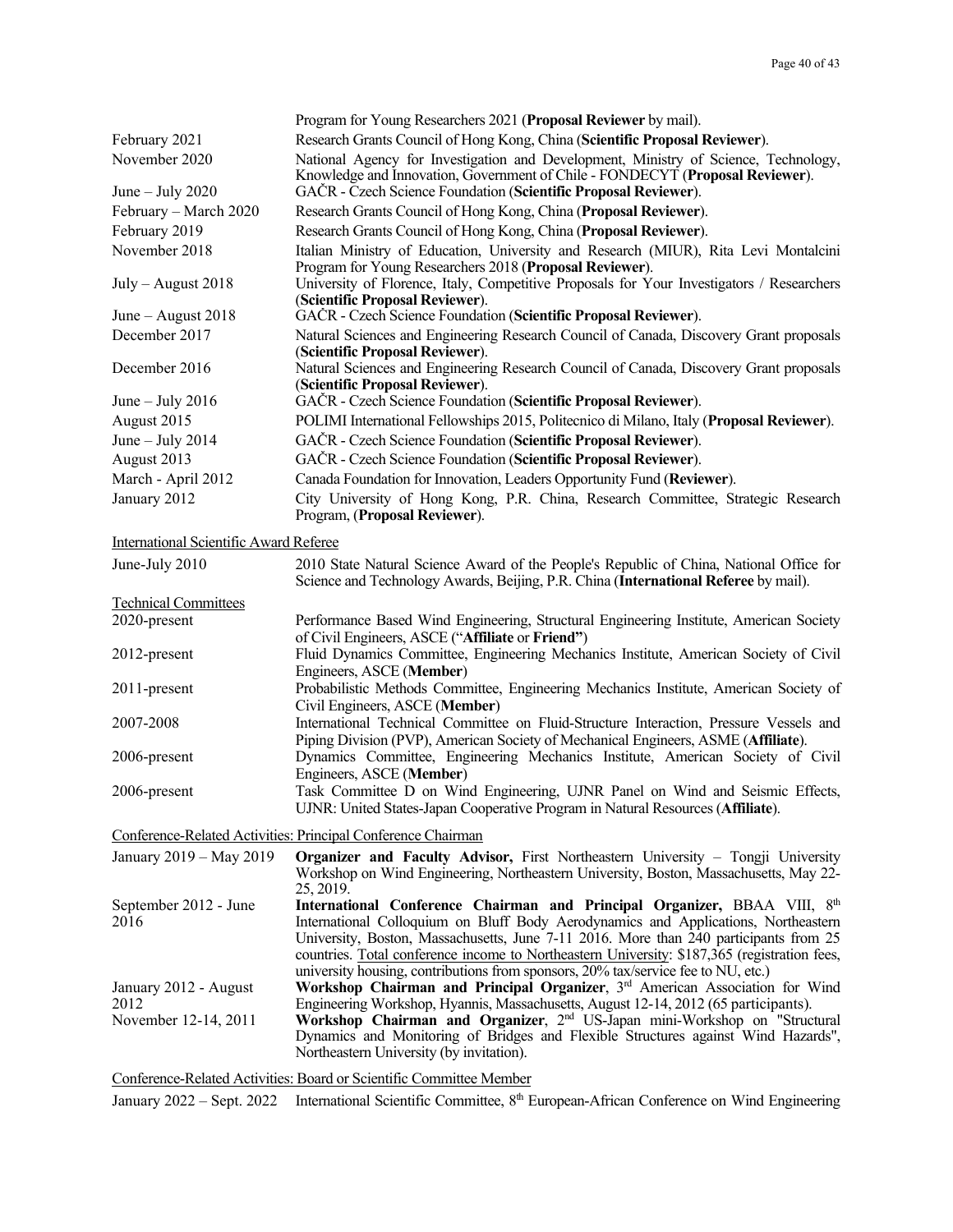| | |
|---|---|
| | Program for Young Researchers 2021 (**Proposal Reviewer** by mail). |
| February 2021 | Research Grants Council of Hong Kong, China (**Scientific Proposal Reviewer**). |
| November 2020 | National Agency for Investigation and Development, Ministry of Science, Technology, Knowledge and Innovation, Government of Chile - FONDECYT (**Proposal Reviewer**). |
| June – July 2020 | GAČR - Czech Science Foundation (**Scientific Proposal Reviewer**). |
| February – March 2020 | Research Grants Council of Hong Kong, China (**Proposal Reviewer**). |
| February 2019 | Research Grants Council of Hong Kong, China (**Proposal Reviewer**). |
| November 2018 | Italian Ministry of Education, University and Research (MIUR), Rita Levi Montalcini Program for Young Researchers 2018 (**Proposal Reviewer**). |
| July – August 2018 | University of Florence, Italy, Competitive Proposals for Your Investigators / Researchers (**Scientific Proposal Reviewer**). |
| June – August 2018 | GAČR - Czech Science Foundation (**Scientific Proposal Reviewer**). |
| December 2017 | Natural Sciences and Engineering Research Council of Canada, Discovery Grant proposals (**Scientific Proposal Reviewer**). |
| December 2016 | Natural Sciences and Engineering Research Council of Canada, Discovery Grant proposals (**Scientific Proposal Reviewer**). |
| June – July 2016 | GAČR - Czech Science Foundation (**Scientific Proposal Reviewer**). |
| August 2015 | POLIMI International Fellowships 2015, Politecnico di Milano, Italy (**Proposal Reviewer**). |
| June – July 2014 | GAČR - Czech Science Foundation (**Scientific Proposal Reviewer**). |
| August 2013 | GAČR - Czech Science Foundation (**Scientific Proposal Reviewer**). |
| March - April 2012 | Canada Foundation for Innovation, Leaders Opportunity Fund (**Reviewer**). |
| January 2012 | City University of Hong Kong, P.R. China, Research Committee, Strategic Research Program, (**Proposal Reviewer**). |

<u>International Scientific Award Referee</u>

| | |
|---|---|
| June-July 2010 | 2010 State Natural Science Award of the People's Republic of China, National Office for Science and Technology Awards, Beijing, P.R. China (**International Referee** by mail). |

<u>Technical Committees</u>

| | |
|---|---|
| 2020-present | Performance Based Wind Engineering, Structural Engineering Institute, American Society of Civil Engineers, ASCE ("**Affiliate** or **Friend"**) |
| 2012-present | Fluid Dynamics Committee, Engineering Mechanics Institute, American Society of Civil Engineers, ASCE (**Member**) |
| 2011-present | Probabilistic Methods Committee, Engineering Mechanics Institute, American Society of Civil Engineers, ASCE (**Member**) |
| 2007-2008 | International Technical Committee on Fluid-Structure Interaction, Pressure Vessels and Piping Division (PVP), American Society of Mechanical Engineers, ASME (**Affiliate**). |
| 2006-present | Dynamics Committee, Engineering Mechanics Institute, American Society of Civil Engineers, ASCE (**Member**) |
| 2006-present | Task Committee D on Wind Engineering, UJNR Panel on Wind and Seismic Effects, UJNR: United States-Japan Cooperative Program in Natural Resources (**Affiliate**). |

<u>Conference-Related Activities: Principal Conference Chairman</u>

| | |
|---|---|
| January 2019 – May 2019 | **Organizer and Faculty Advisor,** First Northeastern University – Tongji University Workshop on Wind Engineering, Northeastern University, Boston, Massachusetts, May 22-25, 2019. |
| September 2012 - June 2016 | **International Conference Chairman and Principal Organizer,** BBAA VIII, 8th International Colloquium on Bluff Body Aerodynamics and Applications, Northeastern University, Boston, Massachusetts, June 7-11 2016. More than 240 participants from 25 countries. <u>Total conference income to Northeastern University</u>: $187,365 (registration fees, university housing, contributions from sponsors, 20% tax/service fee to NU, etc.) |
| January 2012 - August 2012 | **Workshop Chairman and Principal Organizer**, 3rd American Association for Wind Engineering Workshop, Hyannis, Massachusetts, August 12-14, 2012 (65 participants). |
| November 12-14, 2011 | **Workshop Chairman and Organizer**, 2nd US-Japan mini-Workshop on "Structural Dynamics and Monitoring of Bridges and Flexible Structures against Wind Hazards", Northeastern University (by invitation). |

<u>Conference-Related Activities: Board or Scientific Committee Member</u>

| | |
|---|---|
| January 2022 – Sept. 2022 | International Scientific Committee, 8th European-African Conference on Wind Engineering |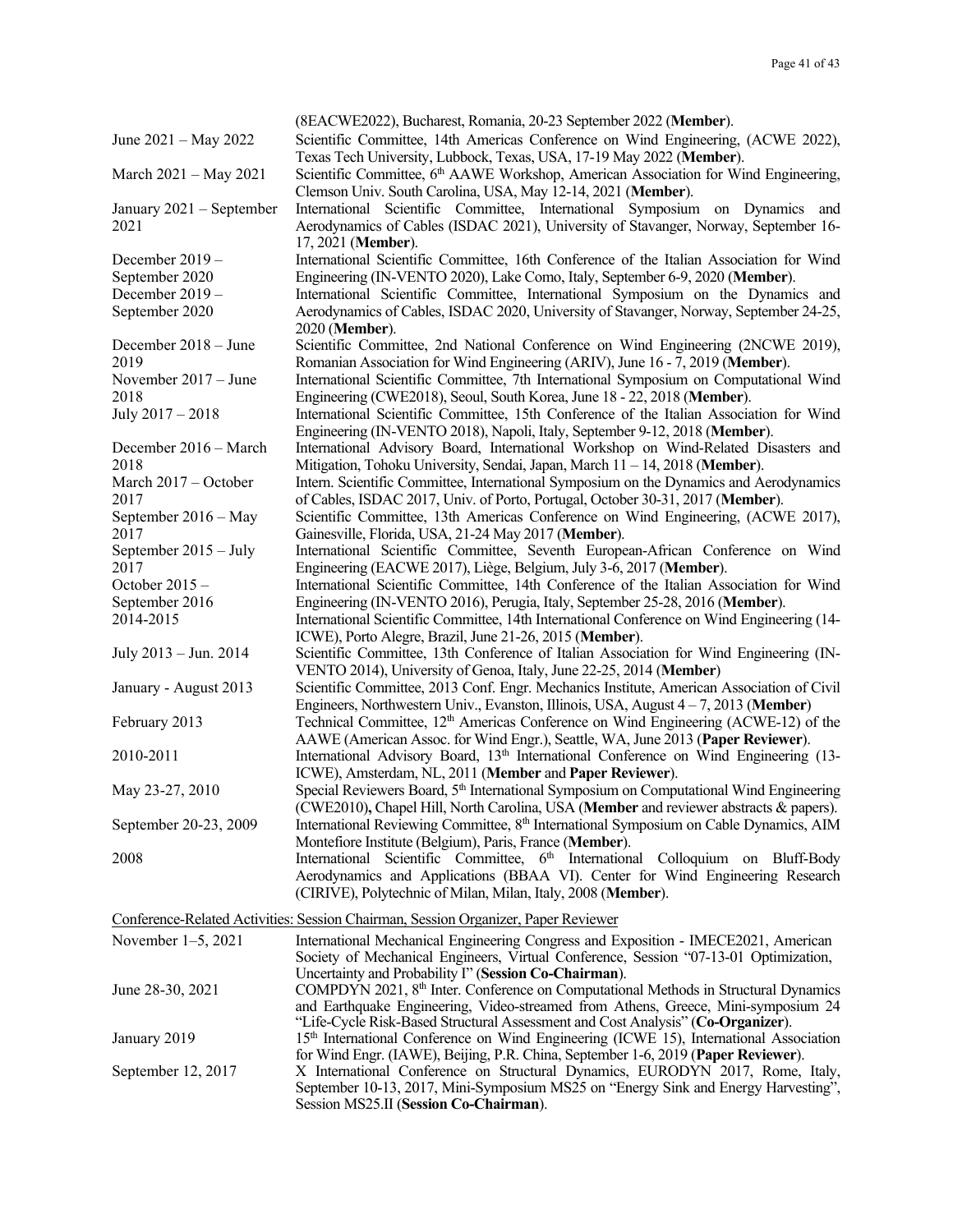| | |
|---|---|
| | (8EACWE2022), Bucharest, Romania, 20-23 September 2022 (**Member**). |
| June 2021 – May 2022 | Scientific Committee, 14th Americas Conference on Wind Engineering, (ACWE 2022), Texas Tech University, Lubbock, Texas, USA, 17-19 May 2022 (**Member**). |
| March 2021 – May 2021 | Scientific Committee, 6th AAWE Workshop, American Association for Wind Engineering, Clemson Univ. South Carolina, USA, May 12-14, 2021 (**Member**). |
| January 2021 – September 2021 | International Scientific Committee, International Symposium on Dynamics and Aerodynamics of Cables (ISDAC 2021), University of Stavanger, Norway, September 16-17, 2021 (**Member**). |
| December 2019 – September 2020 | International Scientific Committee, 16th Conference of the Italian Association for Wind Engineering (IN-VENTO 2020), Lake Como, Italy, September 6-9, 2020 (**Member**). |
| December 2019 – September 2020 | International Scientific Committee, International Symposium on the Dynamics and Aerodynamics of Cables, ISDAC 2020, University of Stavanger, Norway, September 24-25, 2020 (**Member**). |
| December 2018 – June 2019 | Scientific Committee, 2nd National Conference on Wind Engineering (2NCWE 2019), Romanian Association for Wind Engineering (ARIV), June 16 - 7, 2019 (**Member**). |
| November 2017 – June 2018 | International Scientific Committee, 7th International Symposium on Computational Wind Engineering (CWE2018), Seoul, South Korea, June 18 - 22, 2018 (**Member**). |
| July 2017 – 2018 | International Scientific Committee, 15th Conference of the Italian Association for Wind Engineering (IN-VENTO 2018), Napoli, Italy, September 9-12, 2018 (**Member**). |
| December 2016 – March 2018 | International Advisory Board, International Workshop on Wind-Related Disasters and Mitigation, Tohoku University, Sendai, Japan, March 11 – 14, 2018 (**Member**). |
| March 2017 – October 2017 | Intern. Scientific Committee, International Symposium on the Dynamics and Aerodynamics of Cables, ISDAC 2017, Univ. of Porto, Portugal, October 30-31, 2017 (**Member**). |
| September 2016 – May 2017 | Scientific Committee, 13th Americas Conference on Wind Engineering, (ACWE 2017), Gainesville, Florida, USA, 21-24 May 2017 (**Member**). |
| September 2015 – July 2017 | International Scientific Committee, Seventh European-African Conference on Wind Engineering (EACWE 2017), Liège, Belgium, July 3-6, 2017 (**Member**). |
| October 2015 – September 2016 | International Scientific Committee, 14th Conference of the Italian Association for Wind Engineering (IN-VENTO 2016), Perugia, Italy, September 25-28, 2016 (**Member**). |
| 2014-2015 | International Scientific Committee, 14th International Conference on Wind Engineering (14-ICWE), Porto Alegre, Brazil, June 21-26, 2015 (**Member**). |
| July 2013 – Jun. 2014 | Scientific Committee, 13th Conference of Italian Association for Wind Engineering (IN-VENTO 2014), University of Genoa, Italy, June 22-25, 2014 (**Member**) |
| January - August 2013 | Scientific Committee, 2013 Conf. Engr. Mechanics Institute, American Association of Civil Engineers, Northwestern Univ., Evanston, Illinois, USA, August 4 – 7, 2013 (**Member**) |
| February 2013 | Technical Committee, 12th Americas Conference on Wind Engineering (ACWE-12) of the AAWE (American Assoc. for Wind Engr.), Seattle, WA, June 2013 (**Paper Reviewer**). |
| 2010-2011 | International Advisory Board, 13th International Conference on Wind Engineering (13-ICWE), Amsterdam, NL, 2011 (**Member** and **Paper Reviewer**). |
| May 23-27, 2010 | Special Reviewers Board, 5th International Symposium on Computational Wind Engineering (CWE2010)**,** Chapel Hill, North Carolina, USA (**Member** and reviewer abstracts & papers). |
| September 20-23, 2009 | International Reviewing Committee, 8th International Symposium on Cable Dynamics, AIM Montefiore Institute (Belgium), Paris, France (**Member**). |
| 2008 | International Scientific Committee, 6th International Colloquium on Bluff-Body Aerodynamics and Applications (BBAA VI). Center for Wind Engineering Research (CIRIVE), Polytechnic of Milan, Milan, Italy, 2008 (**Member**). |

Conference-Related Activities: Session Chairman, Session Organizer, Paper Reviewer

| | |
|---|---|
| November 1–5, 2021 | International Mechanical Engineering Congress and Exposition - IMECE2021, American Society of Mechanical Engineers, Virtual Conference, Session "07-13-01 Optimization, Uncertainty and Probability I" (**Session Co-Chairman**). |
| June 28-30, 2021 | COMPDYN 2021, 8th Inter. Conference on Computational Methods in Structural Dynamics and Earthquake Engineering, Video-streamed from Athens, Greece, Mini-symposium 24 "Life-Cycle Risk-Based Structural Assessment and Cost Analysis" (**Co-Organizer**). |
| January 2019 | 15th International Conference on Wind Engineering (ICWE 15), International Association for Wind Engr. (IAWE), Beijing, P.R. China, September 1-6, 2019 (**Paper Reviewer**). |
| September 12, 2017 | X International Conference on Structural Dynamics, EURODYN 2017, Rome, Italy, September 10-13, 2017, Mini-Symposium MS25 on "Energy Sink and Energy Harvesting", Session MS25.II (**Session Co-Chairman**). |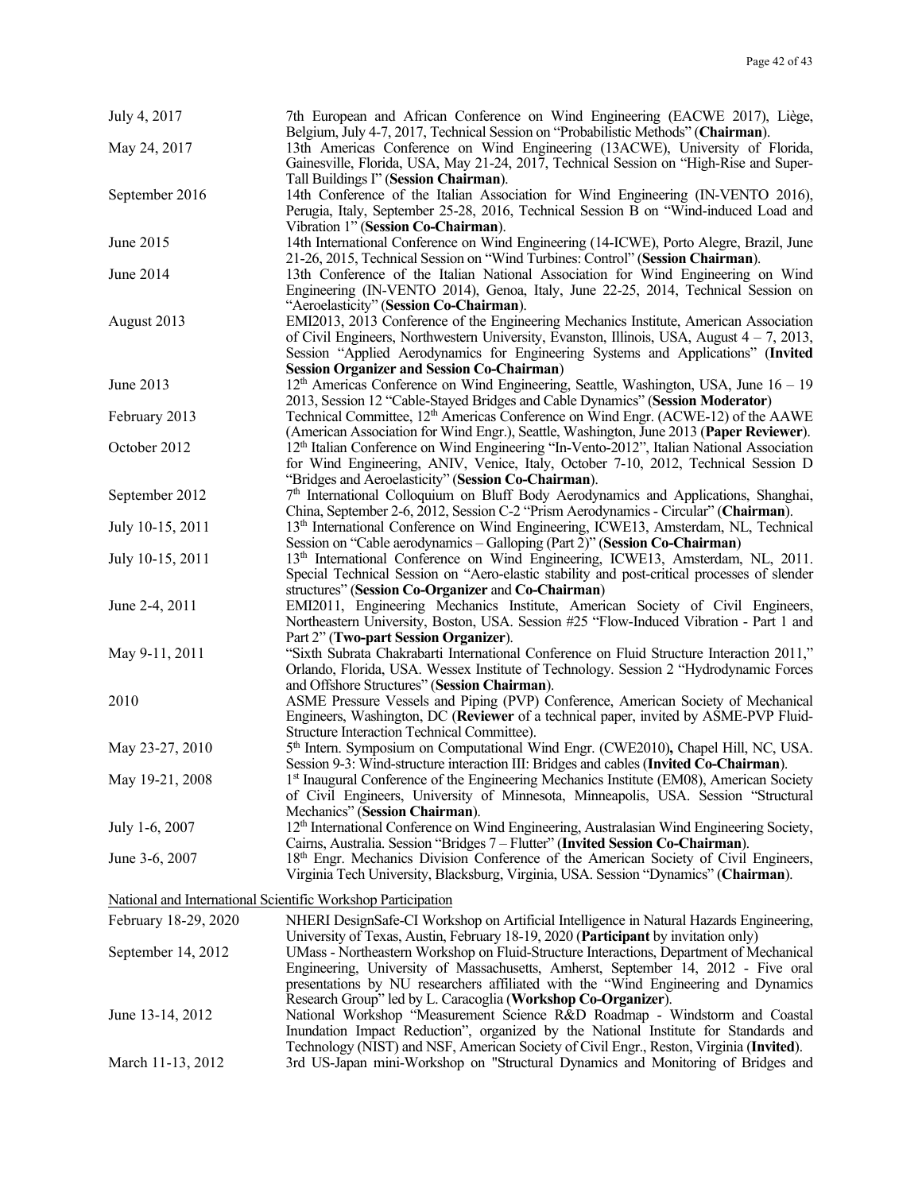| | |
|---|---|
| July 4, 2017 | 7th European and African Conference on Wind Engineering (EACWE 2017), Liège, Belgium, July 4-7, 2017, Technical Session on "Probabilistic Methods" (**Chairman**). |
| May 24, 2017 | 13th Americas Conference on Wind Engineering (13ACWE), University of Florida, Gainesville, Florida, USA, May 21-24, 2017, Technical Session on "High-Rise and Super-Tall Buildings I" (**Session Chairman**). |
| September 2016 | 14th Conference of the Italian Association for Wind Engineering (IN-VENTO 2016), Perugia, Italy, September 25-28, 2016, Technical Session B on "Wind-induced Load and Vibration 1" (**Session Co-Chairman**). |
| June 2015 | 14th International Conference on Wind Engineering (14-ICWE), Porto Alegre, Brazil, June 21-26, 2015, Technical Session on "Wind Turbines: Control" (**Session Chairman**). |
| June 2014 | 13th Conference of the Italian National Association for Wind Engineering on Wind Engineering (IN-VENTO 2014), Genoa, Italy, June 22-25, 2014, Technical Session on "Aeroelasticity" (**Session Co-Chairman**). |
| August 2013 | EMI2013, 2013 Conference of the Engineering Mechanics Institute, American Association of Civil Engineers, Northwestern University, Evanston, Illinois, USA, August 4 – 7, 2013, Session "Applied Aerodynamics for Engineering Systems and Applications" (**Invited Session Organizer and Session Co-Chairman**) |
| June 2013 | 12th Americas Conference on Wind Engineering, Seattle, Washington, USA, June 16 – 19 2013, Session 12 "Cable-Stayed Bridges and Cable Dynamics" (**Session Moderator**) |
| February 2013 | Technical Committee, 12th Americas Conference on Wind Engr. (ACWE-12) of the AAWE (American Association for Wind Engr.), Seattle, Washington, June 2013 (**Paper Reviewer**). |
| October 2012 | 12th Italian Conference on Wind Engineering "In-Vento-2012", Italian National Association for Wind Engineering, ANIV, Venice, Italy, October 7-10, 2012, Technical Session D "Bridges and Aeroelasticity" (**Session Co-Chairman**). |
| September 2012 | 7th International Colloquium on Bluff Body Aerodynamics and Applications, Shanghai, China, September 2-6, 2012, Session C-2 "Prism Aerodynamics - Circular" (**Chairman**). |
| July 10-15, 2011 | 13th International Conference on Wind Engineering, ICWE13, Amsterdam, NL, Technical Session on "Cable aerodynamics – Galloping (Part 2)" (**Session Co-Chairman**) |
| July 10-15, 2011 | 13th International Conference on Wind Engineering, ICWE13, Amsterdam, NL, 2011. Special Technical Session on "Aero-elastic stability and post-critical processes of slender structures" (**Session Co-Organizer** and **Co-Chairman**) |
| June 2-4, 2011 | EMI2011, Engineering Mechanics Institute, American Society of Civil Engineers, Northeastern University, Boston, USA. Session #25 "Flow-Induced Vibration - Part 1 and Part 2" (**Two-part Session Organizer**). |
| May 9-11, 2011 | "Sixth Subrata Chakrabarti International Conference on Fluid Structure Interaction 2011," Orlando, Florida, USA. Wessex Institute of Technology. Session 2 "Hydrodynamic Forces and Offshore Structures" (**Session Chairman**). |
| 2010 | ASME Pressure Vessels and Piping (PVP) Conference, American Society of Mechanical Engineers, Washington, DC (**Reviewer** of a technical paper, invited by ASME-PVP Fluid-Structure Interaction Technical Committee). |
| May 23-27, 2010 | 5th Intern. Symposium on Computational Wind Engr. (CWE2010)**,** Chapel Hill, NC, USA. Session 9-3: Wind-structure interaction III: Bridges and cables (**Invited Co-Chairman**). |
| May 19-21, 2008 | 1st Inaugural Conference of the Engineering Mechanics Institute (EM08), American Society of Civil Engineers, University of Minnesota, Minneapolis, USA. Session "Structural Mechanics" (**Session Chairman**). |
| July 1-6, 2007 | 12th International Conference on Wind Engineering, Australasian Wind Engineering Society, Cairns, Australia. Session "Bridges 7 – Flutter" (**Invited Session Co-Chairman**). |
| June 3-6, 2007 | 18th Engr. Mechanics Division Conference of the American Society of Civil Engineers, Virginia Tech University, Blacksburg, Virginia, USA. Session "Dynamics" (**Chairman**). |

National and International Scientific Workshop Participation

| | |
|---|---|
| February 18-29, 2020 | NHERI DesignSafe-CI Workshop on Artificial Intelligence in Natural Hazards Engineering, University of Texas, Austin, February 18-19, 2020 (**Participant** by invitation only) |
| September 14, 2012 | UMass - Northeastern Workshop on Fluid-Structure Interactions, Department of Mechanical Engineering, University of Massachusetts, Amherst, September 14, 2012 - Five oral presentations by NU researchers affiliated with the "Wind Engineering and Dynamics Research Group" led by L. Caracoglia (**Workshop Co-Organizer**). |
| June 13-14, 2012 | National Workshop "Measurement Science R&D Roadmap - Windstorm and Coastal Inundation Impact Reduction", organized by the National Institute for Standards and Technology (NIST) and NSF, American Society of Civil Engr., Reston, Virginia (**Invited**). |
| March 11-13, 2012 | 3rd US-Japan mini-Workshop on "Structural Dynamics and Monitoring of Bridges and |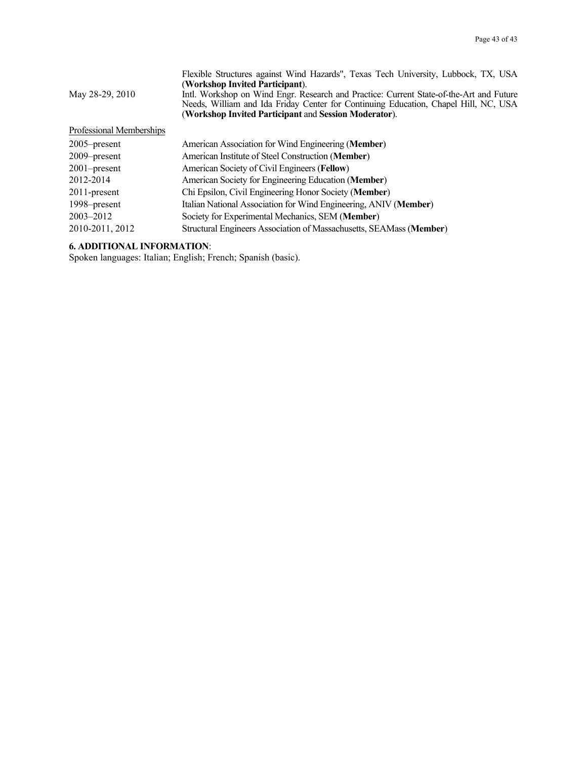| | |
|---|---|
| | Flexible Structures against Wind Hazards", Texas Tech University, Lubbock, TX, USA (**Workshop Invited Participant**). |
| May 28-29, 2010 | Intl. Workshop on Wind Engr. Research and Practice: Current State-of-the-Art and Future Needs, William and Ida Friday Center for Continuing Education, Chapel Hill, NC, USA (**Workshop Invited Participant** and **Session Moderator**). |

<u>Professional Memberships</u>

| | |
|---|---|
| 2005–present | American Association for Wind Engineering (**Member**) |
| 2009–present | American Institute of Steel Construction (**Member**) |
| 2001–present | American Society of Civil Engineers (**Fellow**) |
| 2012-2014 | American Society for Engineering Education (**Member**) |
| 2011-present | Chi Epsilon, Civil Engineering Honor Society (**Member**) |
| 1998–present | Italian National Association for Wind Engineering, ANIV (**Member**) |
| 2003–2012 | Society for Experimental Mechanics, SEM (**Member**) |
| 2010-2011, 2012 | Structural Engineers Association of Massachusetts, SEAMass (**Member**) |

**6. ADDITIONAL INFORMATION**:

Spoken languages: Italian; English; French; Spanish (basic).